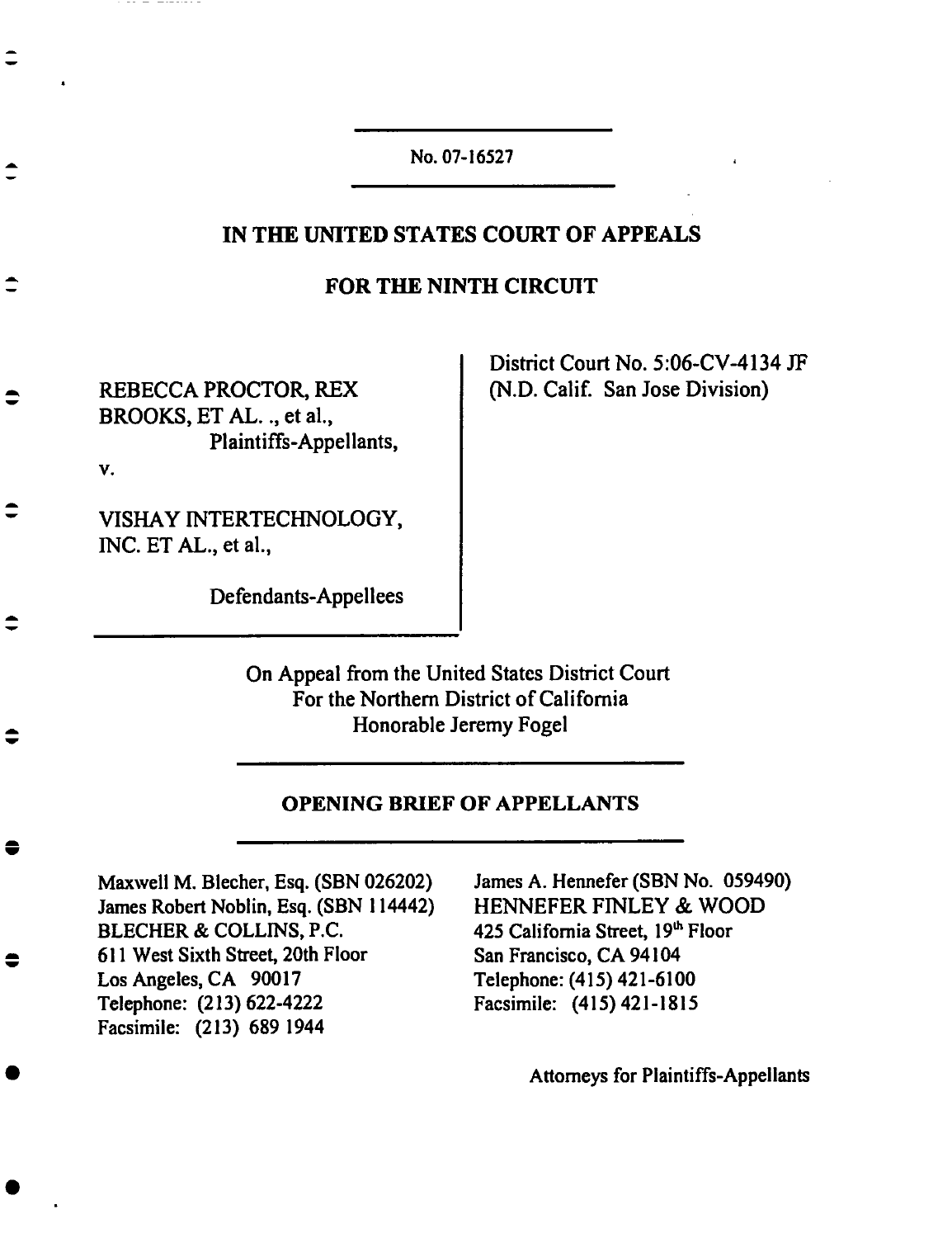No. 07-16527

**IN THE UNITED STATES COURT OF APPEALS**

**FOR THE NINTH CIRCUIT**

| REBECCA PROCTOR, REX BROOKS, ET AL. ., et al., Plaintiffs-Appellants, v. VISHAY INTERTECHNOLOGY, INC. ET AL., et al., Defendants-Appellees | District Court No. 5:06-CV-4134 JF (N.D. Calif. San Jose Division) |
|---|---|

On Appeal from the United States District Court
For the Northern District of California
Honorable Jeremy Fogel

**OPENING BRIEF OF APPELLANTS**

Maxwell M. Blecher, Esq. (SBN 026202)
James Robert Noblin, Esq. (SBN 114442)
BLECHER & COLLINS, P.C.
611 West Sixth Street, 20th Floor
Los Angeles, CA 90017
Telephone: (213) 622-4222
Facsimile: (213) 689 1944

James A. Hennefer (SBN No. 059490)
HENNEFER FINLEY & WOOD
425 California Street, 19th Floor
San Francisco, CA 94104
Telephone: (415) 421-6100
Facsimile: (415) 421-1815

Attorneys for Plaintiffs-Appellants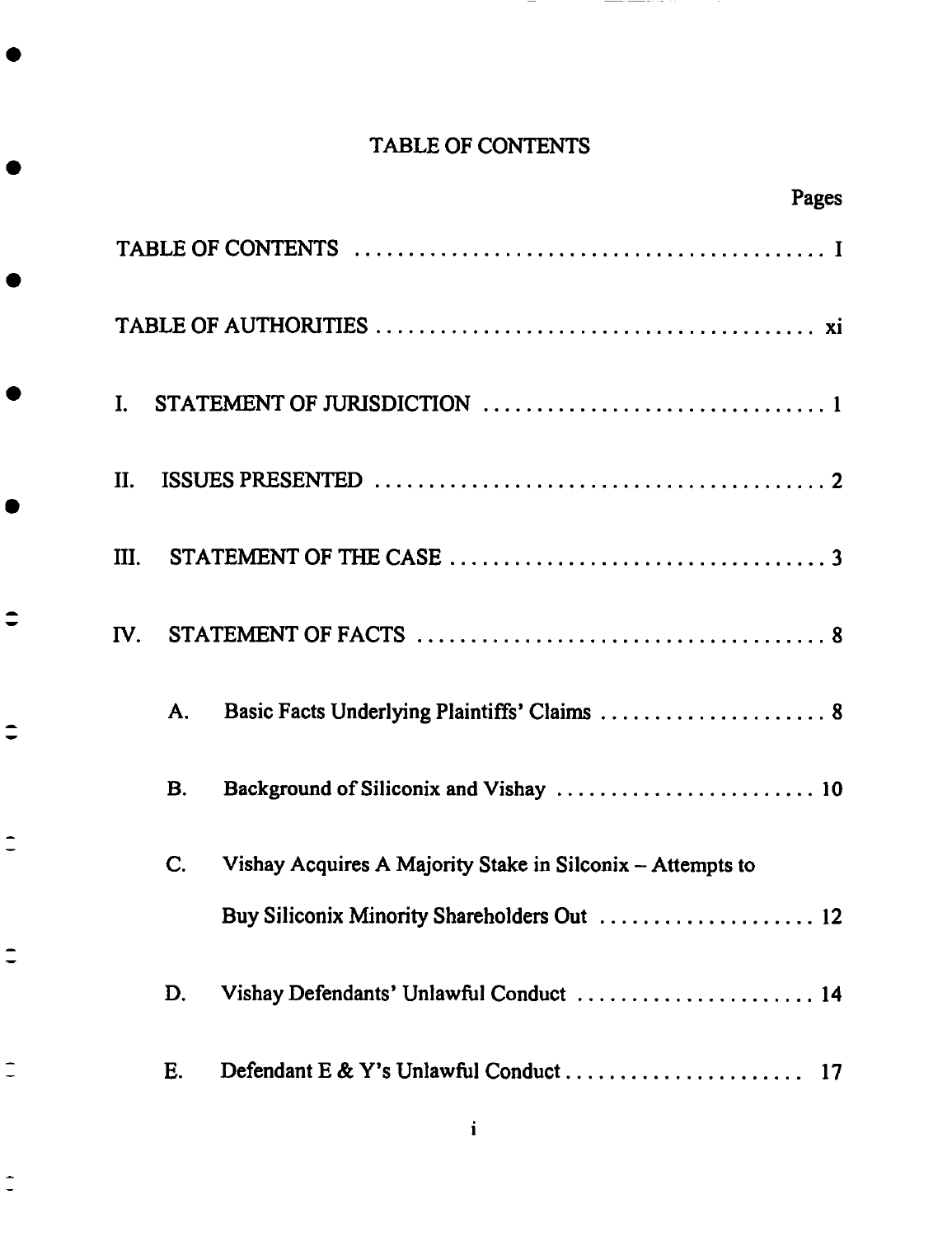# TABLE OF CONTENTS

| | Pages |
|---|---|
| TABLE OF CONTENTS | I |
| TABLE OF AUTHORITIES | xi |
| I. STATEMENT OF JURISDICTION | 1 |
| II. ISSUES PRESENTED | 2 |
| III. STATEMENT OF THE CASE | 3 |
| IV. STATEMENT OF FACTS | 8 |
| A. Basic Facts Underlying Plaintiffs' Claims | 8 |
| B. Background of Siliconix and Vishay | 10 |
| C. Vishay Acquires A Majority Stake in Silconix – Attempts to Buy Siliconix Minority Shareholders Out | 12 |
| D. Vishay Defendants' Unlawful Conduct | 14 |
| E. Defendant E & Y's Unlawful Conduct | 17 |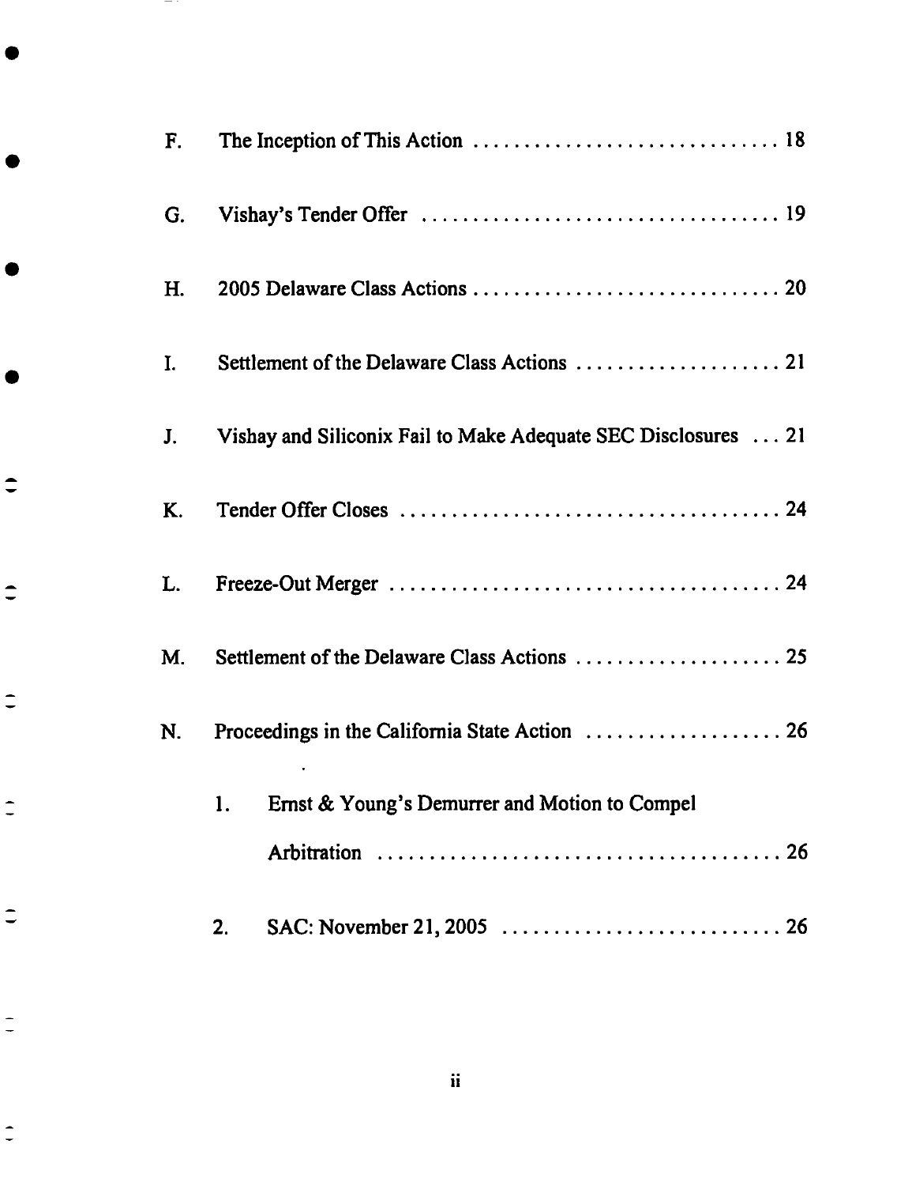F. The Inception of This Action ............................ 18

G. Vishay's Tender Offer ............................ 19

H. 2005 Delaware Class Actions ............................ 20

I. Settlement of the Delaware Class Actions ............................ 21

J. Vishay and Siliconix Fail to Make Adequate SEC Disclosures ... 21

K. Tender Offer Closes ............................ 24

L. Freeze-Out Merger ............................ 24

M. Settlement of the Delaware Class Actions ............................ 25

N. Proceedings in the California State Action ............................ 26

   1. Ernst & Young's Demurrer and Motion to Compel Arbitration ............................ 26

   2. SAC: November 21, 2005 ............................ 26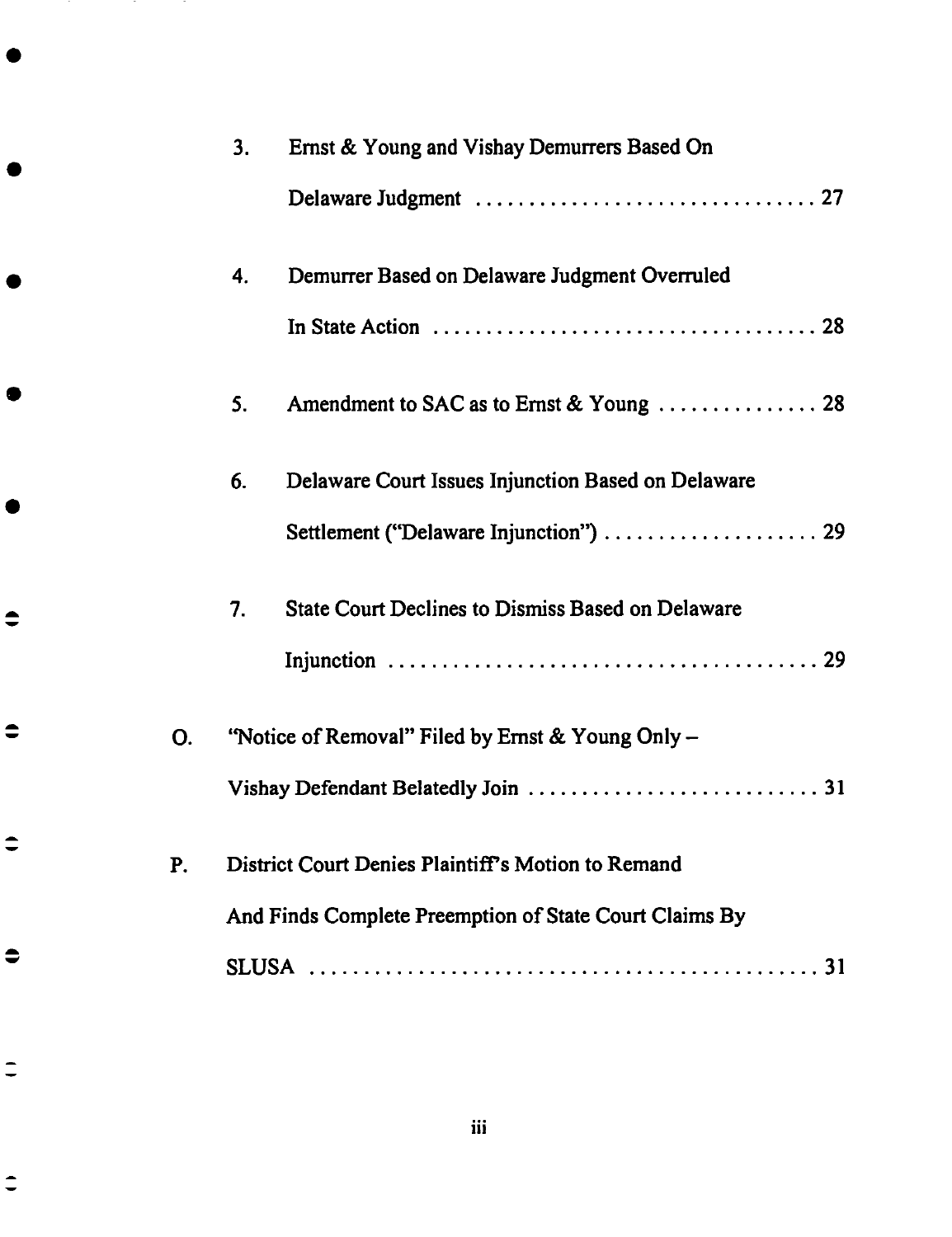3. Ernst & Young and Vishay Demurrers Based On Delaware Judgment . . . . . . . . . . . . . . . . . . . . . . . . . . . . . . . 27

4. Demurrer Based on Delaware Judgment Overruled In State Action . . . . . . . . . . . . . . . . . . . . . . . . . . . . . . . . . . . 28

5. Amendment to SAC as to Ernst & Young . . . . . . . . . . . . . . . 28

6. Delaware Court Issues Injunction Based on Delaware Settlement ("Delaware Injunction") . . . . . . . . . . . . . . . . . . . . 29

7. State Court Declines to Dismiss Based on Delaware Injunction . . . . . . . . . . . . . . . . . . . . . . . . . . . . . . . . . . . . . . . 29

O. "Notice of Removal" Filed by Ernst & Young Only – Vishay Defendant Belatedly Join . . . . . . . . . . . . . . . . . . . . . . . . . . . 31

P. District Court Denies Plaintiff's Motion to Remand And Finds Complete Preemption of State Court Claims By SLUSA . . . . . . . . . . . . . . . . . . . . . . . . . . . . . . . . . . . . . . . . . . . . . . . . 31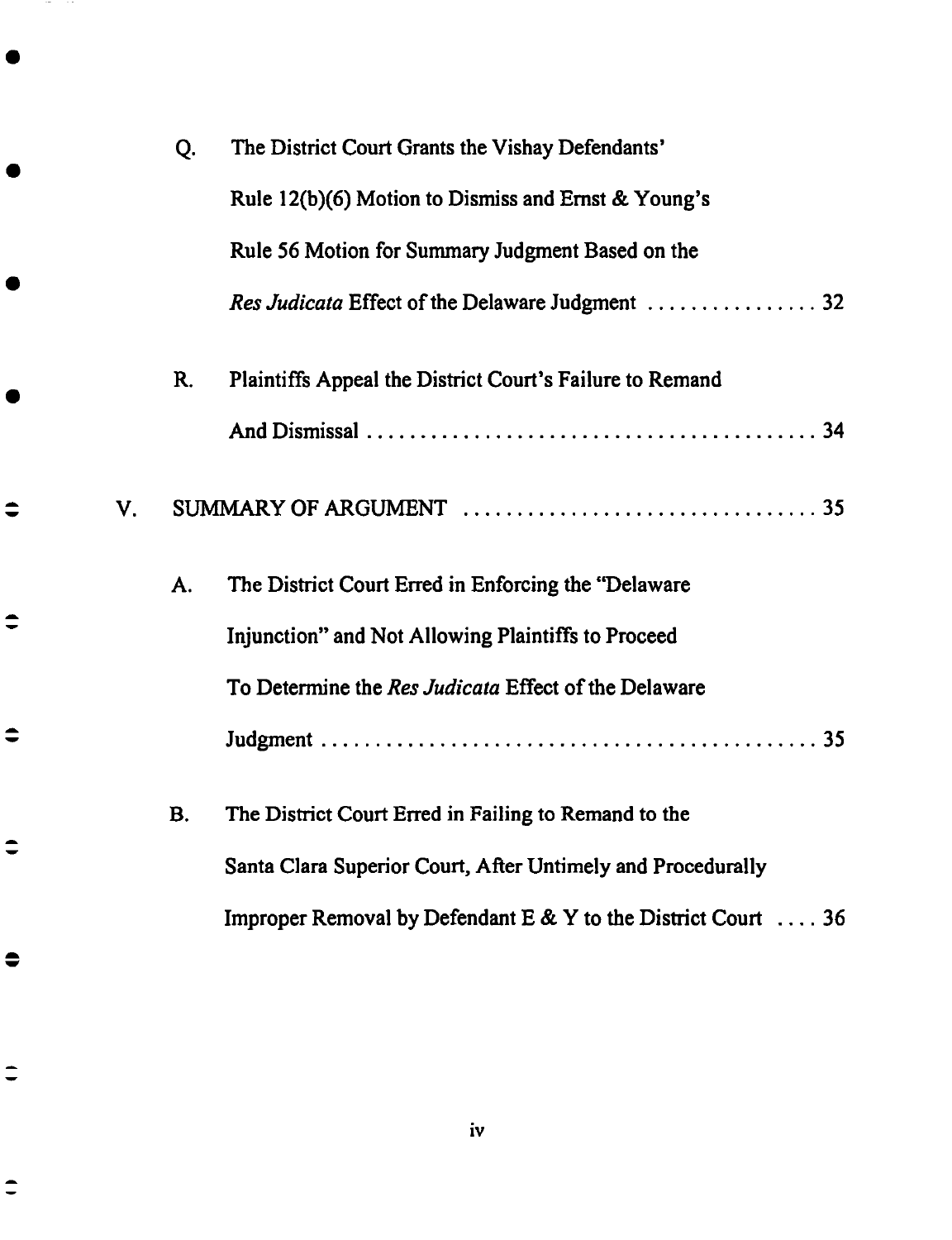Q. The District Court Grants the Vishay Defendants' Rule 12(b)(6) Motion to Dismiss and Ernst & Young's Rule 56 Motion for Summary Judgment Based on the *Res Judicata* Effect of the Delaware Judgment ................ 32

R. Plaintiffs Appeal the District Court's Failure to Remand And Dismissal ........................................... 34

V. SUMMARY OF ARGUMENT ................................. 35

A. The District Court Erred in Enforcing the "Delaware Injunction" and Not Allowing Plaintiffs to Proceed To Determine the *Res Judicata* Effect of the Delaware Judgment ................................................ 35

B. The District Court Erred in Failing to Remand to the Santa Clara Superior Court, After Untimely and Procedurally Improper Removal by Defendant E & Y to the District Court .... 36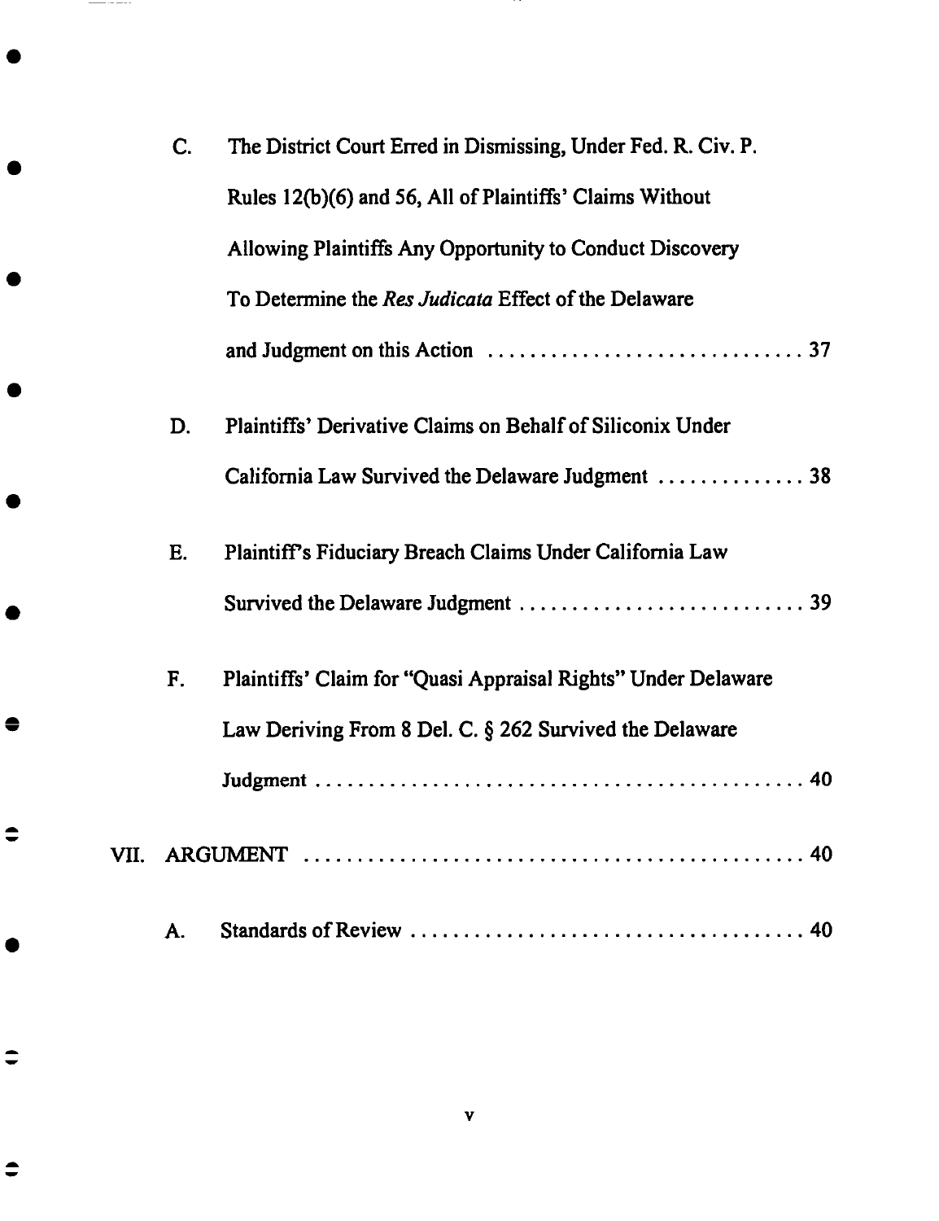C. The District Court Erred in Dismissing, Under Fed. R. Civ. P. Rules 12(b)(6) and 56, All of Plaintiffs' Claims Without Allowing Plaintiffs Any Opportunity to Conduct Discovery To Determine the *Res Judicata* Effect of the Delaware and Judgment on this Action ............................ 37

D. Plaintiffs' Derivative Claims on Behalf of Siliconix Under California Law Survived the Delaware Judgment .............. 38

E. Plaintiff's Fiduciary Breach Claims Under California Law Survived the Delaware Judgment .......................... 39

F. Plaintiffs' Claim for "Quasi Appraisal Rights" Under Delaware Law Deriving From 8 Del. C. § 262 Survived the Delaware Judgment ............................................... 40

VII. ARGUMENT ................................................ 40

A. Standards of Review ..................................... 40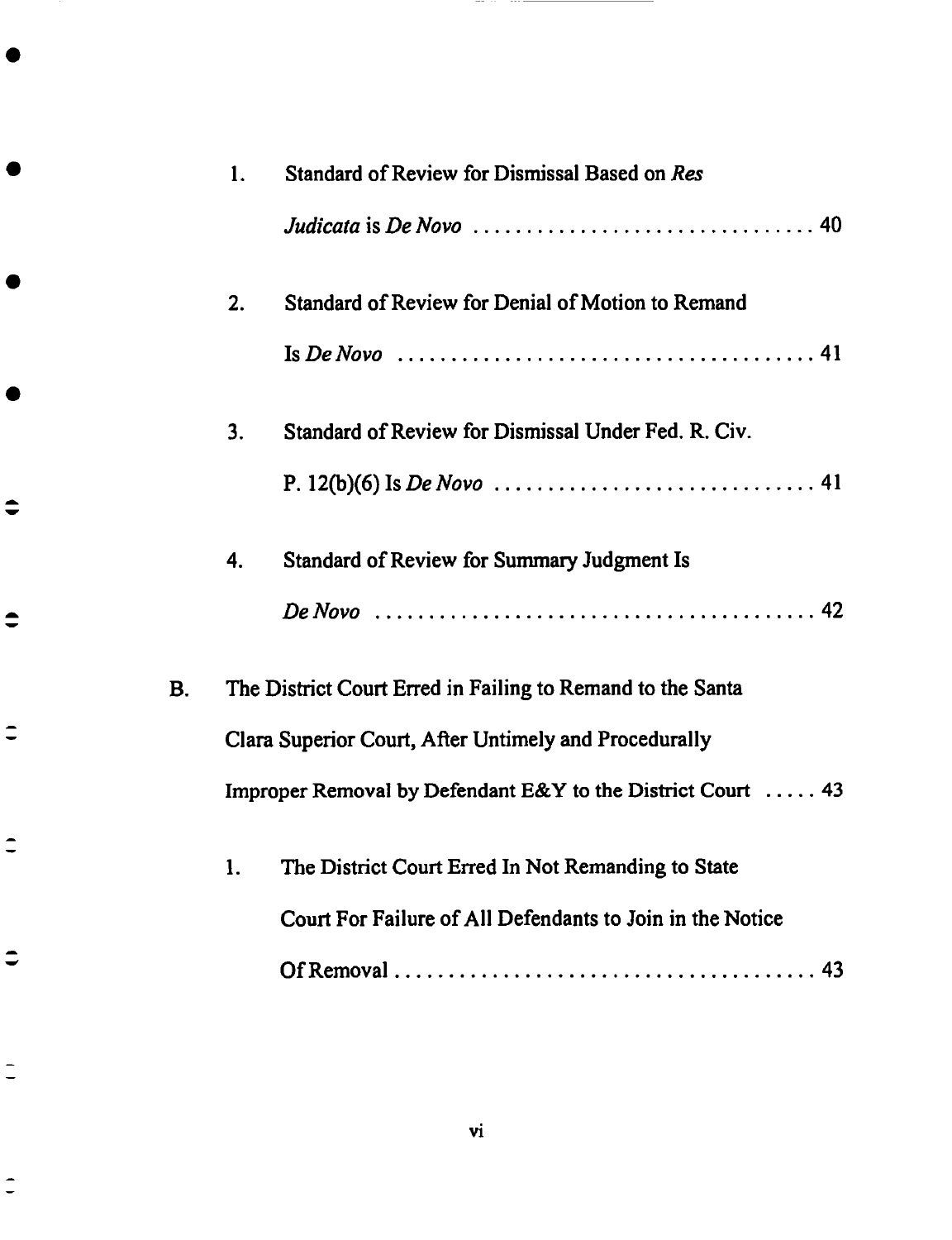1. Standard of Review for Dismissal Based on *Res Judicata* is *De Novo* . . . . . . . . . . . . . . . . . . . . . . . . . . . . . . . 40

2. Standard of Review for Denial of Motion to Remand Is *De Novo* . . . . . . . . . . . . . . . . . . . . . . . . . . . . . . . . . . . . . . 41

3. Standard of Review for Dismissal Under Fed. R. Civ. P. 12(b)(6) Is *De Novo* . . . . . . . . . . . . . . . . . . . . . . . . . . . . . . 41

4. Standard of Review for Summary Judgment Is *De Novo* . . . . . . . . . . . . . . . . . . . . . . . . . . . . . . . . . . . . . . . . . 42

B. The District Court Erred in Failing to Remand to the Santa Clara Superior Court, After Untimely and Procedurally Improper Removal by Defendant E&Y to the District Court . . . . . 43

1. The District Court Erred In Not Remanding to State Court For Failure of All Defendants to Join in the Notice Of Removal . . . . . . . . . . . . . . . . . . . . . . . . . . . . . . . . . . . . . . . 43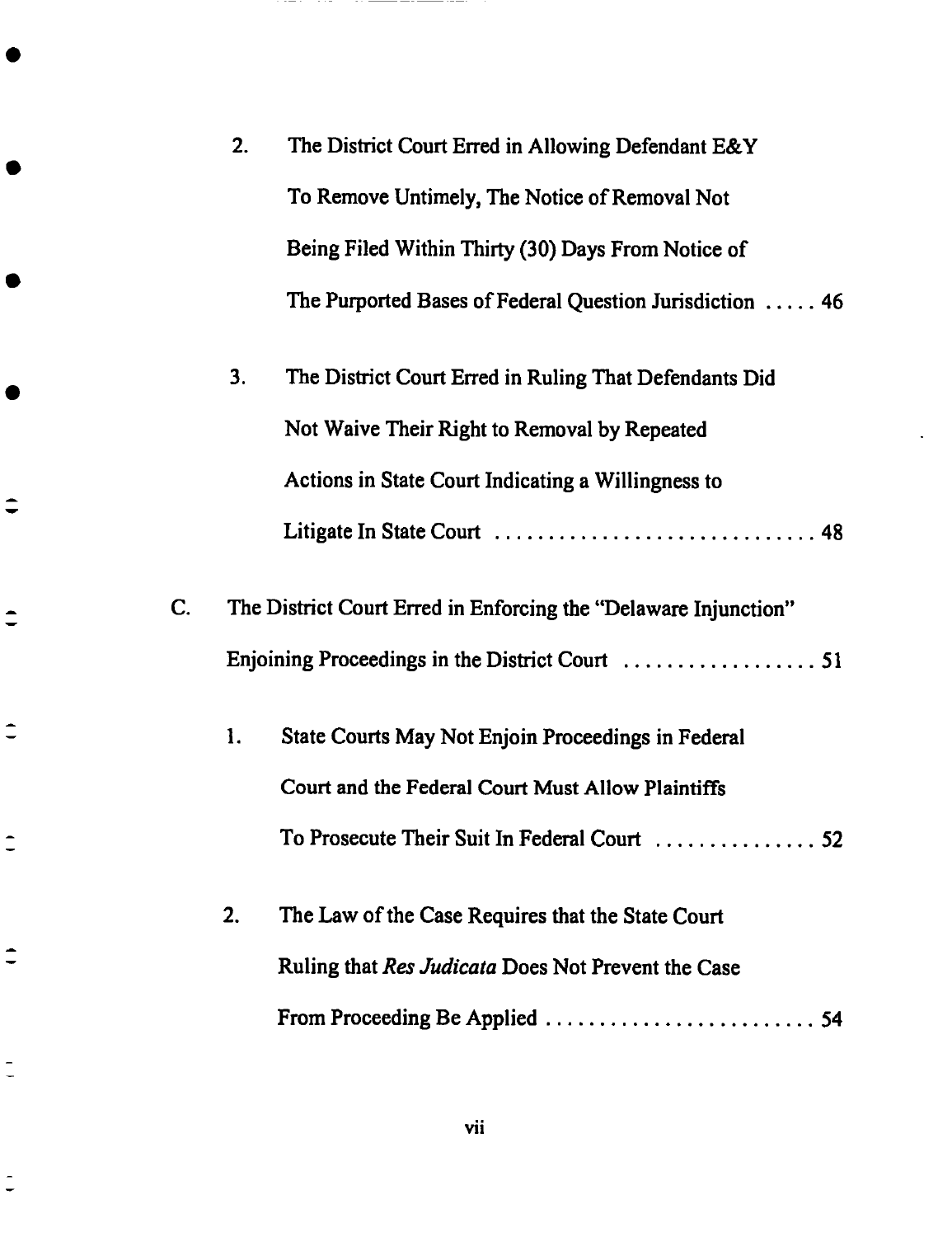2. The District Court Erred in Allowing Defendant E&Y To Remove Untimely, The Notice of Removal Not Being Filed Within Thirty (30) Days From Notice of The Purported Bases of Federal Question Jurisdiction ..... 46

3. The District Court Erred in Ruling That Defendants Did Not Waive Their Right to Removal by Repeated Actions in State Court Indicating a Willingness to Litigate In State Court .............................. 48

C. The District Court Erred in Enforcing the "Delaware Injunction" Enjoining Proceedings in the District Court .................. 51

1. State Courts May Not Enjoin Proceedings in Federal Court and the Federal Court Must Allow Plaintiffs To Prosecute Their Suit In Federal Court ............... 52

2. The Law of the Case Requires that the State Court Ruling that *Res Judicata* Does Not Prevent the Case From Proceeding Be Applied ......................... 54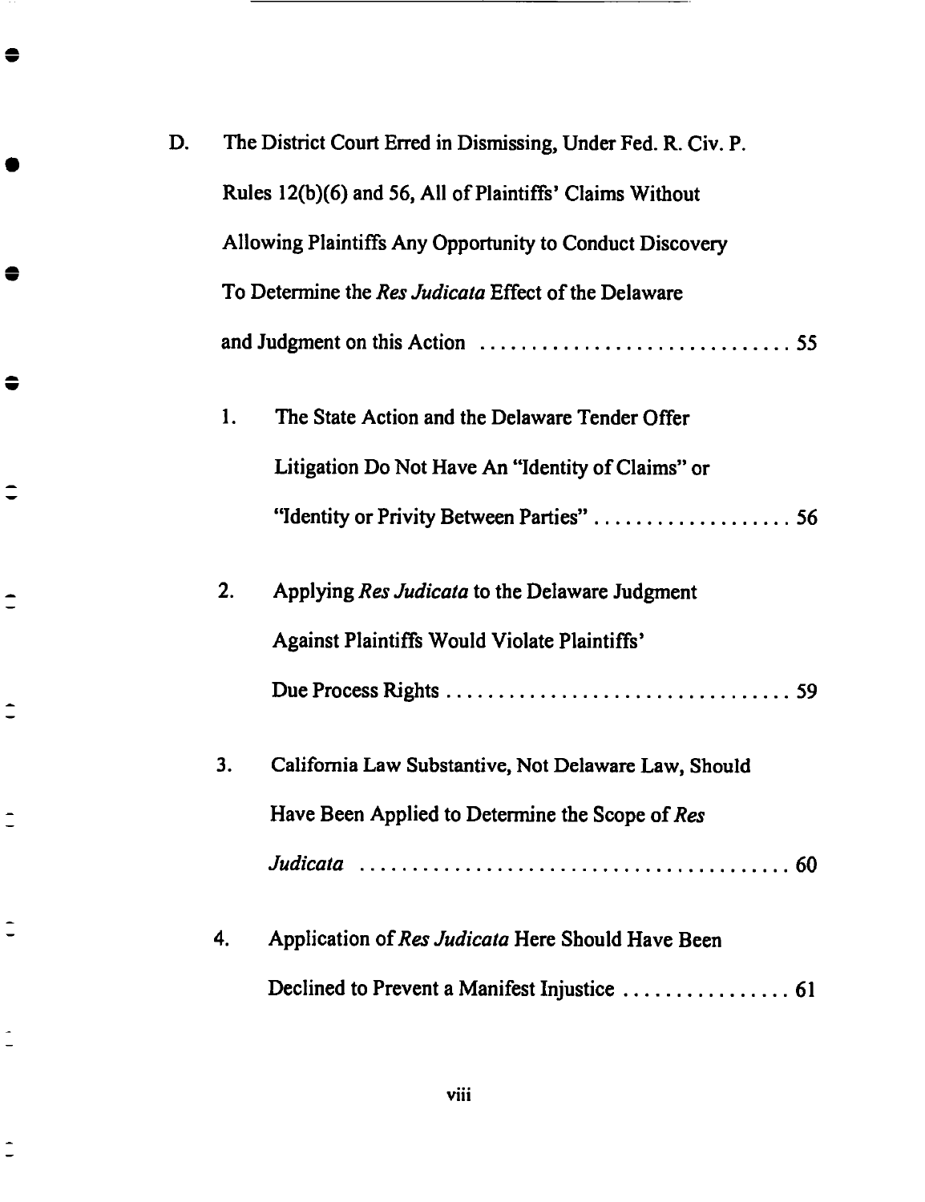D. The District Court Erred in Dismissing, Under Fed. R. Civ. P. Rules 12(b)(6) and 56, All of Plaintiffs' Claims Without Allowing Plaintiffs Any Opportunity to Conduct Discovery To Determine the *Res Judicata* Effect of the Delaware and Judgment on this Action . . . . . . . . . . . . . . . . . . . . . . . . . . . . . 55

1. The State Action and the Delaware Tender Offer Litigation Do Not Have An "Identity of Claims" or "Identity or Privity Between Parties" . . . . . . . . . . . . . . . . . . . 56

2. Applying *Res Judicata* to the Delaware Judgment Against Plaintiffs Would Violate Plaintiffs' Due Process Rights . . . . . . . . . . . . . . . . . . . . . . . . . . . . . . . . . 59

3. California Law Substantive, Not Delaware Law, Should Have Been Applied to Determine the Scope of *Res Judicata* . . . . . . . . . . . . . . . . . . . . . . . . . . . . . . . . . . . . . . . . . 60

4. Application of *Res Judicata* Here Should Have Been Declined to Prevent a Manifest Injustice . . . . . . . . . . . . . . . . 61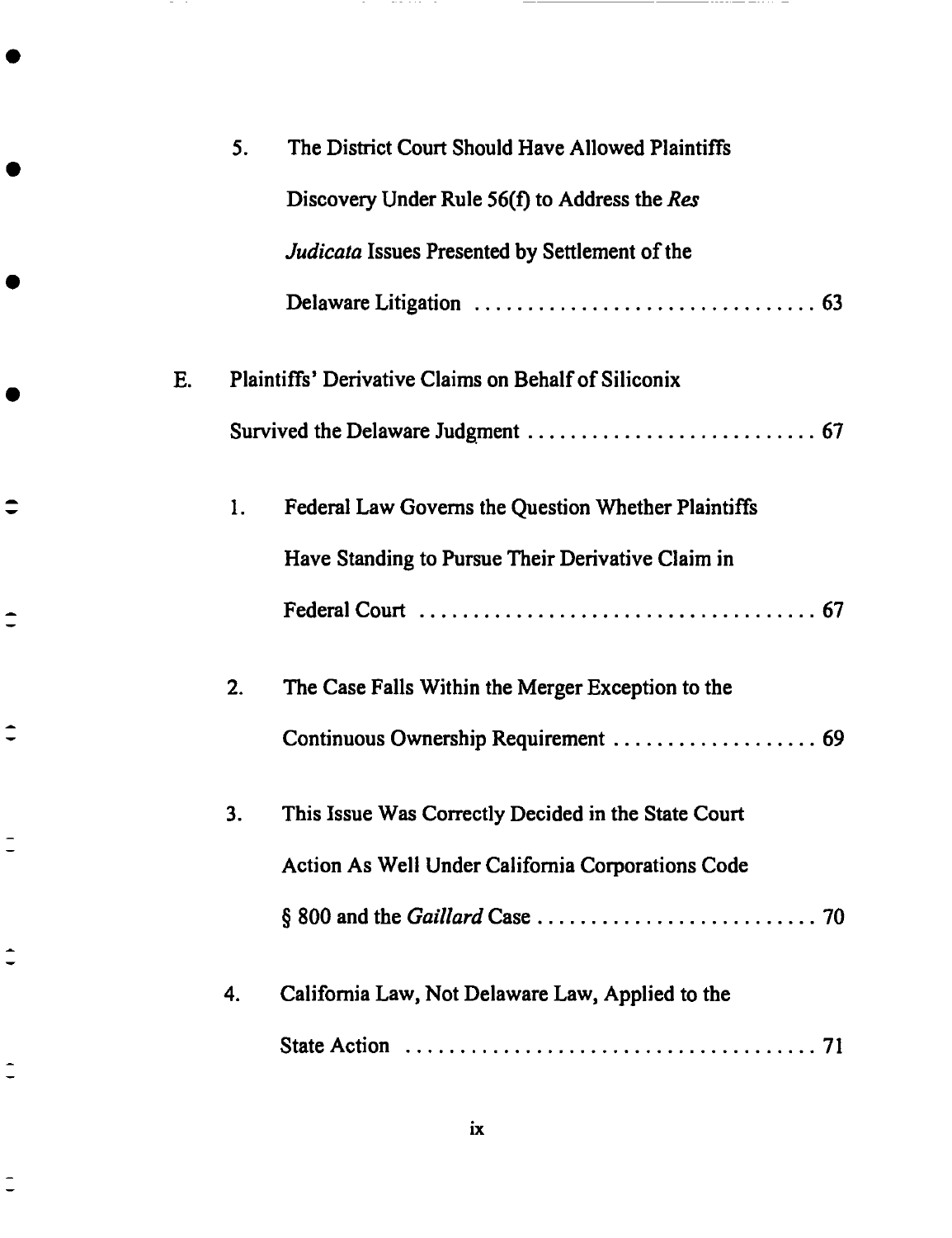5. The District Court Should Have Allowed Plaintiffs Discovery Under Rule 56(f) to Address the *Res Judicata* Issues Presented by Settlement of the Delaware Litigation . . . . . . . . . . . . . . . . . . . . . . . . . . . . . . . 63

E. Plaintiffs' Derivative Claims on Behalf of Siliconix Survived the Delaware Judgment . . . . . . . . . . . . . . . . . . . . . . . . . . 67

1. Federal Law Governs the Question Whether Plaintiffs Have Standing to Pursue Their Derivative Claim in Federal Court . . . . . . . . . . . . . . . . . . . . . . . . . . . . . . . . . . . . 67

2. The Case Falls Within the Merger Exception to the Continuous Ownership Requirement . . . . . . . . . . . . . . . . . . . 69

3. This Issue Was Correctly Decided in the State Court Action As Well Under California Corporations Code § 800 and the *Gaillard* Case . . . . . . . . . . . . . . . . . . . . . . . . . 70

4. California Law, Not Delaware Law, Applied to the State Action . . . . . . . . . . . . . . . . . . . . . . . . . . . . . . . . . . . . . 71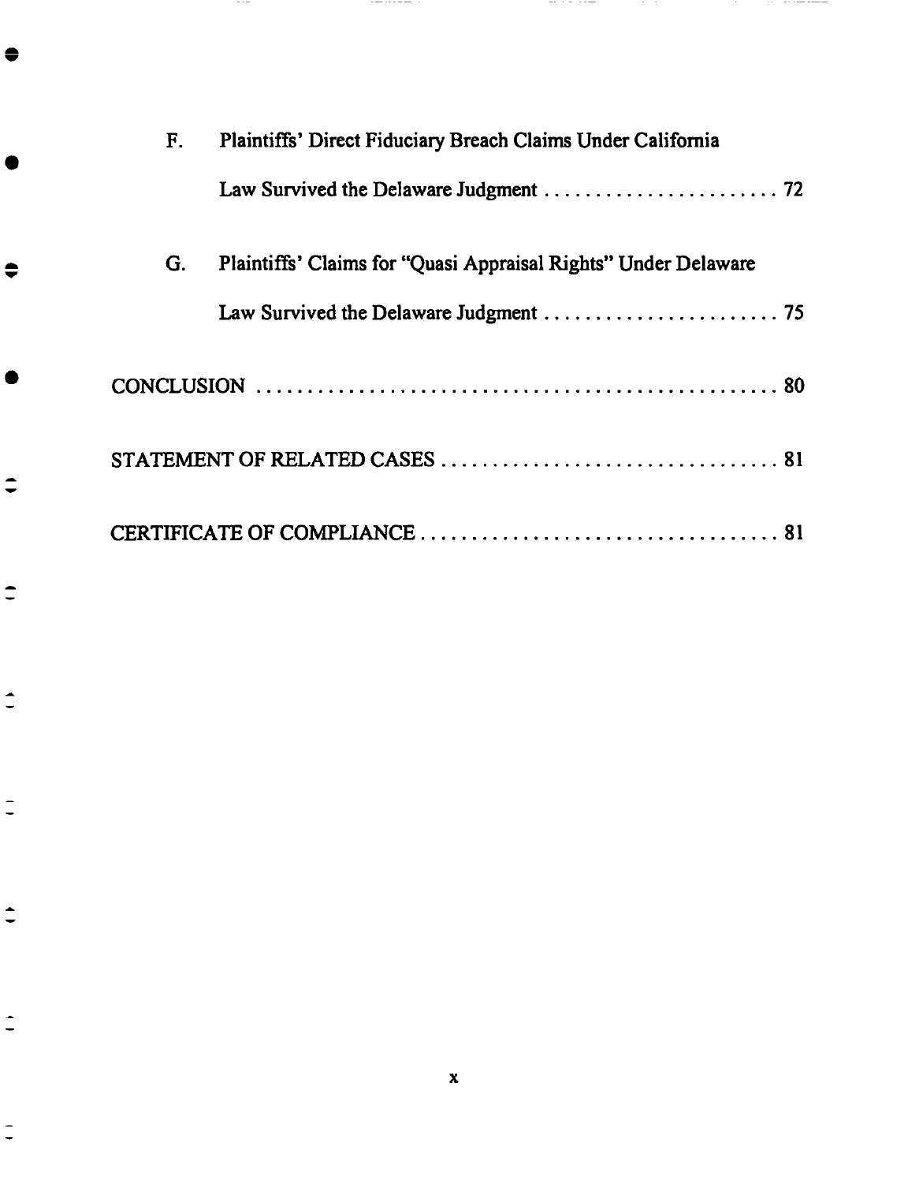F. Plaintiffs' Direct Fiduciary Breach Claims Under California Law Survived the Delaware Judgment . . . . . . . . . . . . . . . . . . . . . . . 72

G. Plaintiffs' Claims for "Quasi Appraisal Rights" Under Delaware Law Survived the Delaware Judgment . . . . . . . . . . . . . . . . . . . . . . . 75

CONCLUSION . . . . . . . . . . . . . . . . . . . . . . . . . . . . . . . . . . . . . . . . . . . . . . . . . . . . 80

STATEMENT OF RELATED CASES . . . . . . . . . . . . . . . . . . . . . . . . . . . . . . . . . 81

CERTIFICATE OF COMPLIANCE . . . . . . . . . . . . . . . . . . . . . . . . . . . . . . . . . . 81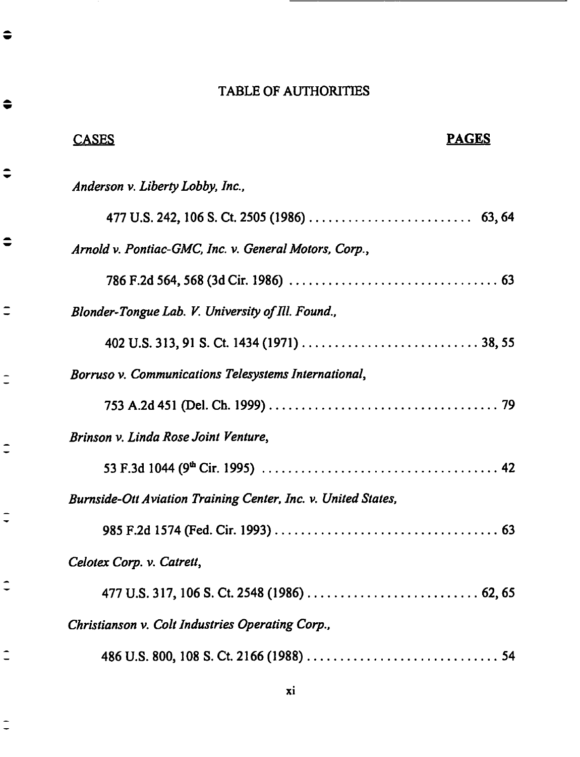# TABLE OF AUTHORITIES

<u>CASES</u> **<u>PAGES</u>**

*Anderson v. Liberty Lobby, Inc.*,

477 U.S. 242, 106 S. Ct. 2505 (1986) .......................... 63, 64

*Arnold v. Pontiac-GMC, Inc. v. General Motors, Corp.*,

786 F.2d 564, 568 (3d Cir. 1986) ................................ 63

*Blonder-Tongue Lab. V. University of Ill. Found.*,

402 U.S. 313, 91 S. Ct. 1434 (1971) ........................... 38, 55

*Borruso v. Communications Telesystems International*,

753 A.2d 451 (Del. Ch. 1999) .................................. 79

*Brinson v. Linda Rose Joint Venture*,

53 F.3d 1044 (9th Cir. 1995) .................................... 42

*Burnside-Ott Aviation Training Center, Inc. v. United States*,

985 F.2d 1574 (Fed. Cir. 1993) .................................. 63

*Celotex Corp. v. Catrett*,

477 U.S. 317, 106 S. Ct. 2548 (1986) .......................... 62, 65

*Christianson v. Colt Industries Operating Corp.*,

486 U.S. 800, 108 S. Ct. 2166 (1988) ............................ 54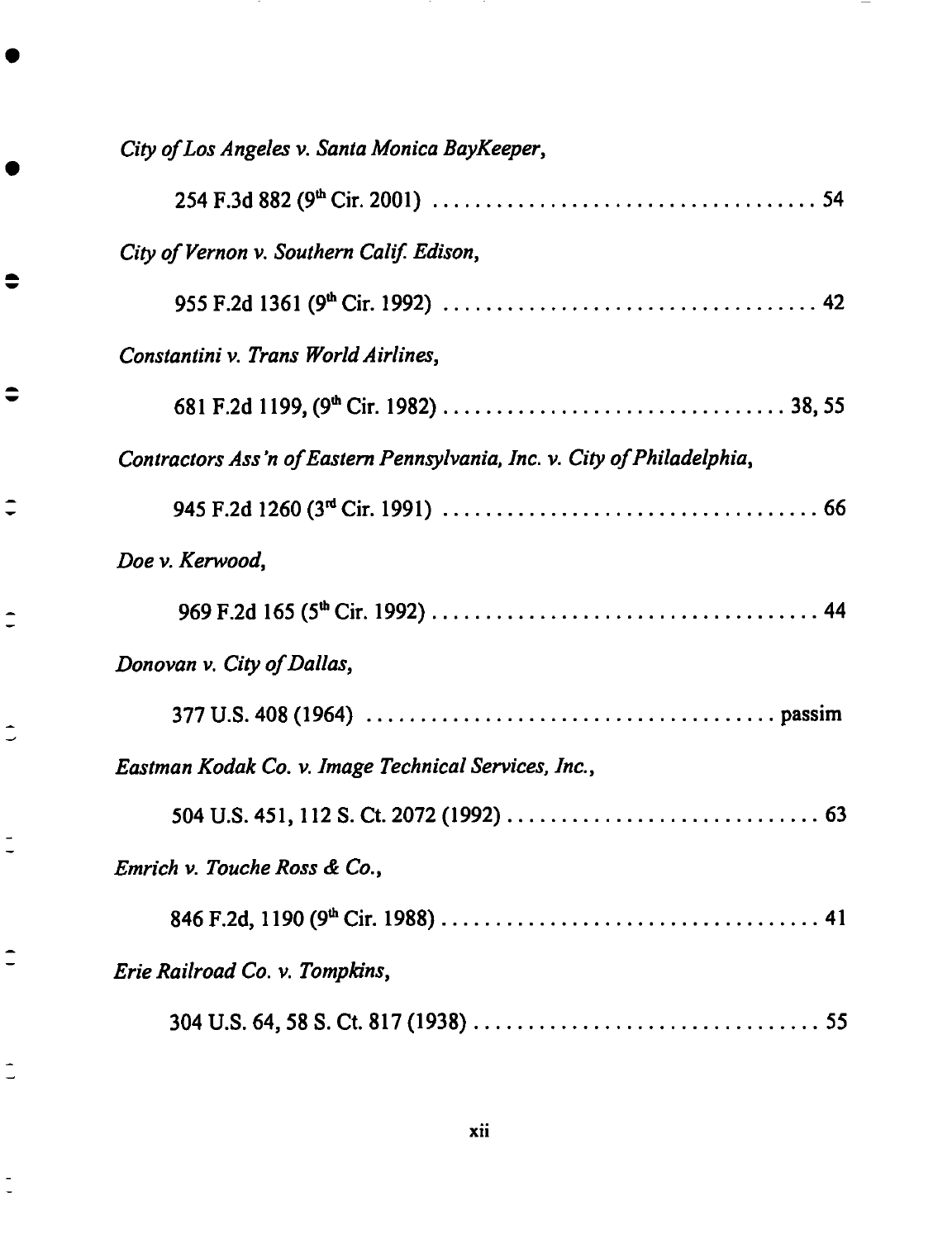*City of Los Angeles v. Santa Monica BayKeeper*,

254 F.3d 882 (9th Cir. 2001) .................................... 54

*City of Vernon v. Southern Calif. Edison*,

955 F.2d 1361 (9th Cir. 1992) .................................... 42

*Constantini v. Trans World Airlines*,

681 F.2d 1199, (9th Cir. 1982) .................................. 38, 55

*Contractors Ass'n of Eastern Pennsylvania, Inc. v. City of Philadelphia*,

945 F.2d 1260 (3rd Cir. 1991) .................................... 66

*Doe v. Kerwood*,

969 F.2d 165 (5th Cir. 1992) .................................... 44

*Donovan v. City of Dallas*,

377 U.S. 408 (1964) ...................................... passim

*Eastman Kodak Co. v. Image Technical Services, Inc.*,

504 U.S. 451, 112 S. Ct. 2072 (1992) .............................. 63

*Emrich v. Touche Ross & Co.*,

846 F.2d, 1190 (9th Cir. 1988) .................................... 41

*Erie Railroad Co. v. Tompkins*,

304 U.S. 64, 58 S. Ct. 817 (1938) ................................ 55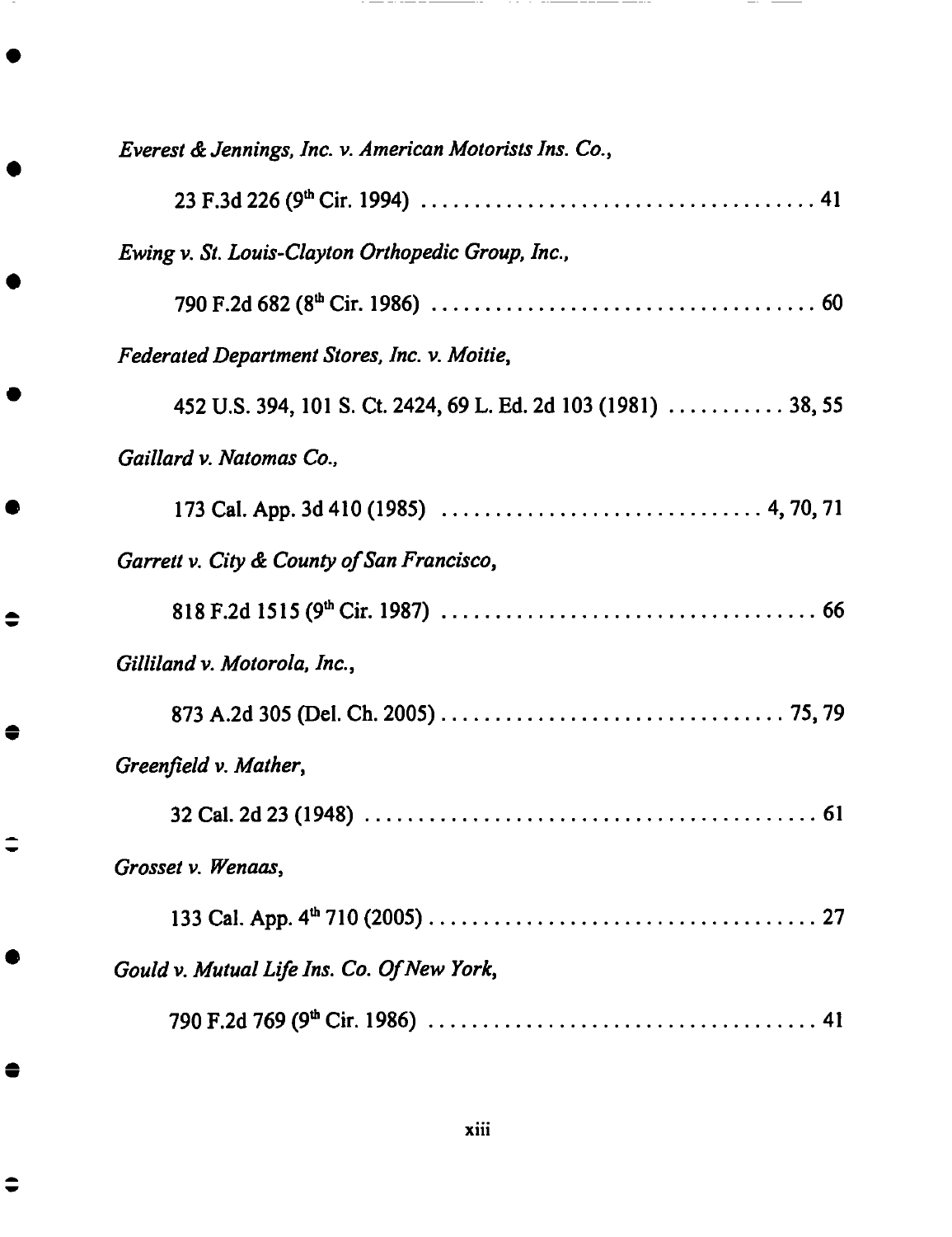*Everest & Jennings, Inc. v. American Motorists Ins. Co.*,

23 F.3d 226 (9th Cir. 1994) ..................................... 41

*Ewing v. St. Louis-Clayton Orthopedic Group, Inc.*,

790 F.2d 682 (8th Cir. 1986) .................................... 60

*Federated Department Stores, Inc. v. Moitie*,

452 U.S. 394, 101 S. Ct. 2424, 69 L. Ed. 2d 103 (1981) ........... 38, 55

*Gaillard v. Natomas Co.*,

173 Cal. App. 3d 410 (1985) ............................... 4, 70, 71

*Garrett v. City & County of San Francisco*,

818 F.2d 1515 (9th Cir. 1987) ................................... 66

*Gilliland v. Motorola, Inc.*,

873 A.2d 305 (Del. Ch. 2005) ................................ 75, 79

*Greenfield v. Mather*,

32 Cal. 2d 23 (1948) .......................................... 61

*Grosset v. Wenaas*,

133 Cal. App. 4th 710 (2005) .................................... 27

*Gould v. Mutual Life Ins. Co. Of New York*,

790 F.2d 769 (9th Cir. 1986) .................................... 41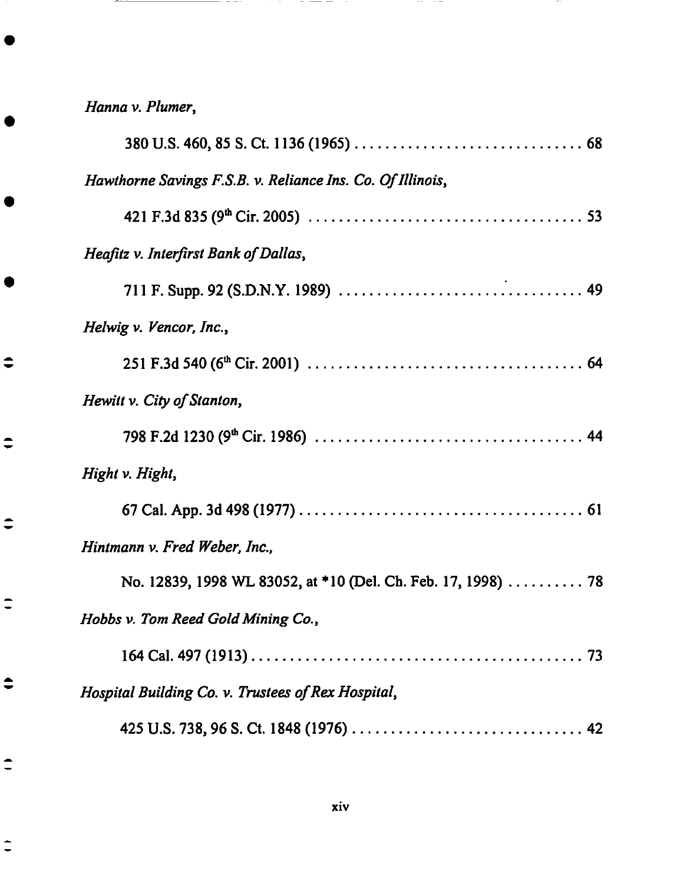*Hanna v. Plumer*,

380 U.S. 460, 85 S. Ct. 1136 (1965) .............................. 68

*Hawthorne Savings F.S.B. v. Reliance Ins. Co. Of Illinois*,

421 F.3d 835 (9th Cir. 2005) .................................... 53

*Heafitz v. Interfirst Bank of Dallas*,

711 F. Supp. 92 (S.D.N.Y. 1989) ................................ 49

*Helwig v. Vencor, Inc.*,

251 F.3d 540 (6th Cir. 2001) .................................... 64

*Hewitt v. City of Stanton*,

798 F.2d 1230 (9th Cir. 1986) .................................. 44

*Hight v. Hight*,

67 Cal. App. 3d 498 (1977) ..................................... 61

*Hintmann v. Fred Weber, Inc.*,

No. 12839, 1998 WL 83052, at *10 (Del. Ch. Feb. 17, 1998) .......... 78

*Hobbs v. Tom Reed Gold Mining Co.*,

164 Cal. 497 (1913) ............................................ 73

*Hospital Building Co. v. Trustees of Rex Hospital*,

425 U.S. 738, 96 S. Ct. 1848 (1976) .............................. 42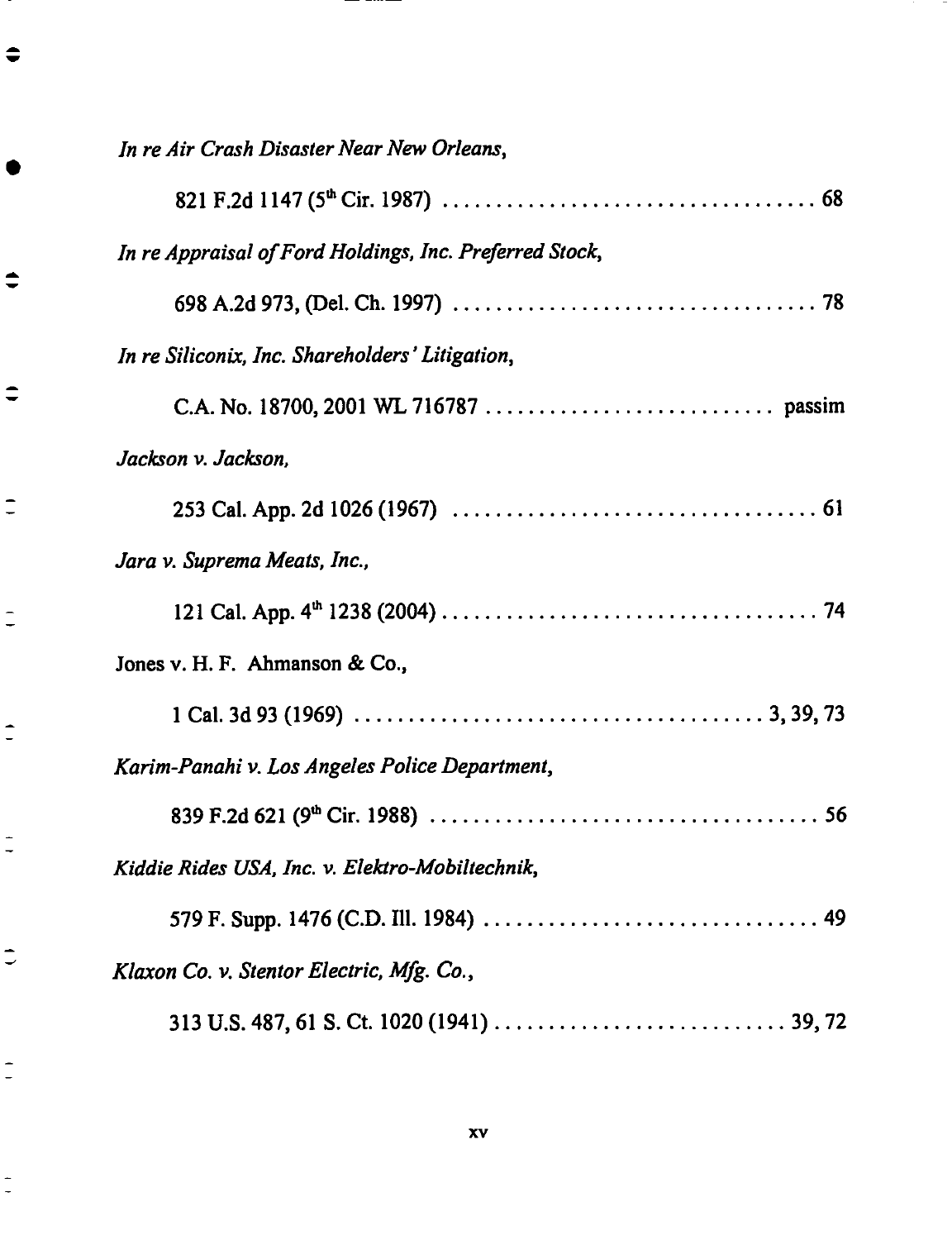*In re Air Crash Disaster Near New Orleans*,

821 F.2d 1147 (5th Cir. 1987) .................................... 68

*In re Appraisal of Ford Holdings, Inc. Preferred Stock*,

698 A.2d 973, (Del. Ch. 1997) .................................. 78

*In re Siliconix, Inc. Shareholders' Litigation*,

C.A. No. 18700, 2001 WL 716787 ............................ passim

*Jackson v. Jackson*,

253 Cal. App. 2d 1026 (1967) .................................. 61

*Jara v. Suprema Meats, Inc.*,

121 Cal. App. 4th 1238 (2004) .................................. 74

Jones v. H. F. Ahmanson & Co.,

1 Cal. 3d 93 (1969) ...................................... 3, 39, 73

*Karim-Panahi v. Los Angeles Police Department*,

839 F.2d 621 (9th Cir. 1988) .................................... 56

*Kiddie Rides USA, Inc. v. Elektro-Mobiltechnik*,

579 F. Supp. 1476 (C.D. Ill. 1984) ............................... 49

*Klaxon Co. v. Stentor Electric, Mfg. Co.*,

313 U.S. 487, 61 S. Ct. 1020 (1941) ........................... 39, 72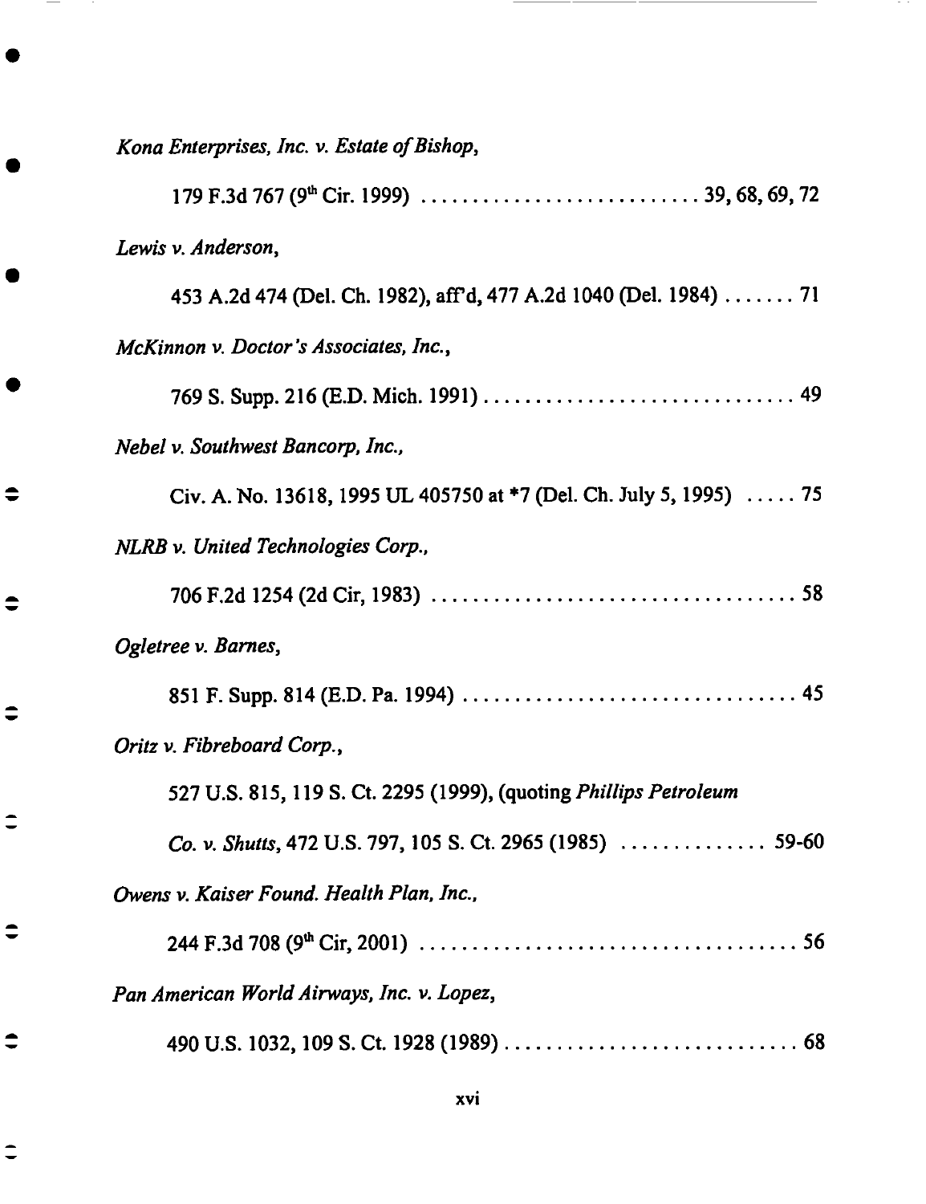*Kona Enterprises, Inc. v. Estate of Bishop*,

179 F.3d 767 (9th Cir. 1999) . . . . . . . . . . . . . . . . . . . . . . . . . . 39, 68, 69, 72

*Lewis v. Anderson*,

453 A.2d 474 (Del. Ch. 1982), aff'd, 477 A.2d 1040 (Del. 1984) . . . . . . . 71

*McKinnon v. Doctor's Associates, Inc.*,

769 S. Supp. 216 (E.D. Mich. 1991) . . . . . . . . . . . . . . . . . . . . . . . . . . . . 49

*Nebel v. Southwest Bancorp, Inc.*,

Civ. A. No. 13618, 1995 UL 405750 at *7 (Del. Ch. July 5, 1995) . . . . . 75

*NLRB v. United Technologies Corp.*,

706 F.2d 1254 (2d Cir, 1983) . . . . . . . . . . . . . . . . . . . . . . . . . . . . . . . . . 58

*Ogletree v. Barnes*,

851 F. Supp. 814 (E.D. Pa. 1994) . . . . . . . . . . . . . . . . . . . . . . . . . . . . . . 45

*Oritz v. Fibreboard Corp.*,

527 U.S. 815, 119 S. Ct. 2295 (1999), (quoting *Phillips Petroleum*

*Co. v. Shutts*, 472 U.S. 797, 105 S. Ct. 2965 (1985) . . . . . . . . . . . . . . 59-60

*Owens v. Kaiser Found. Health Plan, Inc.*,

244 F.3d 708 (9th Cir, 2001) . . . . . . . . . . . . . . . . . . . . . . . . . . . . . . . . . . 56

*Pan American World Airways, Inc. v. Lopez*,

490 U.S. 1032, 109 S. Ct. 1928 (1989) . . . . . . . . . . . . . . . . . . . . . . . . . . . 68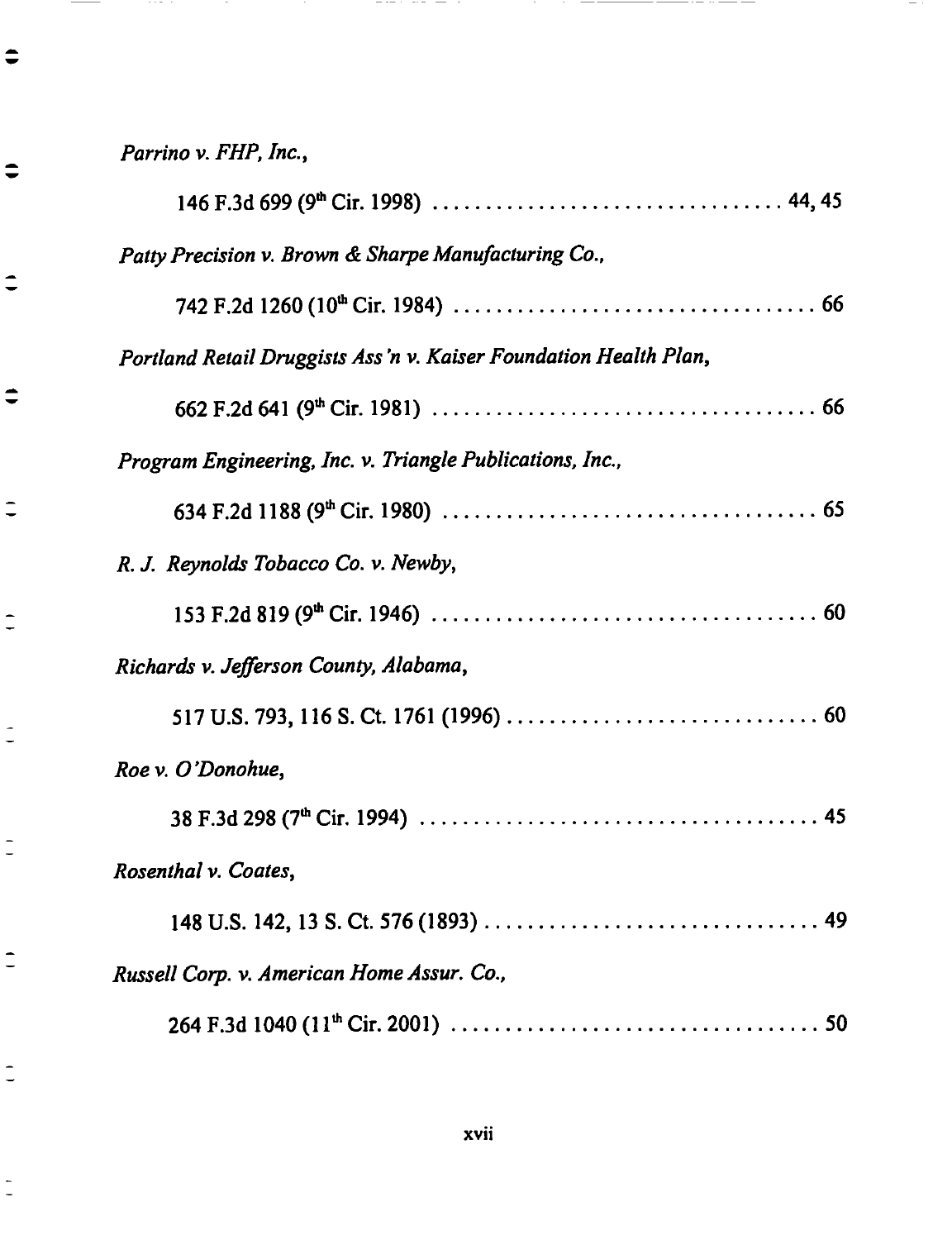*Parrino v. FHP, Inc.*,

146 F.3d 699 (9th Cir. 1998) . . . . . . . . . . . . . . . . . . . . . . . . . . . . . . . . 44, 45

*Patty Precision v. Brown & Sharpe Manufacturing Co.*,

742 F.2d 1260 (10th Cir. 1984) . . . . . . . . . . . . . . . . . . . . . . . . . . . . . . . . 66

*Portland Retail Druggists Ass'n v. Kaiser Foundation Health Plan*,

662 F.2d 641 (9th Cir. 1981) . . . . . . . . . . . . . . . . . . . . . . . . . . . . . . . . . . 66

*Program Engineering, Inc. v. Triangle Publications, Inc.*,

634 F.2d 1188 (9th Cir. 1980) . . . . . . . . . . . . . . . . . . . . . . . . . . . . . . . . . 65

*R. J. Reynolds Tobacco Co. v. Newby*,

153 F.2d 819 (9th Cir. 1946) . . . . . . . . . . . . . . . . . . . . . . . . . . . . . . . . . . 60

*Richards v. Jefferson County, Alabama*,

517 U.S. 793, 116 S. Ct. 1761 (1996) . . . . . . . . . . . . . . . . . . . . . . . . . . . . 60

*Roe v. O'Donohue*,

38 F.3d 298 (7th Cir. 1994) . . . . . . . . . . . . . . . . . . . . . . . . . . . . . . . . . . . 45

*Rosenthal v. Coates*,

148 U.S. 142, 13 S. Ct. 576 (1893) . . . . . . . . . . . . . . . . . . . . . . . . . . . . . . 49

*Russell Corp. v. American Home Assur. Co.*,

264 F.3d 1040 (11th Cir. 2001) . . . . . . . . . . . . . . . . . . . . . . . . . . . . . . . . 50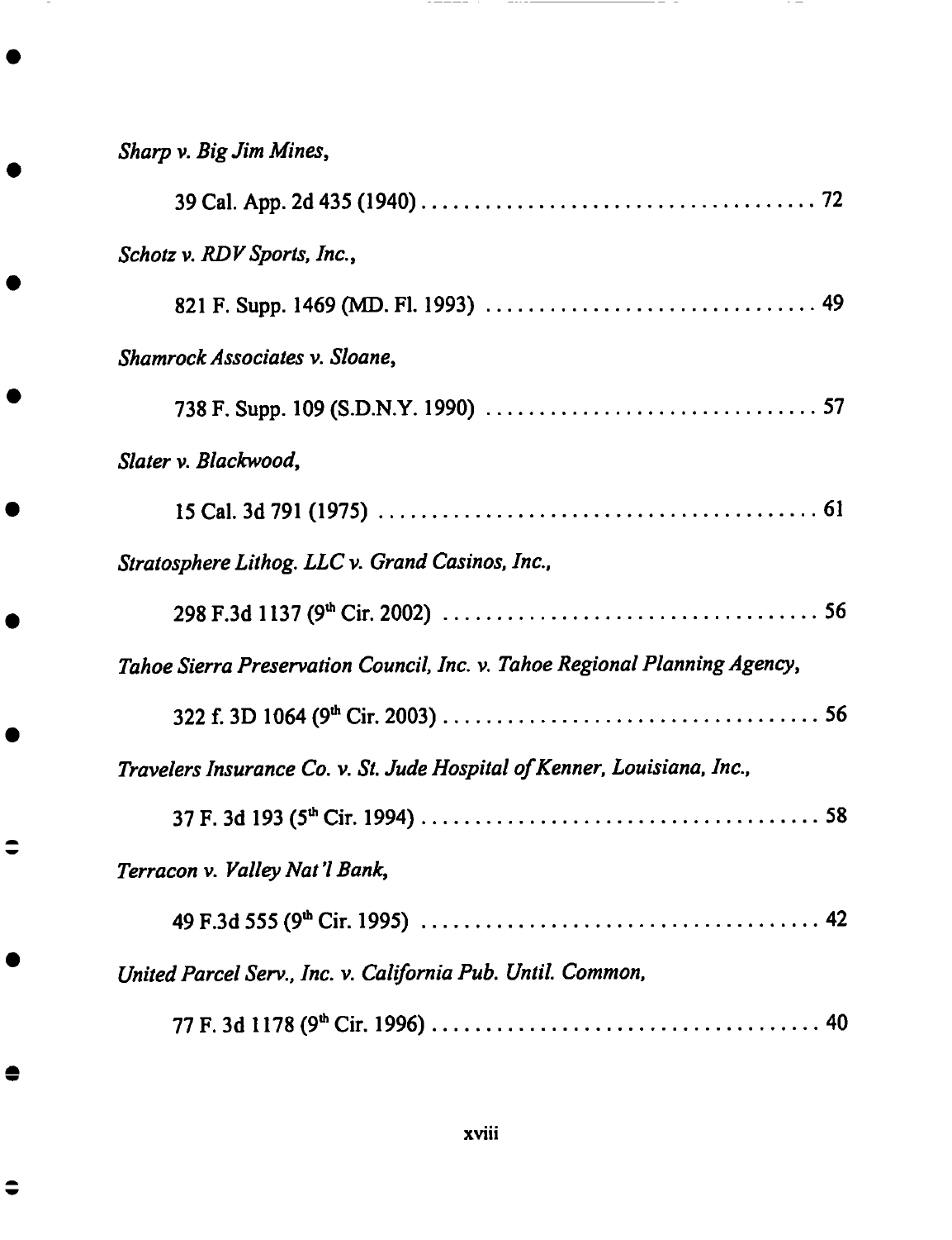*Sharp v. Big Jim Mines*,

39 Cal. App. 2d 435 (1940) .................................... 72

*Schotz v. RDV Sports, Inc.*,

821 F. Supp. 1469 (MD. Fl. 1993) .............................. 49

*Shamrock Associates v. Sloane*,

738 F. Supp. 109 (S.D.N.Y. 1990) .............................. 57

*Slater v. Blackwood*,

15 Cal. 3d 791 (1975) .......................................... 61

*Stratosphere Lithog. LLC v. Grand Casinos, Inc.*,

298 F.3d 1137 (9th Cir. 2002) .................................. 56

*Tahoe Sierra Preservation Council, Inc. v. Tahoe Regional Planning Agency*,

322 f. 3D 1064 (9th Cir. 2003) .................................. 56

*Travelers Insurance Co. v. St. Jude Hospital of Kenner, Louisiana, Inc.*,

37 F. 3d 193 (5th Cir. 1994) .................................... 58

*Terracon v. Valley Nat'l Bank*,

49 F.3d 555 (9th Cir. 1995) .................................... 42

*United Parcel Serv., Inc. v. California Pub. Until. Common*,

77 F. 3d 1178 (9th Cir. 1996) ................................... 40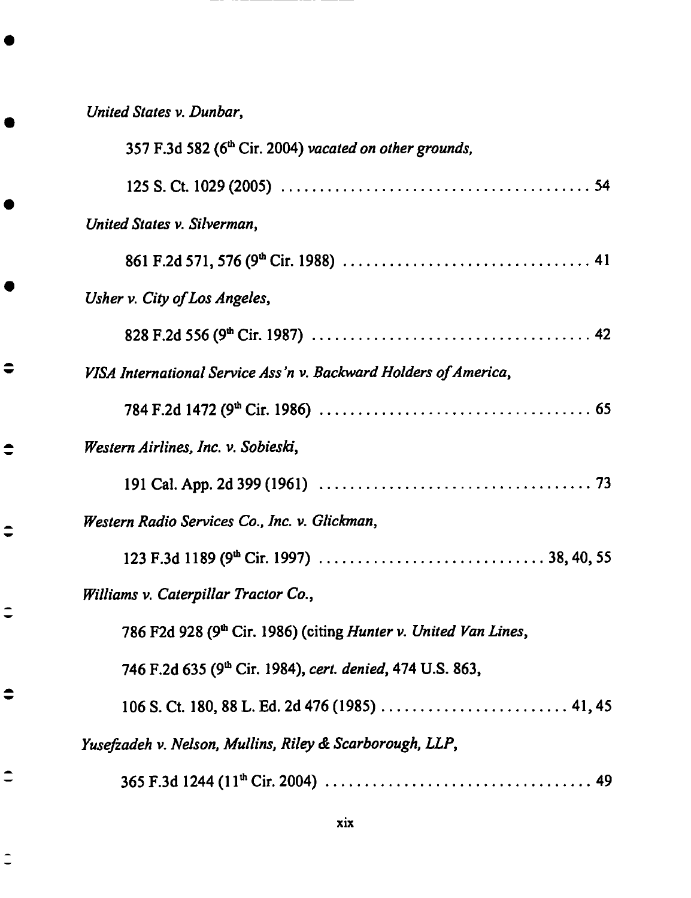*United States v. Dunbar*,

357 F.3d 582 (6th Cir. 2004) *vacated on other grounds*,

125 S. Ct. 1029 (2005) ........................................ 54

*United States v. Silverman*,

861 F.2d 571, 576 (9th Cir. 1988) ................................ 41

*Usher v. City of Los Angeles*,

828 F.2d 556 (9th Cir. 1987) .................................... 42

*VISA International Service Ass'n v. Backward Holders of America*,

784 F.2d 1472 (9th Cir. 1986) ................................... 65

*Western Airlines, Inc. v. Sobieski*,

191 Cal. App. 2d 399 (1961) ................................... 73

*Western Radio Services Co., Inc. v. Glickman*,

123 F.3d 1189 (9th Cir. 1997) ............................. 38, 40, 55

*Williams v. Caterpillar Tractor Co.*,

786 F2d 928 (9th Cir. 1986) (citing *Hunter v. United Van Lines*,

746 F.2d 635 (9th Cir. 1984), *cert. denied*, 474 U.S. 863,

106 S. Ct. 180, 88 L. Ed. 2d 476 (1985) ........................ 41, 45

*Yusefzadeh v. Nelson, Mullins, Riley & Scarborough, LLP*,

365 F.3d 1244 (11th Cir. 2004) .................................. 49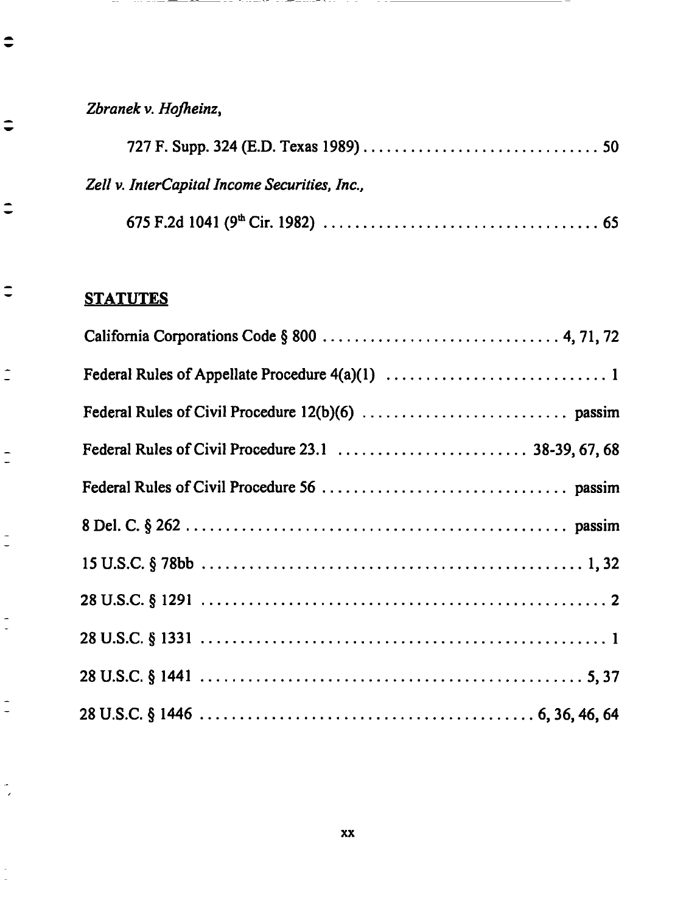*Zbranek v. Hofheinz*,

727 F. Supp. 324 (E.D. Texas 1989) .............................. 50

*Zell v. InterCapital Income Securities, Inc.*,

675 F.2d 1041 (9th Cir. 1982) .................................. 65

## STATUTES

California Corporations Code § 800 ............................ 4, 71, 72

Federal Rules of Appellate Procedure 4(a)(1) ........................... 1

Federal Rules of Civil Procedure 12(b)(6) ........................ passim

Federal Rules of Civil Procedure 23.1 ...................... 38-39, 67, 68

Federal Rules of Civil Procedure 56 ............................ passim

8 Del. C. § 262 ............................................ passim

15 U.S.C. § 78bb ............................................. 1, 32

28 U.S.C. § 1291 ............................................... 2

28 U.S.C. § 1331 ............................................... 1

28 U.S.C. § 1441 ............................................ 5, 37

28 U.S.C. § 1446 ................................... 6, 36, 46, 64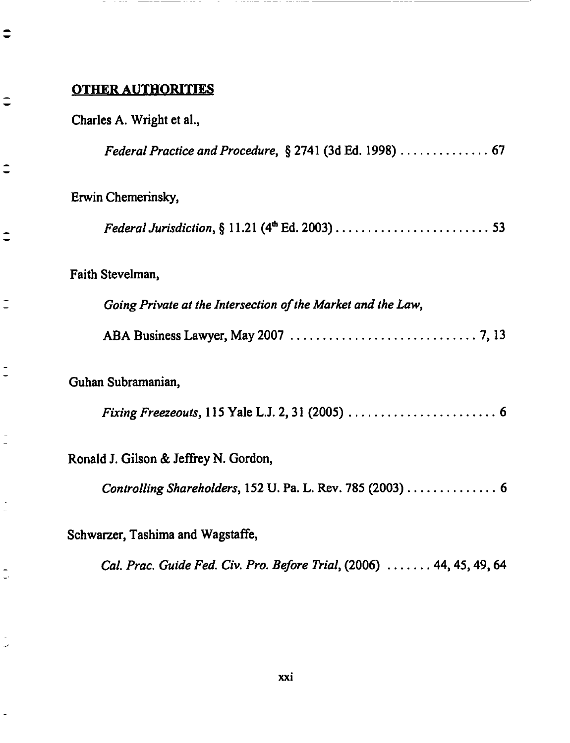## OTHER AUTHORITIES

Charles A. Wright et al.,

*Federal Practice and Procedure*, § 2741 (3d Ed. 1998) .............. 67

Erwin Chemerinsky,

*Federal Jurisdiction*, § 11.21 (4th Ed. 2003) ......................... 53

Faith Stevelman,

*Going Private at the Intersection of the Market and the Law*,

ABA Business Lawyer, May 2007 ............................ 7, 13

Guhan Subramanian,

*Fixing Freezeouts*, 115 Yale L.J. 2, 31 (2005) ........................ 6

Ronald J. Gilson & Jeffrey N. Gordon,

*Controlling Shareholders*, 152 U. Pa. L. Rev. 785 (2003) .............. 6

Schwarzer, Tashima and Wagstaffe,

*Cal. Prac. Guide Fed. Civ. Pro. Before Trial*, (2006) ....... 44, 45, 49, 64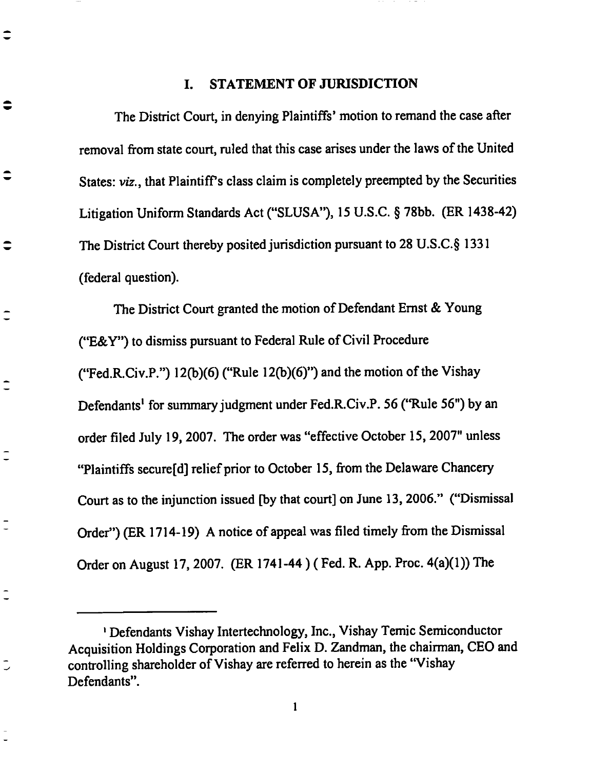# I. STATEMENT OF JURISDICTION

The District Court, in denying Plaintiffs' motion to remand the case after removal from state court, ruled that this case arises under the laws of the United States: *viz.*, that Plaintiff's class claim is completely preempted by the Securities Litigation Uniform Standards Act ("SLUSA"), 15 U.S.C. § 78bb. (ER 1438-42) The District Court thereby posited jurisdiction pursuant to 28 U.S.C.§ 1331 (federal question).

The District Court granted the motion of Defendant Ernst & Young ("E&Y") to dismiss pursuant to Federal Rule of Civil Procedure ("Fed.R.Civ.P.") 12(b)(6) ("Rule 12(b)(6)") and the motion of the Vishay Defendants[1] for summary judgment under Fed.R.Civ.P. 56 ("Rule 56") by an order filed July 19, 2007. The order was "effective October 15, 2007" unless "Plaintiffs secure[d] relief prior to October 15, from the Delaware Chancery Court as to the injunction issued [by that court] on June 13, 2006." ("Dismissal Order") (ER 1714-19) A notice of appeal was filed timely from the Dismissal Order on August 17, 2007. (ER 1741-44 ) ( Fed. R. App. Proc. 4(a)(1)) The

---

[1] Defendants Vishay Intertechnology, Inc., Vishay Temic Semiconductor Acquisition Holdings Corporation and Felix D. Zandman, the chairman, CEO and controlling shareholder of Vishay are referred to herein as the "Vishay Defendants".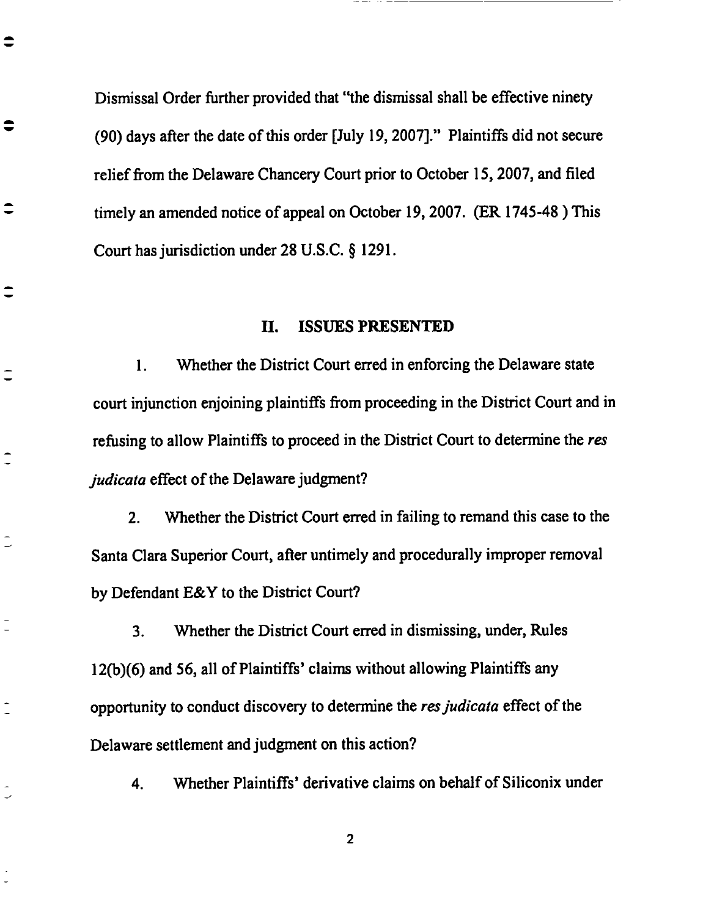Dismissal Order further provided that "the dismissal shall be effective ninety (90) days after the date of this order [July 19, 2007]." Plaintiffs did not secure relief from the Delaware Chancery Court prior to October 15, 2007, and filed timely an amended notice of appeal on October 19, 2007. (ER 1745-48 ) This Court has jurisdiction under 28 U.S.C. § 1291.

## II. ISSUES PRESENTED

1. Whether the District Court erred in enforcing the Delaware state court injunction enjoining plaintiffs from proceeding in the District Court and in refusing to allow Plaintiffs to proceed in the District Court to determine the *res judicata* effect of the Delaware judgment?

2. Whether the District Court erred in failing to remand this case to the Santa Clara Superior Court, after untimely and procedurally improper removal by Defendant E&Y to the District Court?

3. Whether the District Court erred in dismissing, under, Rules 12(b)(6) and 56, all of Plaintiffs' claims without allowing Plaintiffs any opportunity to conduct discovery to determine the *res judicata* effect of the Delaware settlement and judgment on this action?

4. Whether Plaintiffs' derivative claims on behalf of Siliconix under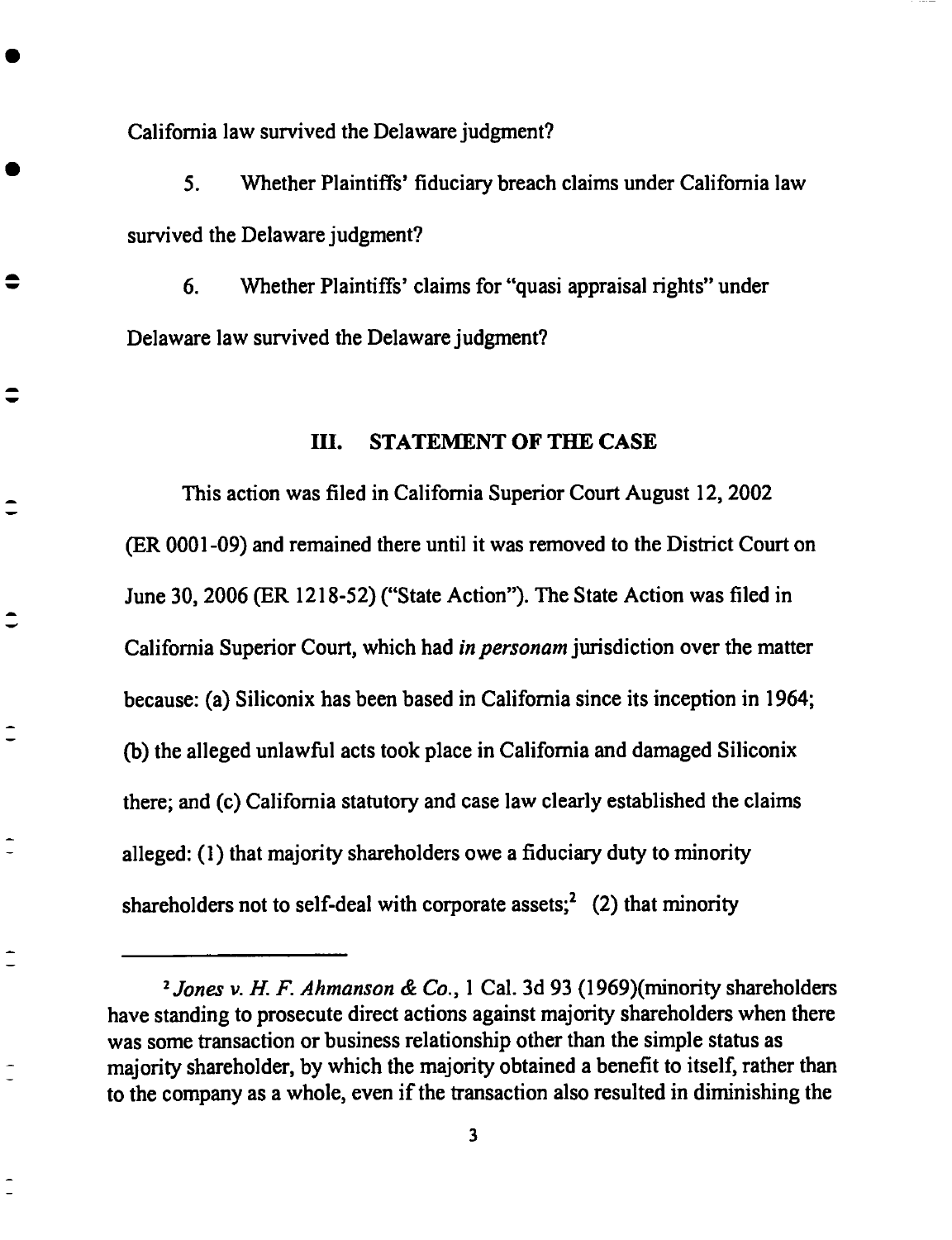California law survived the Delaware judgment?

5. Whether Plaintiffs' fiduciary breach claims under California law survived the Delaware judgment?

6. Whether Plaintiffs' claims for "quasi appraisal rights" under Delaware law survived the Delaware judgment?

## III. STATEMENT OF THE CASE

This action was filed in California Superior Court August 12, 2002 (ER 0001-09) and remained there until it was removed to the District Court on June 30, 2006 (ER 1218-52) ("State Action"). The State Action was filed in California Superior Court, which had *in personam* jurisdiction over the matter because: (a) Siliconix has been based in California since its inception in 1964; (b) the alleged unlawful acts took place in California and damaged Siliconix there; and (c) California statutory and case law clearly established the claims alleged: (1) that majority shareholders owe a fiduciary duty to minority shareholders not to self-deal with corporate assets;[2] (2) that minority

---

[2] *Jones v. H. F. Ahmanson & Co.*, 1 Cal. 3d 93 (1969)(minority shareholders have standing to prosecute direct actions against majority shareholders when there was some transaction or business relationship other than the simple status as majority shareholder, by which the majority obtained a benefit to itself, rather than to the company as a whole, even if the transaction also resulted in diminishing the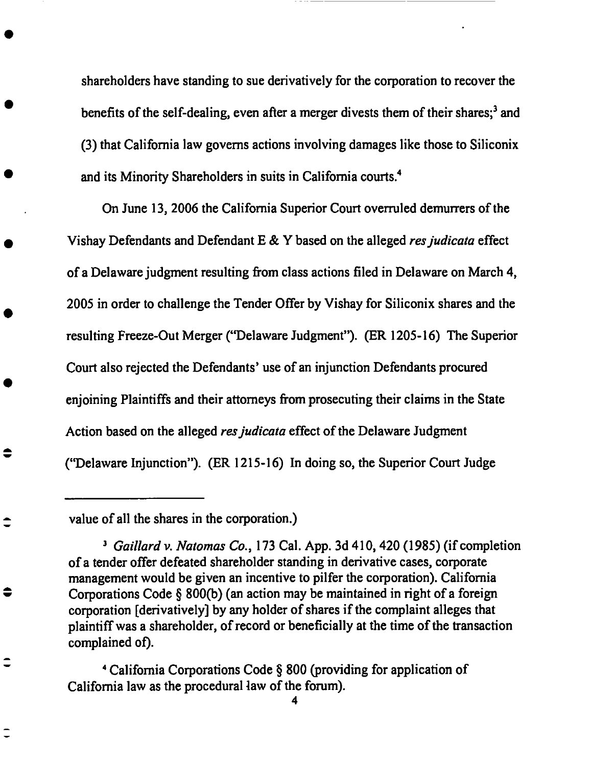shareholders have standing to sue derivatively for the corporation to recover the benefits of the self-dealing, even after a merger divests them of their shares;[3] and (3) that California law governs actions involving damages like those to Siliconix and its Minority Shareholders in suits in California courts.[4]

On June 13, 2006 the California Superior Court overruled demurrers of the Vishay Defendants and Defendant E & Y based on the alleged *res judicata* effect of a Delaware judgment resulting from class actions filed in Delaware on March 4, 2005 in order to challenge the Tender Offer by Vishay for Siliconix shares and the resulting Freeze-Out Merger ("Delaware Judgment"). (ER 1205-16) The Superior Court also rejected the Defendants' use of an injunction Defendants procured enjoining Plaintiffs and their attorneys from prosecuting their claims in the State Action based on the alleged *res judicata* effect of the Delaware Judgment ("Delaware Injunction"). (ER 1215-16) In doing so, the Superior Court Judge

---

value of all the shares in the corporation.)

[3] *Gaillard v. Natomas Co.*, 173 Cal. App. 3d 410, 420 (1985) (if completion of a tender offer defeated shareholder standing in derivative cases, corporate management would be given an incentive to pilfer the corporation). California Corporations Code § 800(b) (an action may be maintained in right of a foreign corporation [derivatively] by any holder of shares if the complaint alleges that plaintiff was a shareholder, of record or beneficially at the time of the transaction complained of).

[4] California Corporations Code § 800 (providing for application of California law as the procedural law of the forum).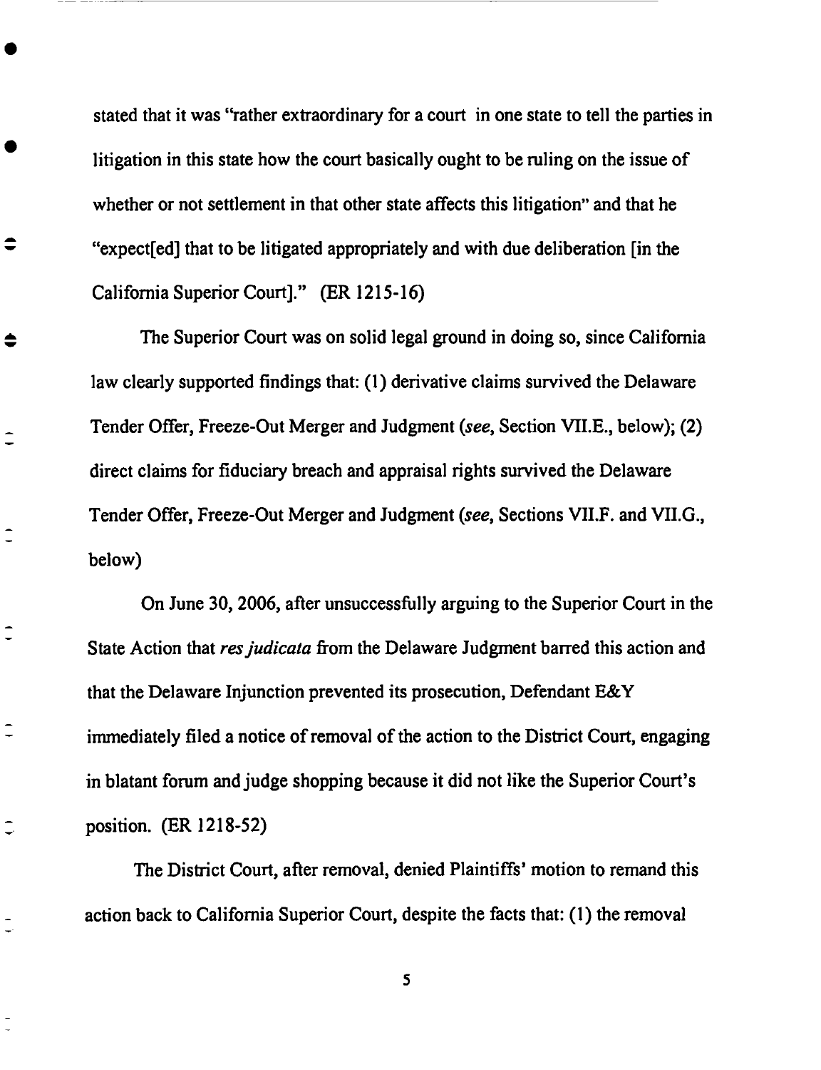stated that it was "rather extraordinary for a court in one state to tell the parties in litigation in this state how the court basically ought to be ruling on the issue of whether or not settlement in that other state affects this litigation" and that he "expect[ed] that to be litigated appropriately and with due deliberation [in the California Superior Court]." (ER 1215-16)

The Superior Court was on solid legal ground in doing so, since California law clearly supported findings that: (1) derivative claims survived the Delaware Tender Offer, Freeze-Out Merger and Judgment (*see*, Section VII.E., below); (2) direct claims for fiduciary breach and appraisal rights survived the Delaware Tender Offer, Freeze-Out Merger and Judgment (*see*, Sections VII.F. and VII.G., below)

On June 30, 2006, after unsuccessfully arguing to the Superior Court in the State Action that *res judicata* from the Delaware Judgment barred this action and that the Delaware Injunction prevented its prosecution, Defendant E&Y immediately filed a notice of removal of the action to the District Court, engaging in blatant forum and judge shopping because it did not like the Superior Court's position. (ER 1218-52)

The District Court, after removal, denied Plaintiffs' motion to remand this action back to California Superior Court, despite the facts that: (1) the removal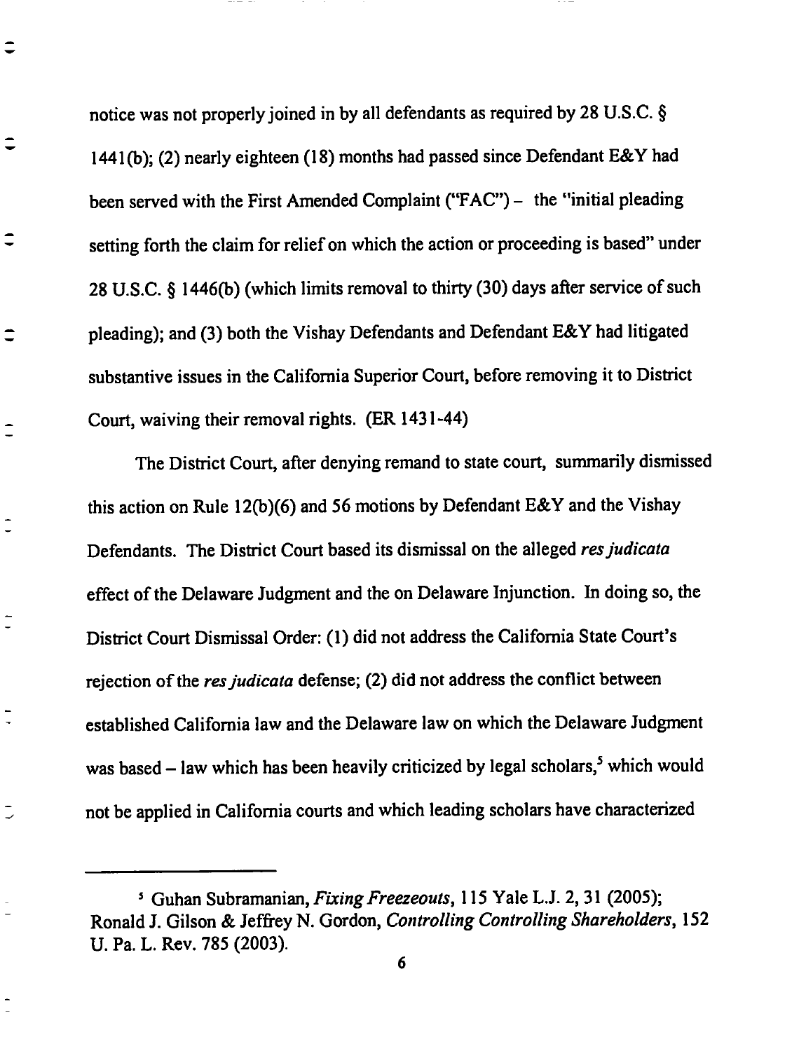notice was not properly joined in by all defendants as required by 28 U.S.C. § 1441(b); (2) nearly eighteen (18) months had passed since Defendant E&Y had been served with the First Amended Complaint ("FAC") – the "initial pleading setting forth the claim for relief on which the action or proceeding is based" under 28 U.S.C. § 1446(b) (which limits removal to thirty (30) days after service of such pleading); and (3) both the Vishay Defendants and Defendant E&Y had litigated substantive issues in the California Superior Court, before removing it to District Court, waiving their removal rights. (ER 1431-44)

The District Court, after denying remand to state court, summarily dismissed this action on Rule 12(b)(6) and 56 motions by Defendant E&Y and the Vishay Defendants. The District Court based its dismissal on the alleged *res judicata* effect of the Delaware Judgment and the on Delaware Injunction. In doing so, the District Court Dismissal Order: (1) did not address the California State Court's rejection of the *res judicata* defense; (2) did not address the conflict between established California law and the Delaware law on which the Delaware Judgment was based – law which has been heavily criticized by legal scholars,[5] which would not be applied in California courts and which leading scholars have characterized

---

[5] Guhan Subramanian, *Fixing Freezeouts*, 115 Yale L.J. 2, 31 (2005); Ronald J. Gilson & Jeffrey N. Gordon, *Controlling Controlling Shareholders*, 152 U. Pa. L. Rev. 785 (2003).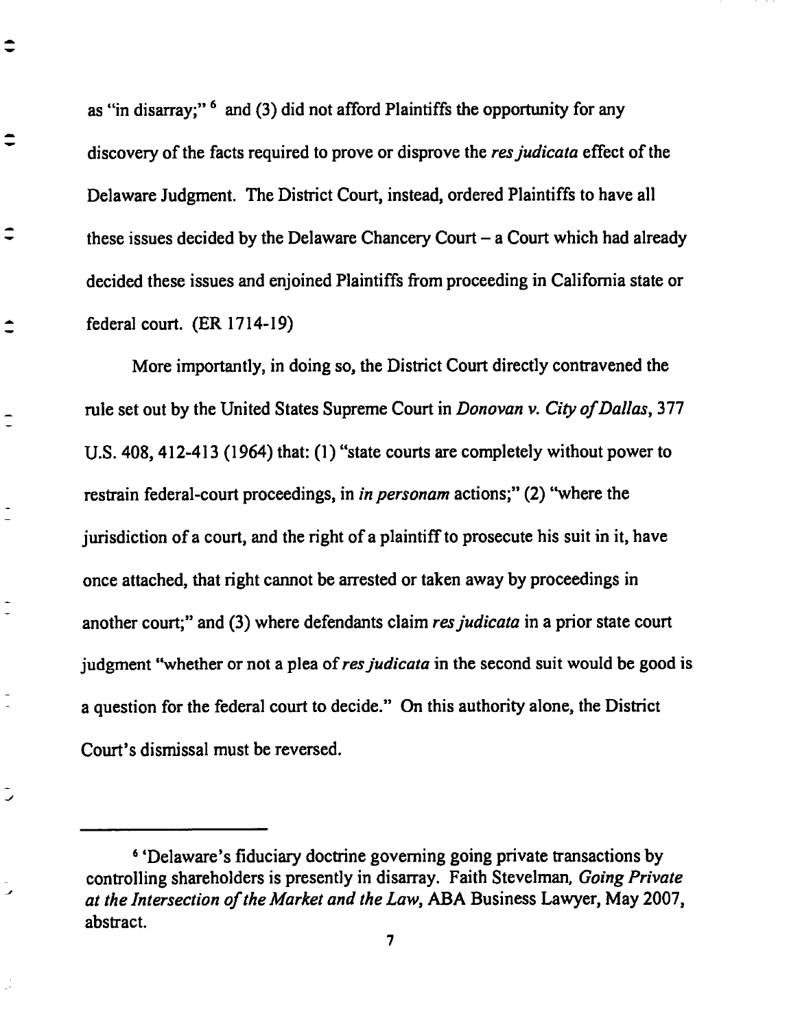as "in disarray;" [6] and (3) did not afford Plaintiffs the opportunity for any discovery of the facts required to prove or disprove the *res judicata* effect of the Delaware Judgment. The District Court, instead, ordered Plaintiffs to have all these issues decided by the Delaware Chancery Court – a Court which had already decided these issues and enjoined Plaintiffs from proceeding in California state or federal court. (ER 1714-19)

More importantly, in doing so, the District Court directly contravened the rule set out by the United States Supreme Court in *Donovan v. City of Dallas*, 377 U.S. 408, 412-413 (1964) that: (1) "state courts are completely without power to restrain federal-court proceedings, in *in personam* actions;" (2) "where the jurisdiction of a court, and the right of a plaintiff to prosecute his suit in it, have once attached, that right cannot be arrested or taken away by proceedings in another court;" and (3) where defendants claim *res judicata* in a prior state court judgment "whether or not a plea of *res judicata* in the second suit would be good is a question for the federal court to decide." On this authority alone, the District Court's dismissal must be reversed.

---

[6] 'Delaware's fiduciary doctrine governing going private transactions by controlling shareholders is presently in disarray. Faith Stevelman, *Going Private at the Intersection of the Market and the Law*, ABA Business Lawyer, May 2007, abstract.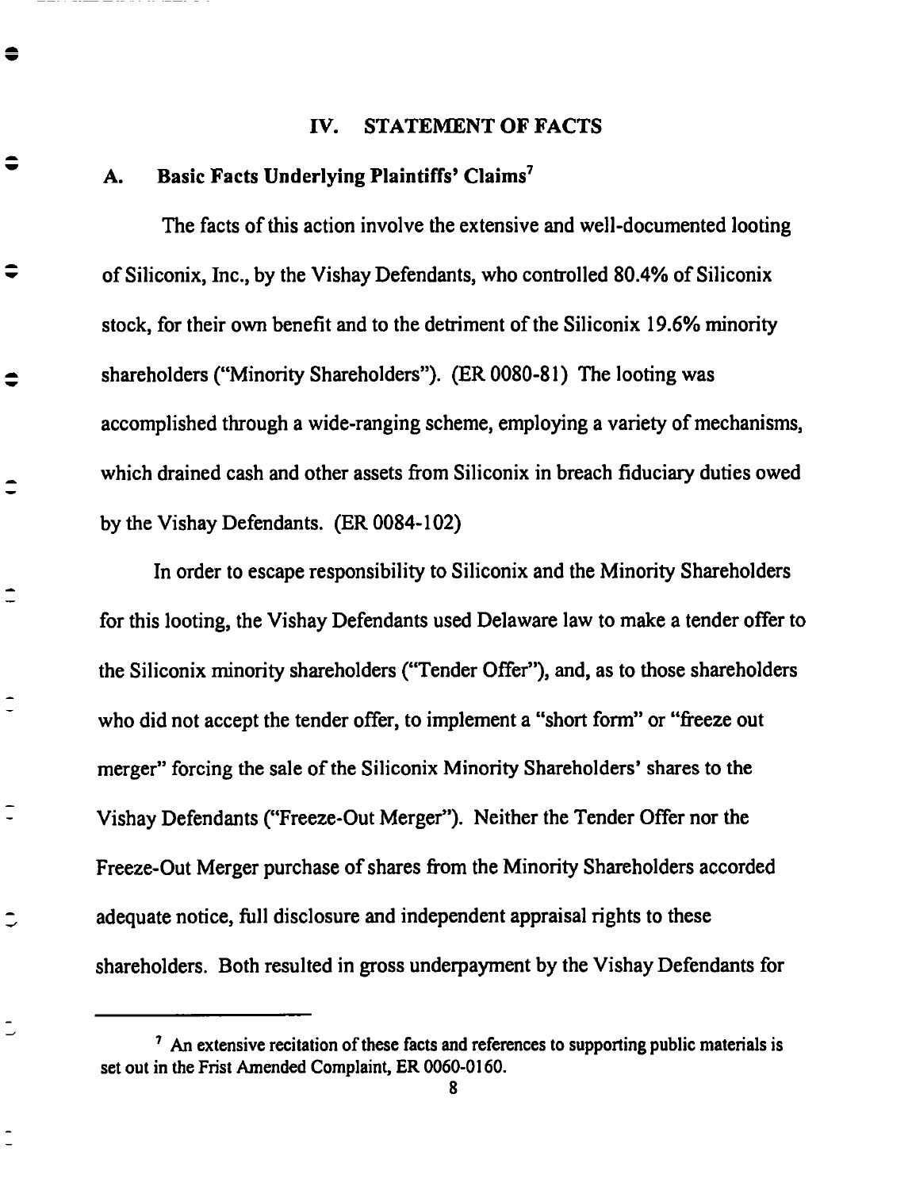## IV. STATEMENT OF FACTS

### A. Basic Facts Underlying Plaintiffs' Claims[7]

The facts of this action involve the extensive and well-documented looting of Siliconix, Inc., by the Vishay Defendants, who controlled 80.4% of Siliconix stock, for their own benefit and to the detriment of the Siliconix 19.6% minority shareholders ("Minority Shareholders"). (ER 0080-81) The looting was accomplished through a wide-ranging scheme, employing a variety of mechanisms, which drained cash and other assets from Siliconix in breach fiduciary duties owed by the Vishay Defendants. (ER 0084-102)

In order to escape responsibility to Siliconix and the Minority Shareholders for this looting, the Vishay Defendants used Delaware law to make a tender offer to the Siliconix minority shareholders ("Tender Offer"), and, as to those shareholders who did not accept the tender offer, to implement a "short form" or "freeze out merger" forcing the sale of the Siliconix Minority Shareholders' shares to the Vishay Defendants ("Freeze-Out Merger"). Neither the Tender Offer nor the Freeze-Out Merger purchase of shares from the Minority Shareholders accorded adequate notice, full disclosure and independent appraisal rights to these shareholders. Both resulted in gross underpayment by the Vishay Defendants for

---

[7] An extensive recitation of these facts and references to supporting public materials is set out in the Frist Amended Complaint, ER 0060-0160.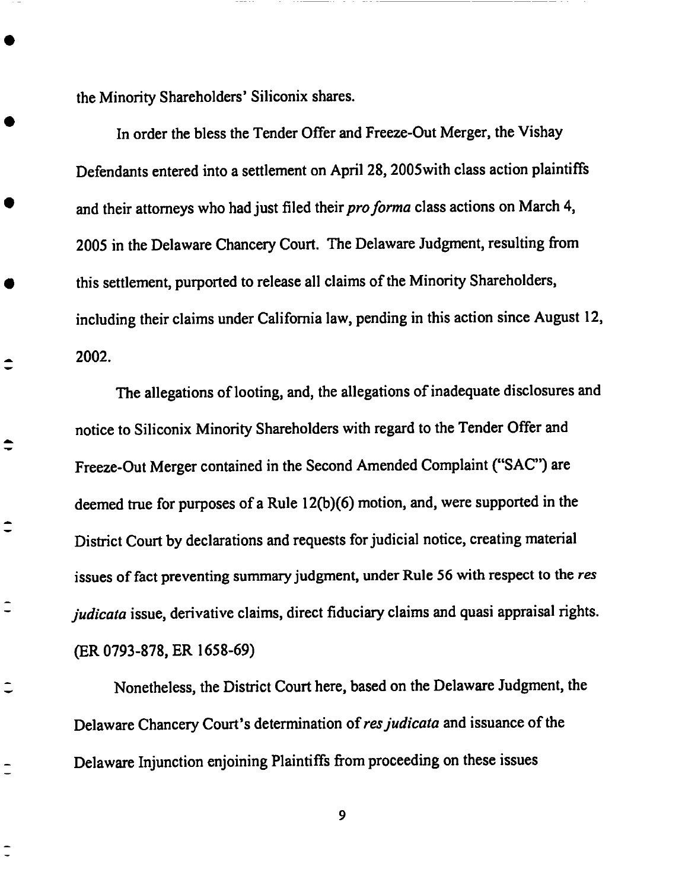the Minority Shareholders' Siliconix shares.

In order the bless the Tender Offer and Freeze-Out Merger, the Vishay Defendants entered into a settlement on April 28, 2005with class action plaintiffs and their attorneys who had just filed their *pro forma* class actions on March 4, 2005 in the Delaware Chancery Court. The Delaware Judgment, resulting from this settlement, purported to release all claims of the Minority Shareholders, including their claims under California law, pending in this action since August 12, 2002.

The allegations of looting, and, the allegations of inadequate disclosures and notice to Siliconix Minority Shareholders with regard to the Tender Offer and Freeze-Out Merger contained in the Second Amended Complaint ("SAC") are deemed true for purposes of a Rule 12(b)(6) motion, and, were supported in the District Court by declarations and requests for judicial notice, creating material issues of fact preventing summary judgment, under Rule 56 with respect to the *res judicata* issue, derivative claims, direct fiduciary claims and quasi appraisal rights. (ER 0793-878, ER 1658-69)

Nonetheless, the District Court here, based on the Delaware Judgment, the Delaware Chancery Court's determination of *res judicata* and issuance of the Delaware Injunction enjoining Plaintiffs from proceeding on these issues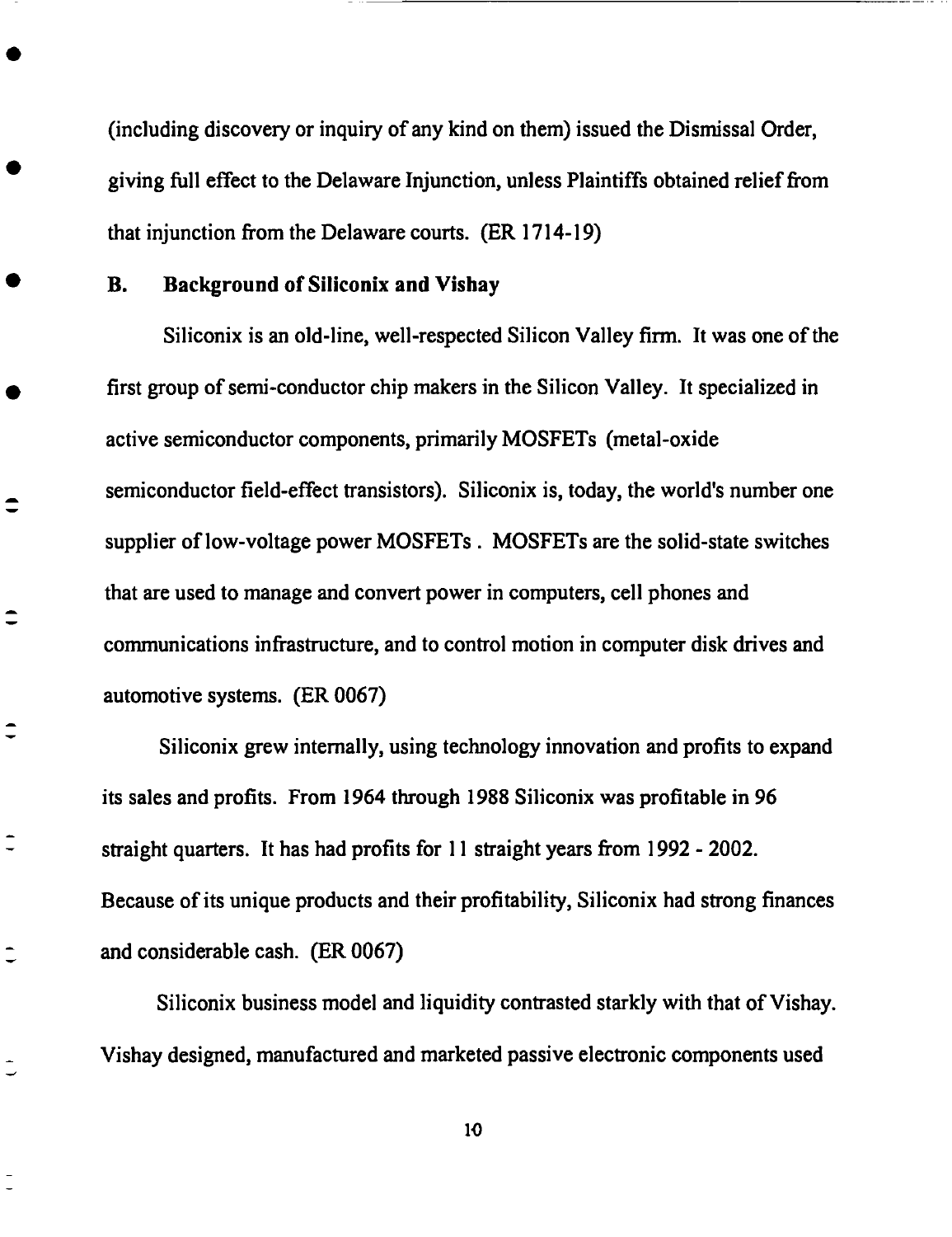(including discovery or inquiry of any kind on them) issued the Dismissal Order, giving full effect to the Delaware Injunction, unless Plaintiffs obtained relief from that injunction from the Delaware courts. (ER 1714-19)

### B. Background of Siliconix and Vishay

Siliconix is an old-line, well-respected Silicon Valley firm. It was one of the first group of semi-conductor chip makers in the Silicon Valley. It specialized in active semiconductor components, primarily MOSFETs (metal-oxide semiconductor field-effect transistors). Siliconix is, today, the world's number one supplier of low-voltage power MOSFETs . MOSFETs are the solid-state switches that are used to manage and convert power in computers, cell phones and communications infrastructure, and to control motion in computer disk drives and automotive systems. (ER 0067)

Siliconix grew internally, using technology innovation and profits to expand its sales and profits. From 1964 through 1988 Siliconix was profitable in 96 straight quarters. It has had profits for 11 straight years from 1992 - 2002. Because of its unique products and their profitability, Siliconix had strong finances and considerable cash. (ER 0067)

Siliconix business model and liquidity contrasted starkly with that of Vishay. Vishay designed, manufactured and marketed passive electronic components used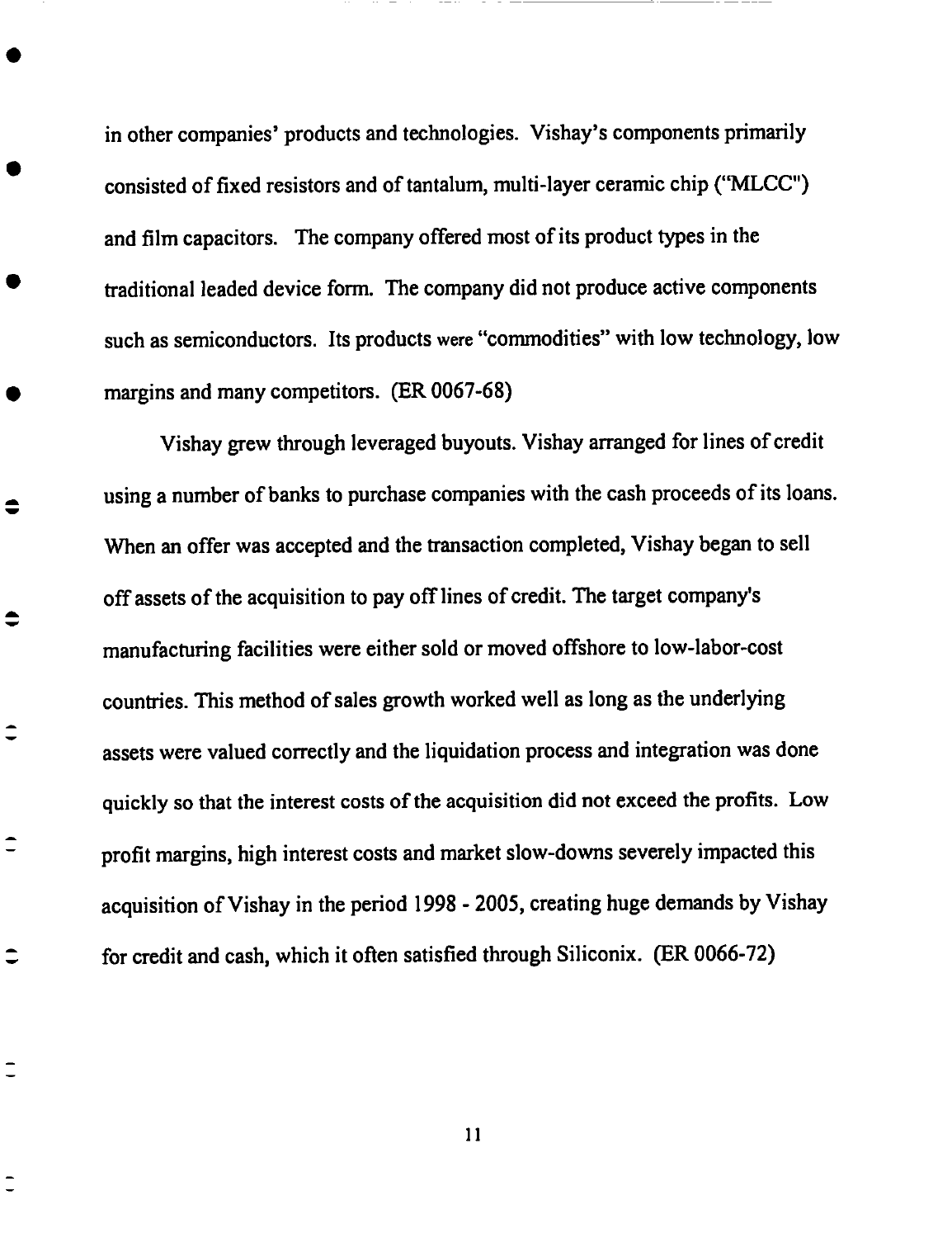in other companies' products and technologies. Vishay's components primarily consisted of fixed resistors and of tantalum, multi-layer ceramic chip ("MLCC") and film capacitors. The company offered most of its product types in the traditional leaded device form. The company did not produce active components such as semiconductors. Its products were "commodities" with low technology, low margins and many competitors. (ER 0067-68)

Vishay grew through leveraged buyouts. Vishay arranged for lines of credit using a number of banks to purchase companies with the cash proceeds of its loans. When an offer was accepted and the transaction completed, Vishay began to sell off assets of the acquisition to pay off lines of credit. The target company's manufacturing facilities were either sold or moved offshore to low-labor-cost countries. This method of sales growth worked well as long as the underlying assets were valued correctly and the liquidation process and integration was done quickly so that the interest costs of the acquisition did not exceed the profits. Low profit margins, high interest costs and market slow-downs severely impacted this acquisition of Vishay in the period 1998 - 2005, creating huge demands by Vishay for credit and cash, which it often satisfied through Siliconix. (ER 0066-72)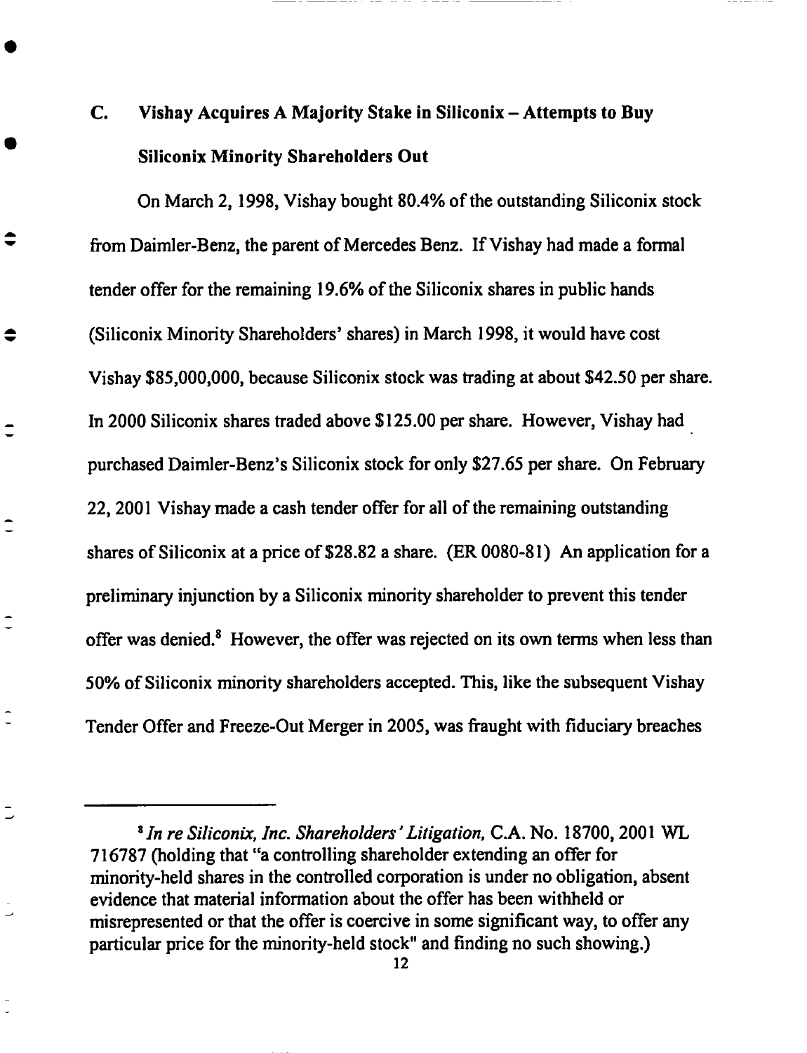### C. Vishay Acquires A Majority Stake in Siliconix – Attempts to Buy Siliconix Minority Shareholders Out

On March 2, 1998, Vishay bought 80.4% of the outstanding Siliconix stock from Daimler-Benz, the parent of Mercedes Benz. If Vishay had made a formal tender offer for the remaining 19.6% of the Siliconix shares in public hands (Siliconix Minority Shareholders' shares) in March 1998, it would have cost Vishay $85,000,000, because Siliconix stock was trading at about $42.50 per share. In 2000 Siliconix shares traded above $125.00 per share. However, Vishay had purchased Daimler-Benz's Siliconix stock for only $27.65 per share. On February 22, 2001 Vishay made a cash tender offer for all of the remaining outstanding shares of Siliconix at a price of $28.82 a share. (ER 0080-81) An application for a preliminary injunction by a Siliconix minority shareholder to prevent this tender offer was denied.[8] However, the offer was rejected on its own terms when less than 50% of Siliconix minority shareholders accepted. This, like the subsequent Vishay Tender Offer and Freeze-Out Merger in 2005, was fraught with fiduciary breaches

---

[8] *In re Siliconix, Inc. Shareholders' Litigation,* C.A. No. 18700, 2001 WL 716787 (holding that "a controlling shareholder extending an offer for minority-held shares in the controlled corporation is under no obligation, absent evidence that material information about the offer has been withheld or misrepresented or that the offer is coercive in some significant way, to offer any particular price for the minority-held stock" and finding no such showing.)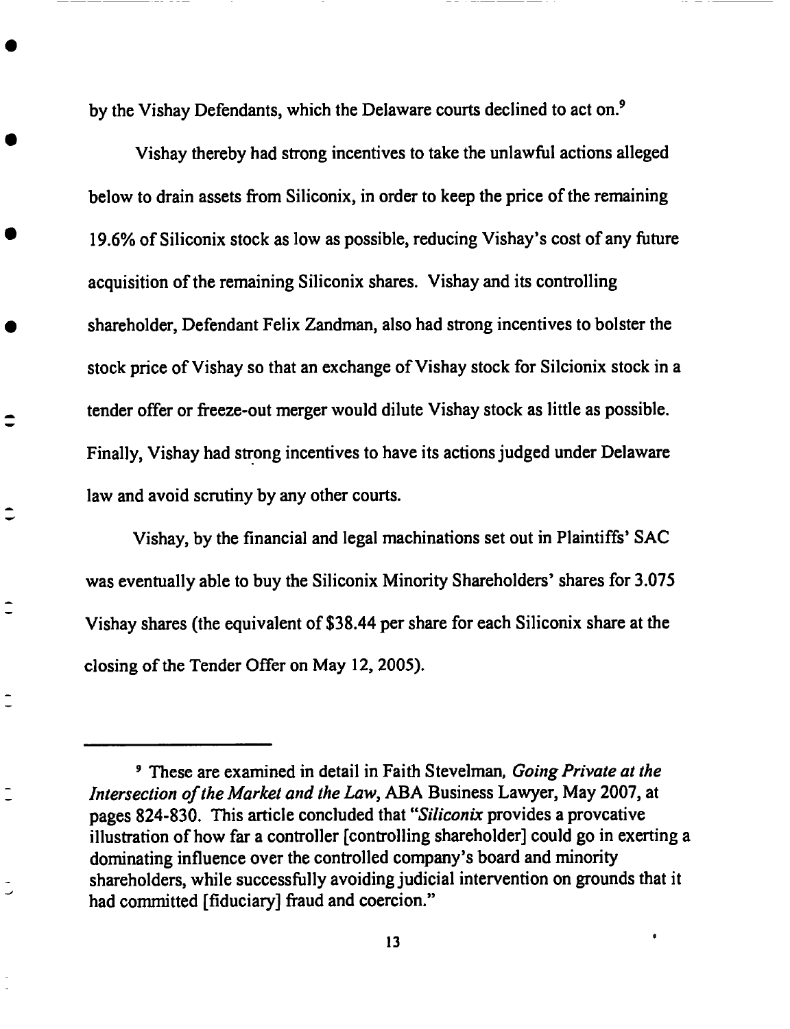by the Vishay Defendants, which the Delaware courts declined to act on.[9]

Vishay thereby had strong incentives to take the unlawful actions alleged below to drain assets from Siliconix, in order to keep the price of the remaining 19.6% of Siliconix stock as low as possible, reducing Vishay's cost of any future acquisition of the remaining Siliconix shares. Vishay and its controlling shareholder, Defendant Felix Zandman, also had strong incentives to bolster the stock price of Vishay so that an exchange of Vishay stock for Silcionix stock in a tender offer or freeze-out merger would dilute Vishay stock as little as possible. Finally, Vishay had strong incentives to have its actions judged under Delaware law and avoid scrutiny by any other courts.

Vishay, by the financial and legal machinations set out in Plaintiffs' SAC was eventually able to buy the Siliconix Minority Shareholders' shares for 3.075 Vishay shares (the equivalent of $38.44 per share for each Siliconix share at the closing of the Tender Offer on May 12, 2005).

---

[9] These are examined in detail in Faith Stevelman, *Going Private at the Intersection of the Market and the Law*, ABA Business Lawyer, May 2007, at pages 824-830. This article concluded that "*Siliconix* provides a provcative illustration of how far a controller [controlling shareholder] could go in exerting a dominating influence over the controlled company's board and minority shareholders, while successfully avoiding judicial intervention on grounds that it had committed [fiduciary] fraud and coercion."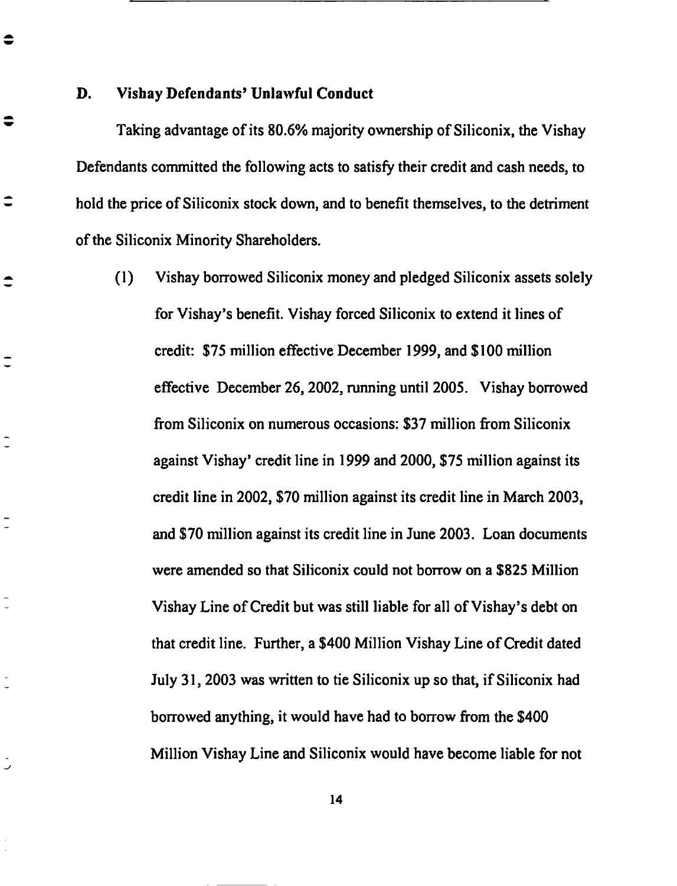### D. Vishay Defendants' Unlawful Conduct

Taking advantage of its 80.6% majority ownership of Siliconix, the Vishay Defendants committed the following acts to satisfy their credit and cash needs, to hold the price of Siliconix stock down, and to benefit themselves, to the detriment of the Siliconix Minority Shareholders.

(1) Vishay borrowed Siliconix money and pledged Siliconix assets solely for Vishay's benefit. Vishay forced Siliconix to extend it lines of credit: $75 million effective December 1999, and $100 million effective December 26, 2002, running until 2005. Vishay borrowed from Siliconix on numerous occasions: $37 million from Siliconix against Vishay' credit line in 1999 and 2000, $75 million against its credit line in 2002, $70 million against its credit line in March 2003, and $70 million against its credit line in June 2003. Loan documents were amended so that Siliconix could not borrow on a $825 Million Vishay Line of Credit but was still liable for all of Vishay's debt on that credit line. Further, a $400 Million Vishay Line of Credit dated July 31, 2003 was written to tie Siliconix up so that, if Siliconix had borrowed anything, it would have had to borrow from the $400 Million Vishay Line and Siliconix would have become liable for not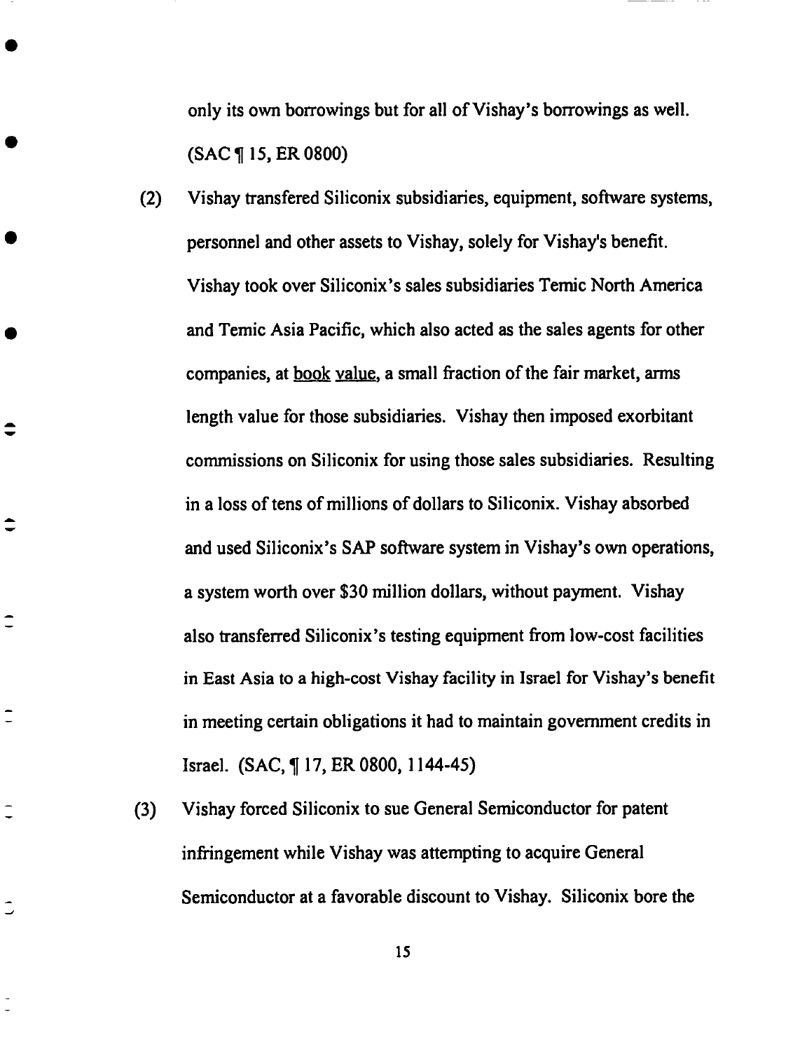only its own borrowings but for all of Vishay's borrowings as well. (SAC ¶ 15, ER 0800)

(2) Vishay transfered Siliconix subsidiaries, equipment, software systems, personnel and other assets to Vishay, solely for Vishay's benefit. Vishay took over Siliconix's sales subsidiaries Temic North America and Temic Asia Pacific, which also acted as the sales agents for other companies, at book value, a small fraction of the fair market, arms length value for those subsidiaries. Vishay then imposed exorbitant commissions on Siliconix for using those sales subsidiaries. Resulting in a loss of tens of millions of dollars to Siliconix. Vishay absorbed and used Siliconix's SAP software system in Vishay's own operations, a system worth over $30 million dollars, without payment. Vishay also transferred Siliconix's testing equipment from low-cost facilities in East Asia to a high-cost Vishay facility in Israel for Vishay's benefit in meeting certain obligations it had to maintain government credits in Israel. (SAC, ¶ 17, ER 0800, 1144-45)

(3) Vishay forced Siliconix to sue General Semiconductor for patent infringement while Vishay was attempting to acquire General Semiconductor at a favorable discount to Vishay. Siliconix bore the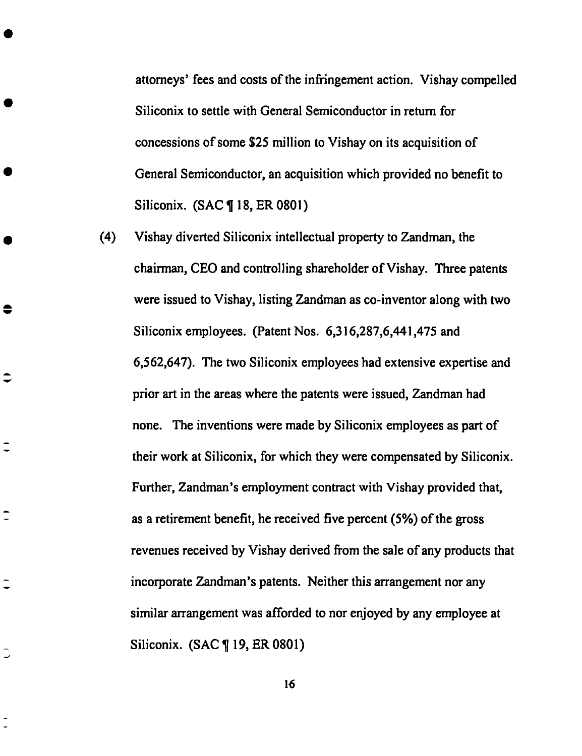attorneys' fees and costs of the infringement action. Vishay compelled Siliconix to settle with General Semiconductor in return for concessions of some $25 million to Vishay on its acquisition of General Semiconductor, an acquisition which provided no benefit to Siliconix. (SAC ¶ 18, ER 0801)

(4) Vishay diverted Siliconix intellectual property to Zandman, the chairman, CEO and controlling shareholder of Vishay. Three patents were issued to Vishay, listing Zandman as co-inventor along with two Siliconix employees. (Patent Nos. 6,316,287,6,441,475 and 6,562,647). The two Siliconix employees had extensive expertise and prior art in the areas where the patents were issued, Zandman had none. The inventions were made by Siliconix employees as part of their work at Siliconix, for which they were compensated by Siliconix. Further, Zandman's employment contract with Vishay provided that, as a retirement benefit, he received five percent (5%) of the gross revenues received by Vishay derived from the sale of any products that incorporate Zandman's patents. Neither this arrangement nor any similar arrangement was afforded to nor enjoyed by any employee at Siliconix. (SAC ¶ 19, ER 0801)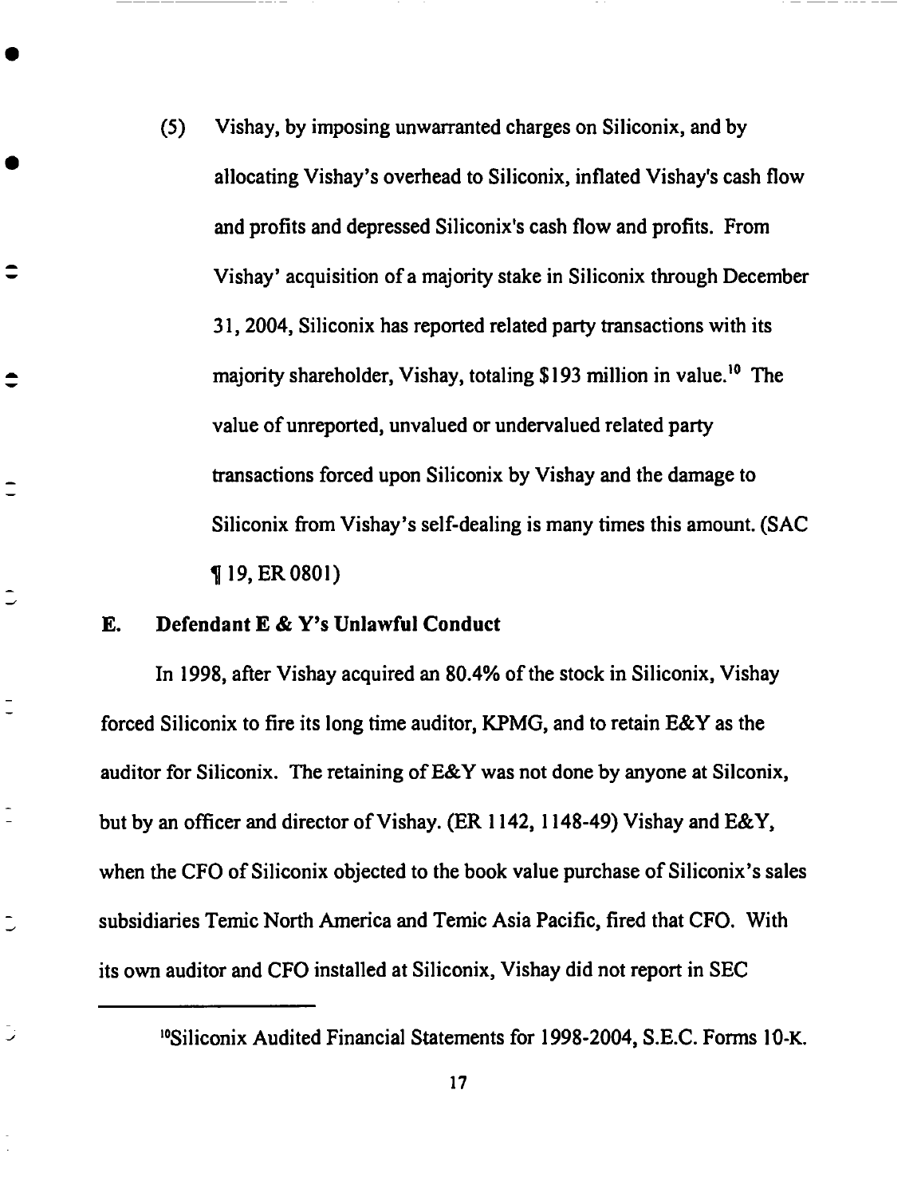(5) Vishay, by imposing unwarranted charges on Siliconix, and by allocating Vishay's overhead to Siliconix, inflated Vishay's cash flow and profits and depressed Siliconix's cash flow and profits. From Vishay' acquisition of a majority stake in Siliconix through December 31, 2004, Siliconix has reported related party transactions with its majority shareholder, Vishay, totaling $193 million in value.[10] The value of unreported, unvalued or undervalued related party transactions forced upon Siliconix by Vishay and the damage to Siliconix from Vishay's self-dealing is many times this amount. (SAC ¶ 19, ER 0801)

## E. Defendant E & Y's Unlawful Conduct

In 1998, after Vishay acquired an 80.4% of the stock in Siliconix, Vishay forced Siliconix to fire its long time auditor, KPMG, and to retain E&Y as the auditor for Siliconix. The retaining of E&Y was not done by anyone at Silconix, but by an officer and director of Vishay. (ER 1142, 1148-49) Vishay and E&Y, when the CFO of Siliconix objected to the book value purchase of Siliconix's sales subsidiaries Temic North America and Temic Asia Pacific, fired that CFO. With its own auditor and CFO installed at Siliconix, Vishay did not report in SEC

---

[10] Siliconix Audited Financial Statements for 1998-2004, S.E.C. Forms 10-K.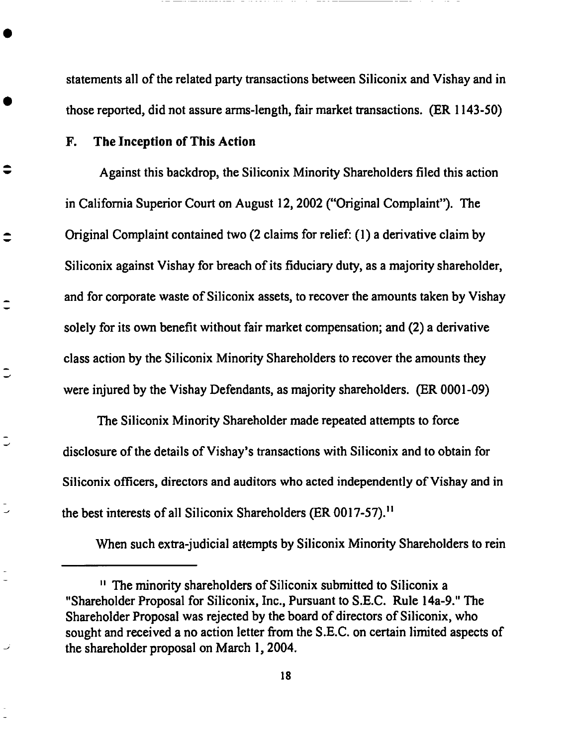statements all of the related party transactions between Siliconix and Vishay and in those reported, did not assure arms-length, fair market transactions. (ER 1143-50)

### F. The Inception of This Action

Against this backdrop, the Siliconix Minority Shareholders filed this action in California Superior Court on August 12, 2002 ("Original Complaint"). The Original Complaint contained two (2 claims for relief: (1) a derivative claim by Siliconix against Vishay for breach of its fiduciary duty, as a majority shareholder, and for corporate waste of Siliconix assets, to recover the amounts taken by Vishay solely for its own benefit without fair market compensation; and (2) a derivative class action by the Siliconix Minority Shareholders to recover the amounts they were injured by the Vishay Defendants, as majority shareholders. (ER 0001-09)

The Siliconix Minority Shareholder made repeated attempts to force disclosure of the details of Vishay's transactions with Siliconix and to obtain for Siliconix officers, directors and auditors who acted independently of Vishay and in the best interests of all Siliconix Shareholders (ER 0017-57).[11]

When such extra-judicial attempts by Siliconix Minority Shareholders to rein

---

[11] The minority shareholders of Siliconix submitted to Siliconix a "Shareholder Proposal for Siliconix, Inc., Pursuant to S.E.C. Rule 14a-9." The Shareholder Proposal was rejected by the board of directors of Siliconix, who sought and received a no action letter from the S.E.C. on certain limited aspects of the shareholder proposal on March 1, 2004.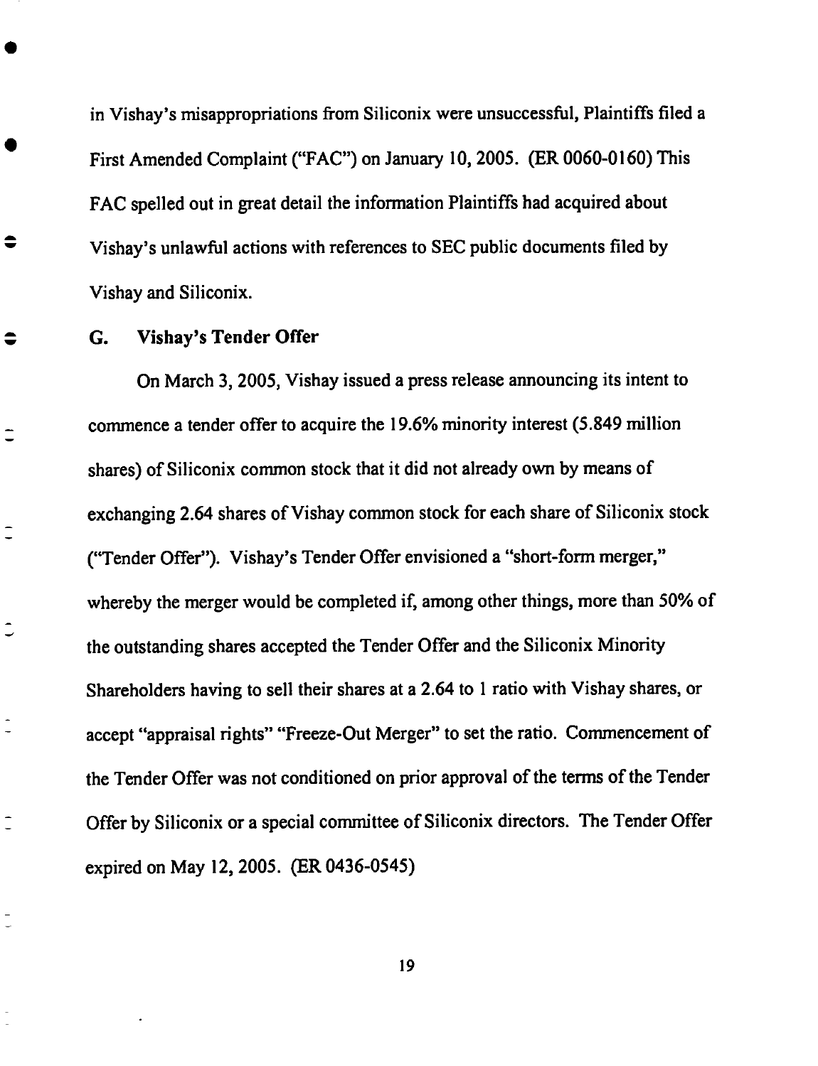in Vishay's misappropriations from Siliconix were unsuccessful, Plaintiffs filed a First Amended Complaint ("FAC") on January 10, 2005. (ER 0060-0160) This FAC spelled out in great detail the information Plaintiffs had acquired about Vishay's unlawful actions with references to SEC public documents filed by Vishay and Siliconix.

### G. Vishay's Tender Offer

On March 3, 2005, Vishay issued a press release announcing its intent to commence a tender offer to acquire the 19.6% minority interest (5.849 million shares) of Siliconix common stock that it did not already own by means of exchanging 2.64 shares of Vishay common stock for each share of Siliconix stock ("Tender Offer"). Vishay's Tender Offer envisioned a "short-form merger," whereby the merger would be completed if, among other things, more than 50% of the outstanding shares accepted the Tender Offer and the Siliconix Minority Shareholders having to sell their shares at a 2.64 to 1 ratio with Vishay shares, or accept "appraisal rights" "Freeze-Out Merger" to set the ratio. Commencement of the Tender Offer was not conditioned on prior approval of the terms of the Tender Offer by Siliconix or a special committee of Siliconix directors. The Tender Offer expired on May 12, 2005. (ER 0436-0545)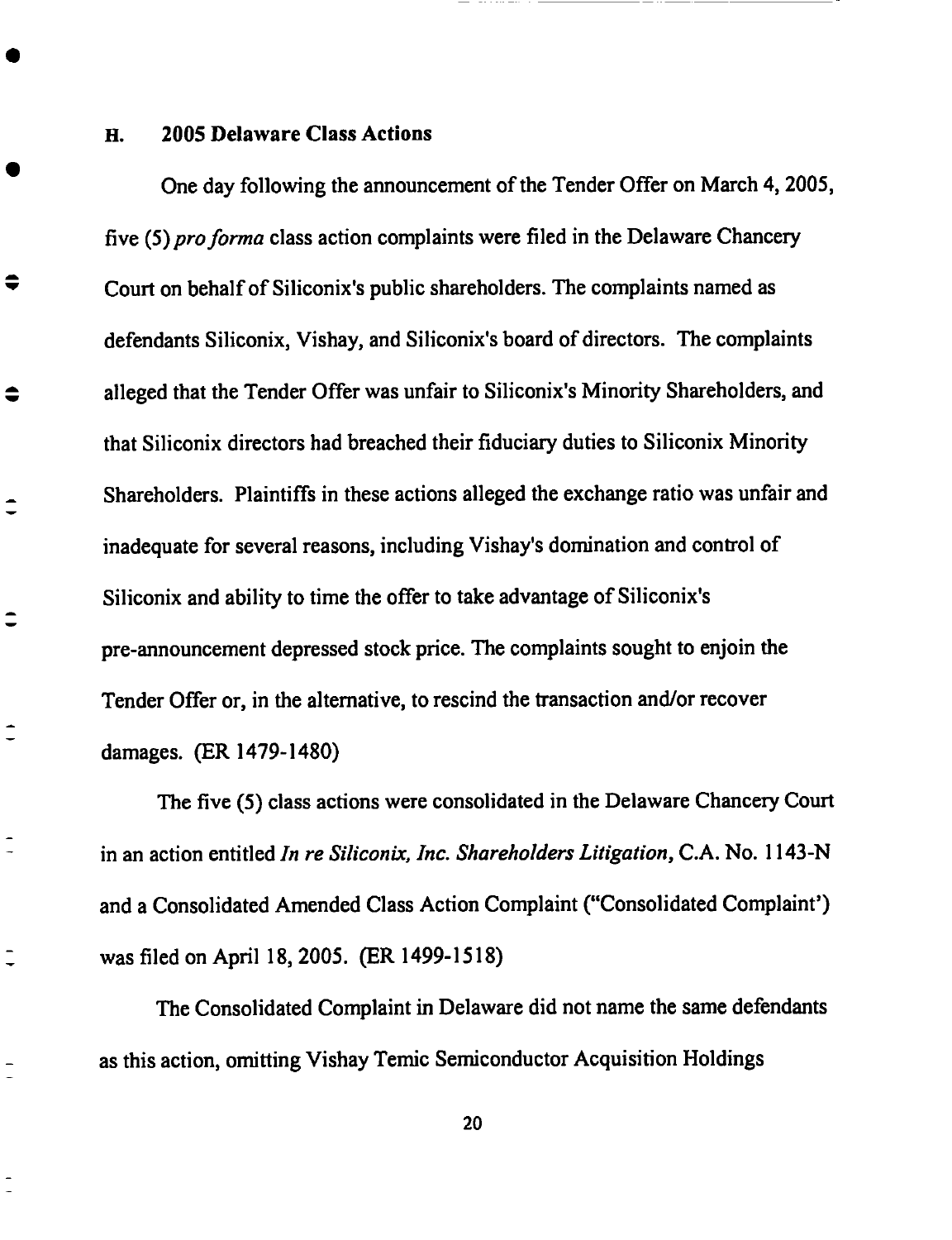## H. 2005 Delaware Class Actions

One day following the announcement of the Tender Offer on March 4, 2005, five (5) *pro forma* class action complaints were filed in the Delaware Chancery Court on behalf of Siliconix's public shareholders. The complaints named as defendants Siliconix, Vishay, and Siliconix's board of directors. The complaints alleged that the Tender Offer was unfair to Siliconix's Minority Shareholders, and that Siliconix directors had breached their fiduciary duties to Siliconix Minority Shareholders. Plaintiffs in these actions alleged the exchange ratio was unfair and inadequate for several reasons, including Vishay's domination and control of Siliconix and ability to time the offer to take advantage of Siliconix's pre-announcement depressed stock price. The complaints sought to enjoin the Tender Offer or, in the alternative, to rescind the transaction and/or recover damages. (ER 1479-1480)

The five (5) class actions were consolidated in the Delaware Chancery Court in an action entitled *In re Siliconix, Inc. Shareholders Litigation*, C.A. No. 1143-N and a Consolidated Amended Class Action Complaint ("Consolidated Complaint') was filed on April 18, 2005. (ER 1499-1518)

The Consolidated Complaint in Delaware did not name the same defendants as this action, omitting Vishay Temic Semiconductor Acquisition Holdings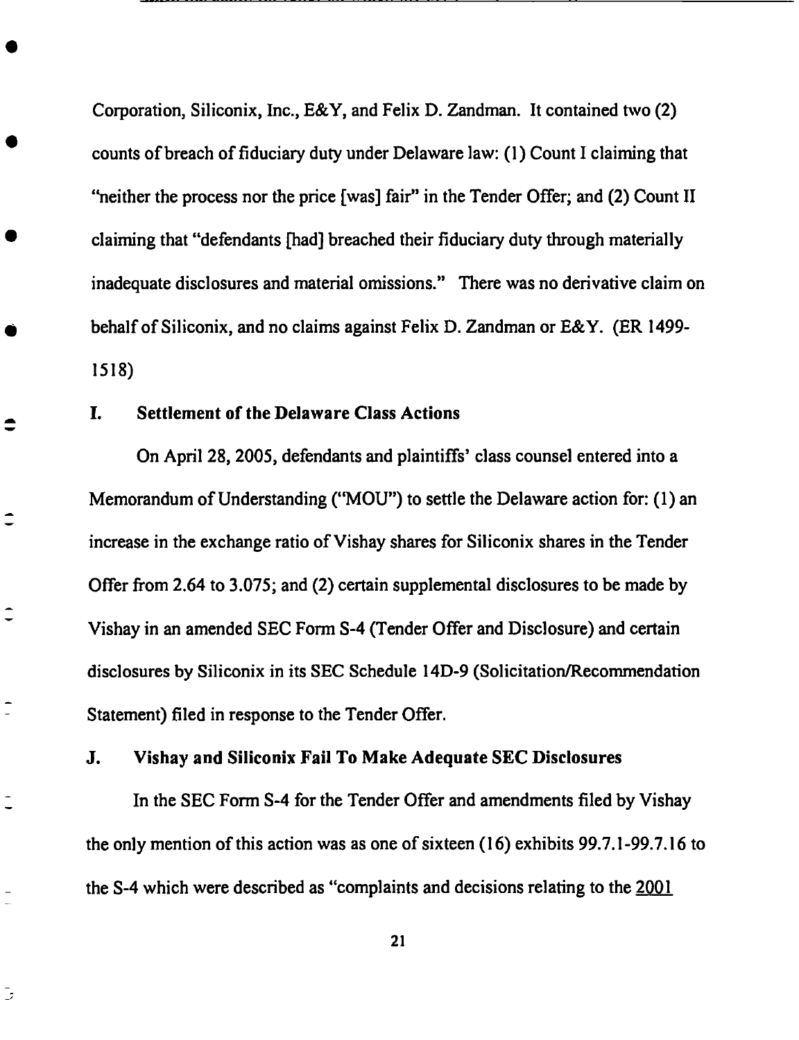Corporation, Siliconix, Inc., E&Y, and Felix D. Zandman. It contained two (2) counts of breach of fiduciary duty under Delaware law: (1) Count I claiming that "neither the process nor the price [was] fair" in the Tender Offer; and (2) Count II claiming that "defendants [had] breached their fiduciary duty through materially inadequate disclosures and material omissions." There was no derivative claim on behalf of Siliconix, and no claims against Felix D. Zandman or E&Y. (ER 1499-1518)

### I. Settlement of the Delaware Class Actions

On April 28, 2005, defendants and plaintiffs' class counsel entered into a Memorandum of Understanding ("MOU") to settle the Delaware action for: (1) an increase in the exchange ratio of Vishay shares for Siliconix shares in the Tender Offer from 2.64 to 3.075; and (2) certain supplemental disclosures to be made by Vishay in an amended SEC Form S-4 (Tender Offer and Disclosure) and certain disclosures by Siliconix in its SEC Schedule 14D-9 (Solicitation/Recommendation Statement) filed in response to the Tender Offer.

### J. Vishay and Siliconix Fail To Make Adequate SEC Disclosures

In the SEC Form S-4 for the Tender Offer and amendments filed by Vishay the only mention of this action was as one of sixteen (16) exhibits 99.7.1-99.7.16 to the S-4 which were described as "complaints and decisions relating to the <u>2001</u>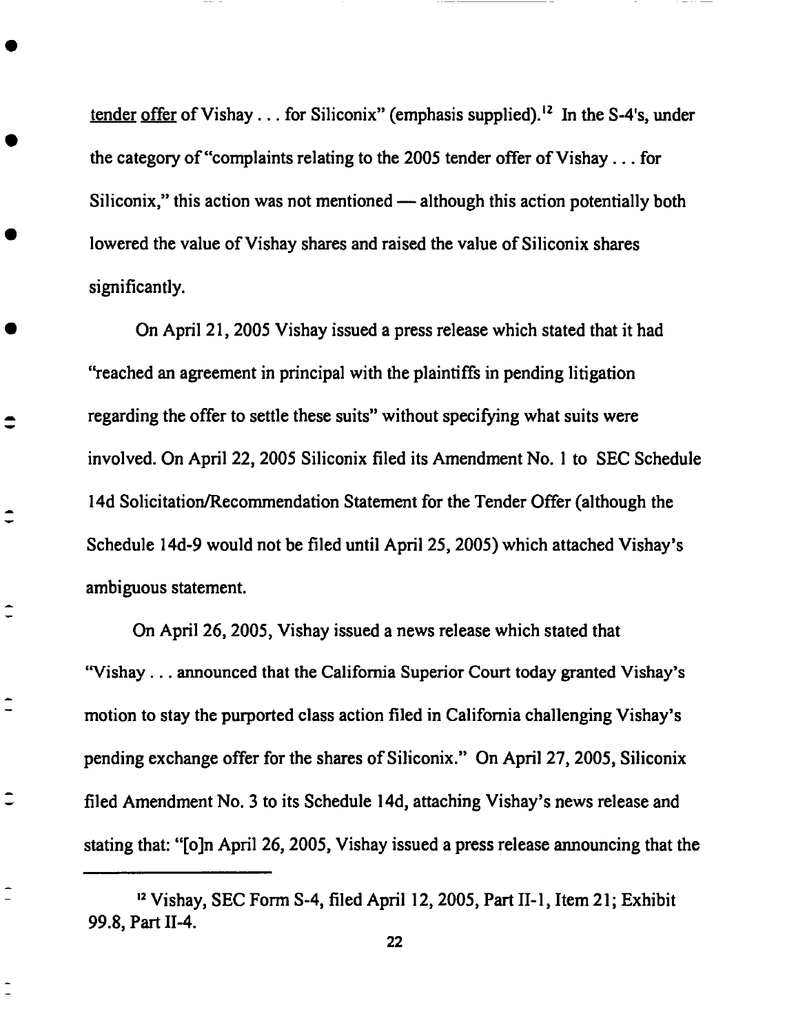<u>tender</u> <u>offer</u> of Vishay . . . for Siliconix" (emphasis supplied).[12] In the S-4's, under the category of "complaints relating to the 2005 tender offer of Vishay . . . for Siliconix," this action was not mentioned — although this action potentially both lowered the value of Vishay shares and raised the value of Siliconix shares significantly.

On April 21, 2005 Vishay issued a press release which stated that it had "reached an agreement in principal with the plaintiffs in pending litigation regarding the offer to settle these suits" without specifying what suits were involved. On April 22, 2005 Siliconix filed its Amendment No. 1 to SEC Schedule 14d Solicitation/Recommendation Statement for the Tender Offer (although the Schedule 14d-9 would not be filed until April 25, 2005) which attached Vishay's ambiguous statement.

On April 26, 2005, Vishay issued a news release which stated that "Vishay . . . announced that the California Superior Court today granted Vishay's motion to stay the purported class action filed in California challenging Vishay's pending exchange offer for the shares of Siliconix." On April 27, 2005, Siliconix filed Amendment No. 3 to its Schedule 14d, attaching Vishay's news release and stating that: "[o]n April 26, 2005, Vishay issued a press release announcing that the

---

[12] Vishay, SEC Form S-4, filed April 12, 2005, Part II-1, Item 21; Exhibit 99.8, Part II-4.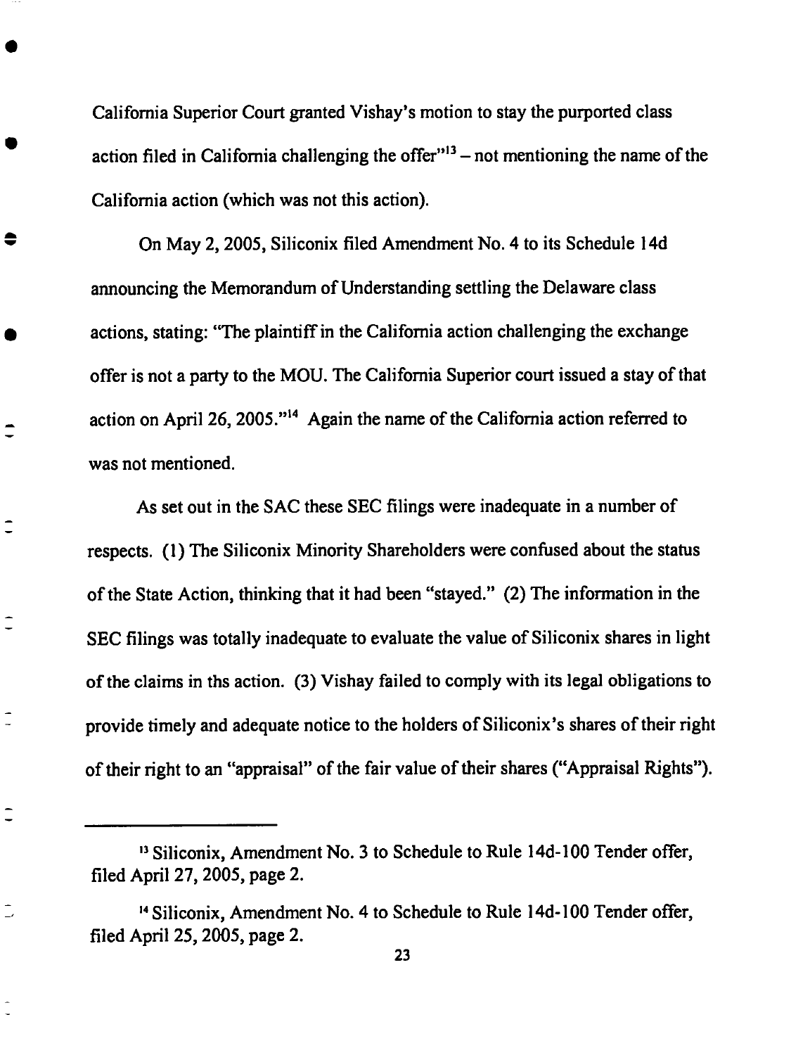California Superior Court granted Vishay's motion to stay the purported class action filed in California challenging the offer"[13] – not mentioning the name of the California action (which was not this action).

On May 2, 2005, Siliconix filed Amendment No. 4 to its Schedule 14d announcing the Memorandum of Understanding settling the Delaware class actions, stating: "The plaintiff in the California action challenging the exchange offer is not a party to the MOU. The California Superior court issued a stay of that action on April 26, 2005."[14] Again the name of the California action referred to was not mentioned.

As set out in the SAC these SEC filings were inadequate in a number of respects. (1) The Siliconix Minority Shareholders were confused about the status of the State Action, thinking that it had been "stayed." (2) The information in the SEC filings was totally inadequate to evaluate the value of Siliconix shares in light of the claims in ths action. (3) Vishay failed to comply with its legal obligations to provide timely and adequate notice to the holders of Siliconix's shares of their right of their right to an "appraisal" of the fair value of their shares ("Appraisal Rights").

---

[13] Siliconix, Amendment No. 3 to Schedule to Rule 14d-100 Tender offer, filed April 27, 2005, page 2.

[14] Siliconix, Amendment No. 4 to Schedule to Rule 14d-100 Tender offer, filed April 25, 2005, page 2.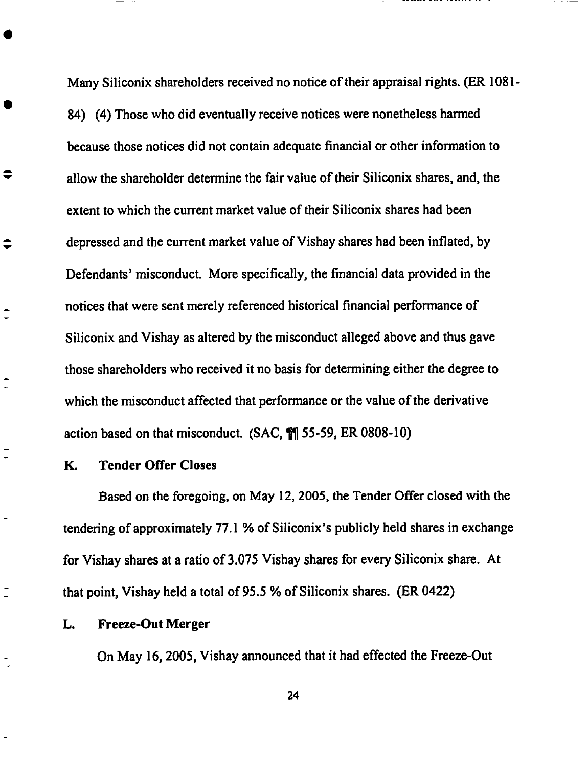Many Siliconix shareholders received no notice of their appraisal rights. (ER 1081-84) (4) Those who did eventually receive notices were nonetheless harmed because those notices did not contain adequate financial or other information to allow the shareholder determine the fair value of their Siliconix shares, and, the extent to which the current market value of their Siliconix shares had been depressed and the current market value of Vishay shares had been inflated, by Defendants' misconduct. More specifically, the financial data provided in the notices that were sent merely referenced historical financial performance of Siliconix and Vishay as altered by the misconduct alleged above and thus gave those shareholders who received it no basis for determining either the degree to which the misconduct affected that performance or the value of the derivative action based on that misconduct. (SAC, ¶¶ 55-59, ER 0808-10)

### K. Tender Offer Closes

Based on the foregoing, on May 12, 2005, the Tender Offer closed with the tendering of approximately 77.1 % of Siliconix's publicly held shares in exchange for Vishay shares at a ratio of 3.075 Vishay shares for every Siliconix share. At that point, Vishay held a total of 95.5 % of Siliconix shares. (ER 0422)

### L. Freeze-Out Merger

On May 16, 2005, Vishay announced that it had effected the Freeze-Out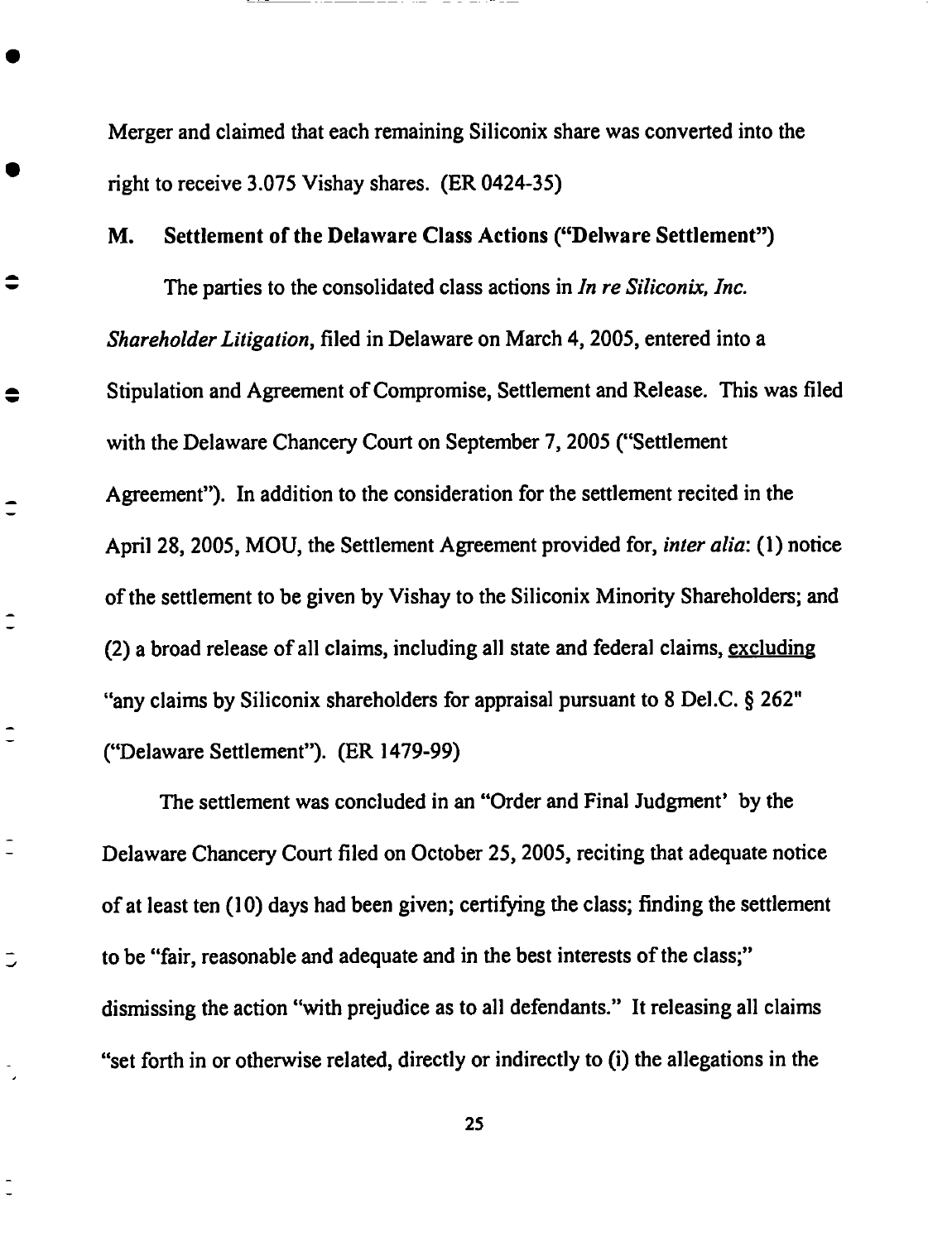Merger and claimed that each remaining Siliconix share was converted into the right to receive 3.075 Vishay shares. (ER 0424-35)

### M. Settlement of the Delaware Class Actions ("Delware Settlement")

The parties to the consolidated class actions in *In re Siliconix, Inc. Shareholder Litigation*, filed in Delaware on March 4, 2005, entered into a Stipulation and Agreement of Compromise, Settlement and Release. This was filed with the Delaware Chancery Court on September 7, 2005 ("Settlement Agreement"). In addition to the consideration for the settlement recited in the April 28, 2005, MOU, the Settlement Agreement provided for, *inter alia*: (1) notice of the settlement to be given by Vishay to the Siliconix Minority Shareholders; and (2) a broad release of all claims, including all state and federal claims, <u>excluding</u> "any claims by Siliconix shareholders for appraisal pursuant to 8 Del.C. § 262" ("Delaware Settlement"). (ER 1479-99)

The settlement was concluded in an "Order and Final Judgment' by the Delaware Chancery Court filed on October 25, 2005, reciting that adequate notice of at least ten (10) days had been given; certifying the class; finding the settlement to be "fair, reasonable and adequate and in the best interests of the class;" dismissing the action "with prejudice as to all defendants." It releasing all claims "set forth in or otherwise related, directly or indirectly to (i) the allegations in the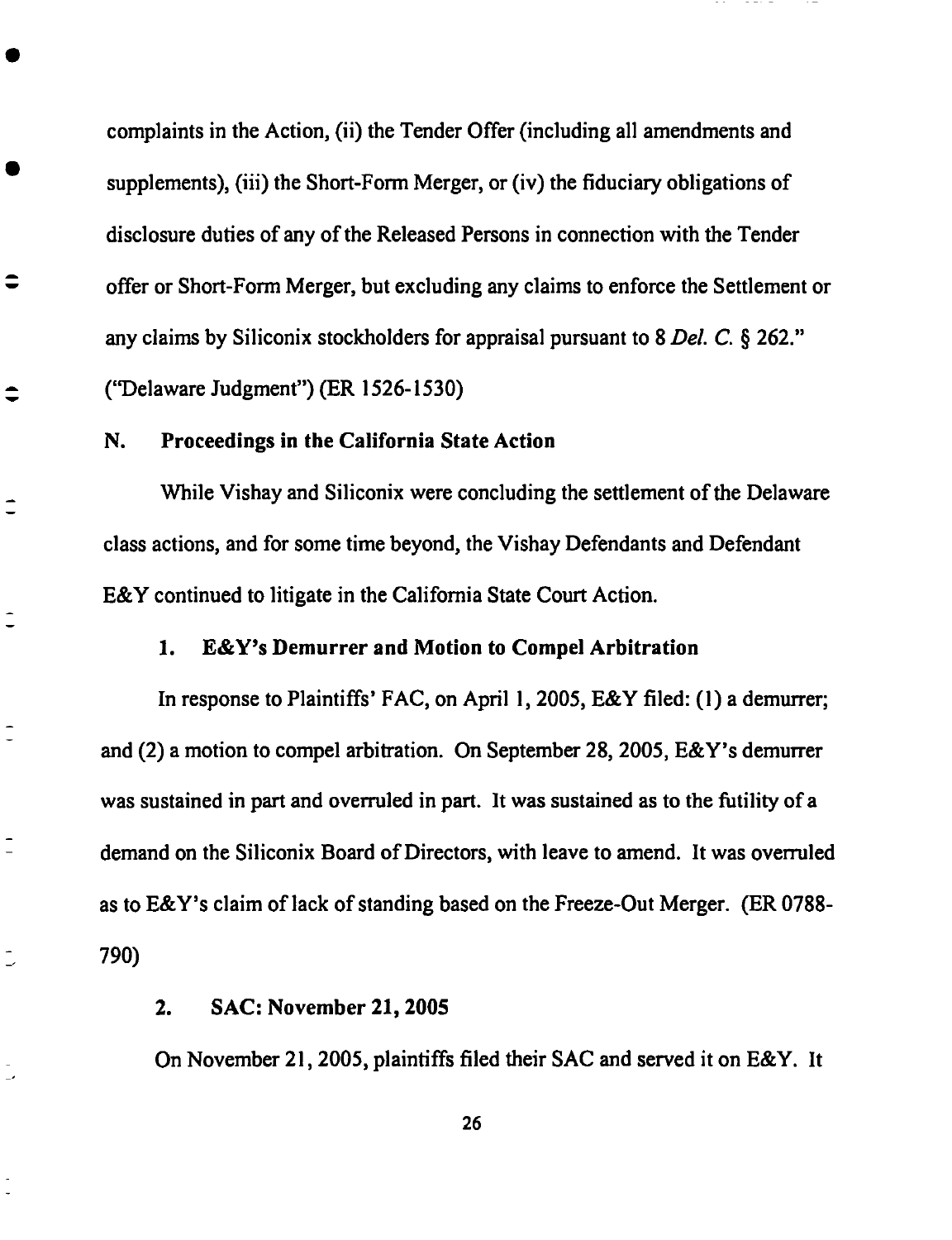complaints in the Action, (ii) the Tender Offer (including all amendments and supplements), (iii) the Short-Form Merger, or (iv) the fiduciary obligations of disclosure duties of any of the Released Persons in connection with the Tender offer or Short-Form Merger, but excluding any claims to enforce the Settlement or any claims by Siliconix stockholders for appraisal pursuant to 8 *Del. C.* § 262." ("Delaware Judgment") (ER 1526-1530)

### N. Proceedings in the California State Action

While Vishay and Siliconix were concluding the settlement of the Delaware class actions, and for some time beyond, the Vishay Defendants and Defendant E&Y continued to litigate in the California State Court Action.

#### 1. E&Y's Demurrer and Motion to Compel Arbitration

In response to Plaintiffs' FAC, on April 1, 2005, E&Y filed: (1) a demurrer; and (2) a motion to compel arbitration. On September 28, 2005, E&Y's demurrer was sustained in part and overruled in part. It was sustained as to the futility of a demand on the Siliconix Board of Directors, with leave to amend. It was overruled as to E&Y's claim of lack of standing based on the Freeze-Out Merger. (ER 0788-790)

#### 2. SAC: November 21, 2005

On November 21, 2005, plaintiffs filed their SAC and served it on E&Y. It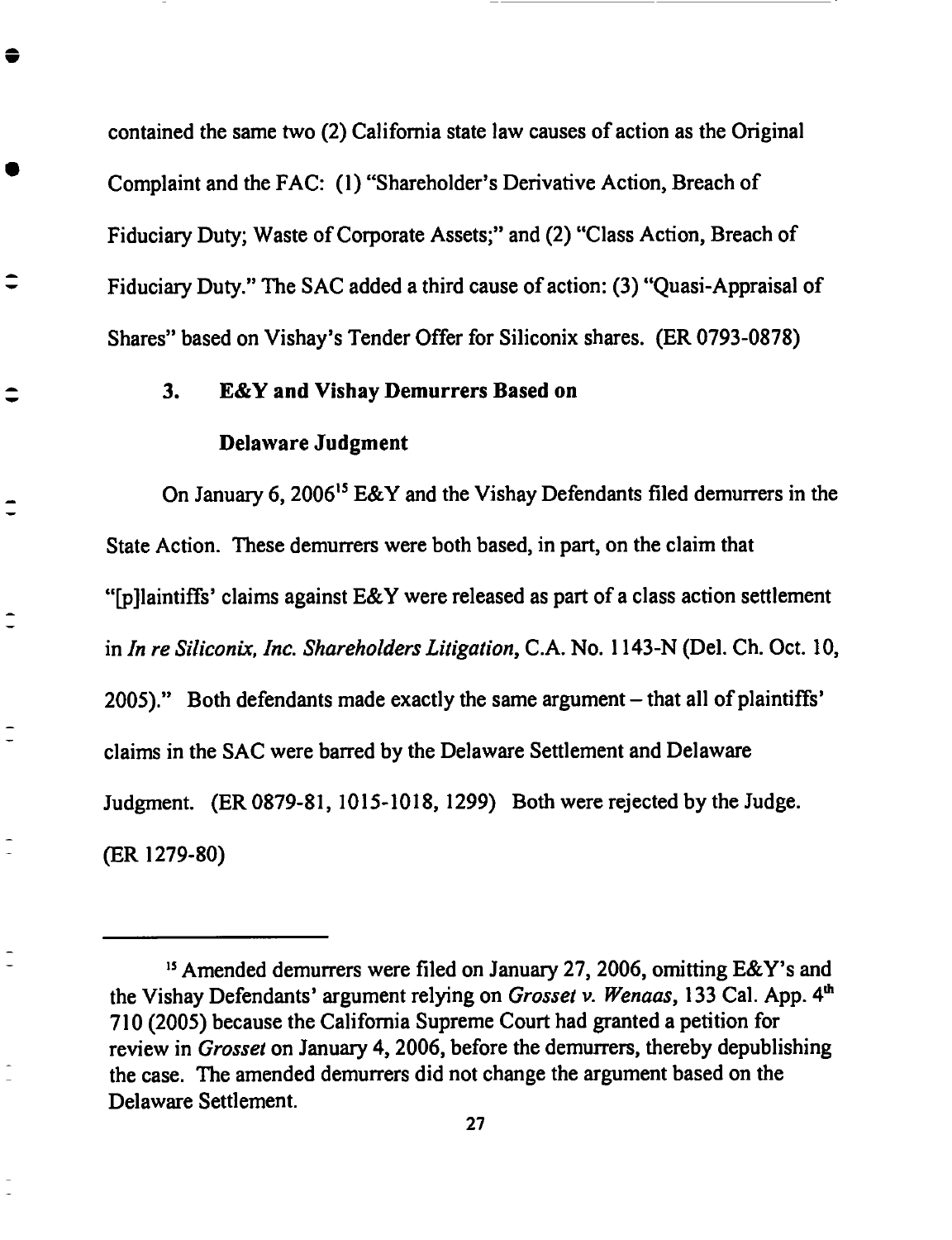contained the same two (2) California state law causes of action as the Original Complaint and the FAC: (1) "Shareholder's Derivative Action, Breach of Fiduciary Duty; Waste of Corporate Assets;" and (2) "Class Action, Breach of Fiduciary Duty." The SAC added a third cause of action: (3) "Quasi-Appraisal of Shares" based on Vishay's Tender Offer for Siliconix shares. (ER 0793-0878)

### 3. E&Y and Vishay Demurrers Based on Delaware Judgment

On January 6, 2006[15] E&Y and the Vishay Defendants filed demurrers in the State Action. These demurrers were both based, in part, on the claim that "[p]laintiffs' claims against E&Y were released as part of a class action settlement in *In re Siliconix, Inc. Shareholders Litigation*, C.A. No. 1143-N (Del. Ch. Oct. 10, 2005)." Both defendants made exactly the same argument – that all of plaintiffs' claims in the SAC were barred by the Delaware Settlement and Delaware Judgment. (ER 0879-81, 1015-1018, 1299) Both were rejected by the Judge. (ER 1279-80)

---

[15] Amended demurrers were filed on January 27, 2006, omitting E&Y's and the Vishay Defendants' argument relying on *Grosset v. Wenaas*, 133 Cal. App. 4th 710 (2005) because the California Supreme Court had granted a petition for review in *Grosset* on January 4, 2006, before the demurrers, thereby depublishing the case. The amended demurrers did not change the argument based on the Delaware Settlement.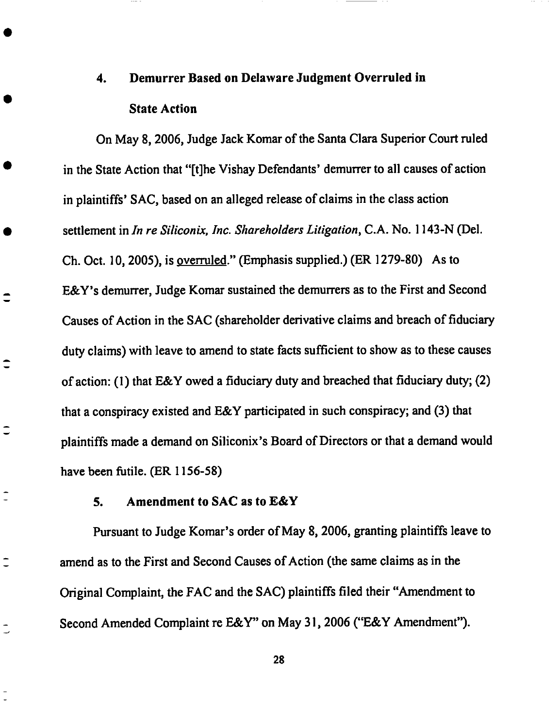### 4. Demurrer Based on Delaware Judgment Overruled in State Action

On May 8, 2006, Judge Jack Komar of the Santa Clara Superior Court ruled in the State Action that "[t]he Vishay Defendants' demurrer to all causes of action in plaintiffs' SAC, based on an alleged release of claims in the class action settlement in *In re Siliconix, Inc. Shareholders Litigation*, C.A. No. 1143-N (Del. Ch. Oct. 10, 2005), is overruled." (Emphasis supplied.) (ER 1279-80) As to E&Y's demurrer, Judge Komar sustained the demurrers as to the First and Second Causes of Action in the SAC (shareholder derivative claims and breach of fiduciary duty claims) with leave to amend to state facts sufficient to show as to these causes of action: (1) that E&Y owed a fiduciary duty and breached that fiduciary duty; (2) that a conspiracy existed and E&Y participated in such conspiracy; and (3) that plaintiffs made a demand on Siliconix's Board of Directors or that a demand would have been futile. (ER 1156-58)

### 5. Amendment to SAC as to E&Y

Pursuant to Judge Komar's order of May 8, 2006, granting plaintiffs leave to amend as to the First and Second Causes of Action (the same claims as in the Original Complaint, the FAC and the SAC) plaintiffs filed their "Amendment to Second Amended Complaint re E&Y" on May 31, 2006 ("E&Y Amendment").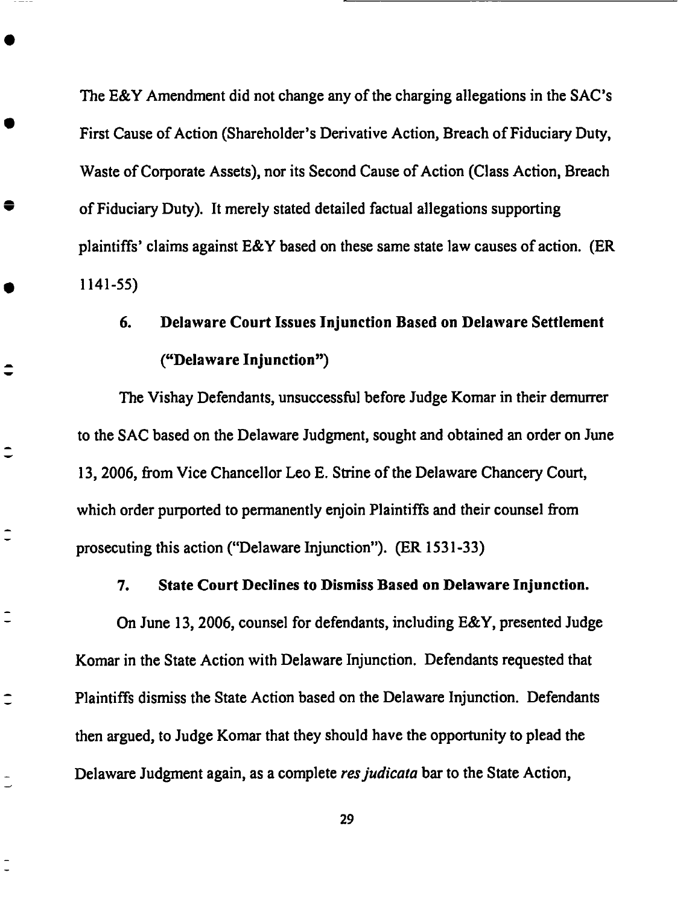The E&Y Amendment did not change any of the charging allegations in the SAC's First Cause of Action (Shareholder's Derivative Action, Breach of Fiduciary Duty, Waste of Corporate Assets), nor its Second Cause of Action (Class Action, Breach of Fiduciary Duty). It merely stated detailed factual allegations supporting plaintiffs' claims against E&Y based on these same state law causes of action. (ER 1141-55)

### 6. Delaware Court Issues Injunction Based on Delaware Settlement ("Delaware Injunction")

The Vishay Defendants, unsuccessful before Judge Komar in their demurrer to the SAC based on the Delaware Judgment, sought and obtained an order on June 13, 2006, from Vice Chancellor Leo E. Strine of the Delaware Chancery Court, which order purported to permanently enjoin Plaintiffs and their counsel from prosecuting this action ("Delaware Injunction"). (ER 1531-33)

### 7. State Court Declines to Dismiss Based on Delaware Injunction.

On June 13, 2006, counsel for defendants, including E&Y, presented Judge Komar in the State Action with Delaware Injunction. Defendants requested that Plaintiffs dismiss the State Action based on the Delaware Injunction. Defendants then argued, to Judge Komar that they should have the opportunity to plead the Delaware Judgment again, as a complete *res judicata* bar to the State Action,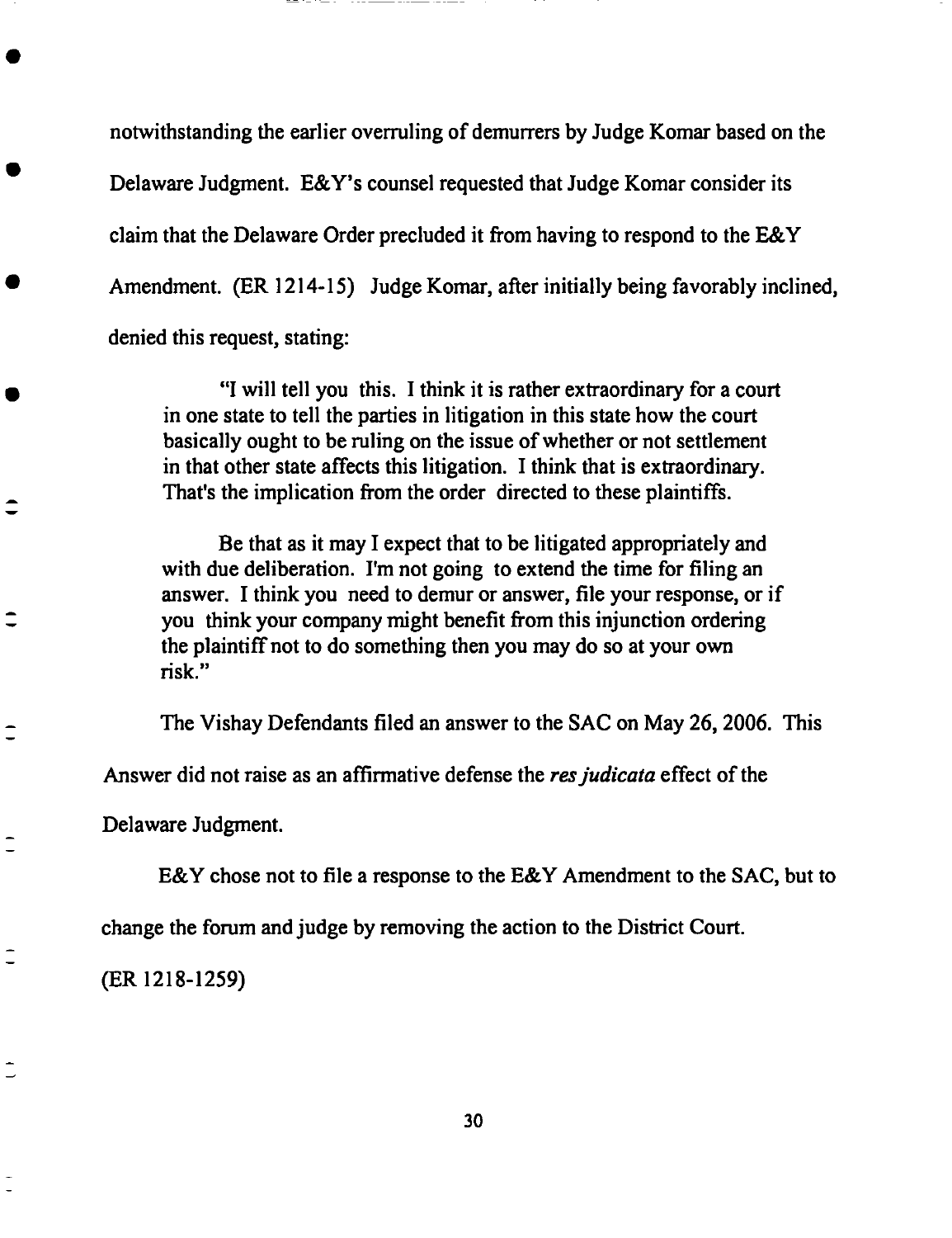notwithstanding the earlier overruling of demurrers by Judge Komar based on the Delaware Judgment. E&Y's counsel requested that Judge Komar consider its claim that the Delaware Order precluded it from having to respond to the E&Y Amendment. (ER 1214-15) Judge Komar, after initially being favorably inclined, denied this request, stating:

> "I will tell you this. I think it is rather extraordinary for a court in one state to tell the parties in litigation in this state how the court basically ought to be ruling on the issue of whether or not settlement in that other state affects this litigation. I think that is extraordinary. That's the implication from the order directed to these plaintiffs.
>
> Be that as it may I expect that to be litigated appropriately and with due deliberation. I'm not going to extend the time for filing an answer. I think you need to demur or answer, file your response, or if you think your company might benefit from this injunction ordering the plaintiff not to do something then you may do so at your own risk."

The Vishay Defendants filed an answer to the SAC on May 26, 2006. This Answer did not raise as an affirmative defense the *res judicata* effect of the Delaware Judgment.

E&Y chose not to file a response to the E&Y Amendment to the SAC, but to change the forum and judge by removing the action to the District Court. (ER 1218-1259)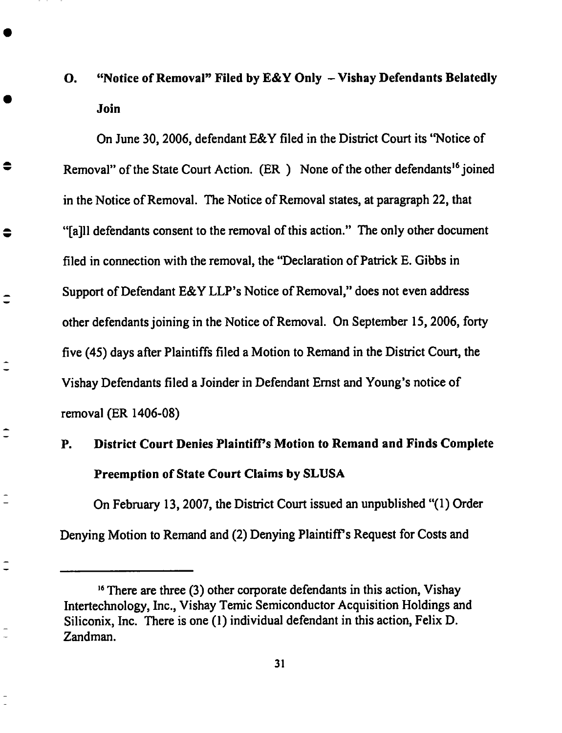### O. "Notice of Removal" Filed by E&Y Only – Vishay Defendants Belatedly Join

On June 30, 2006, defendant E&Y filed in the District Court its "Notice of Removal" of the State Court Action. (ER ) None of the other defendants[16] joined in the Notice of Removal. The Notice of Removal states, at paragraph 22, that "[a]ll defendants consent to the removal of this action." The only other document filed in connection with the removal, the "Declaration of Patrick E. Gibbs in Support of Defendant E&Y LLP's Notice of Removal," does not even address other defendants joining in the Notice of Removal. On September 15, 2006, forty five (45) days after Plaintiffs filed a Motion to Remand in the District Court, the Vishay Defendants filed a Joinder in Defendant Ernst and Young's notice of removal (ER 1406-08)

### P. District Court Denies Plaintiff's Motion to Remand and Finds Complete Preemption of State Court Claims by SLUSA

On February 13, 2007, the District Court issued an unpublished "(1) Order Denying Motion to Remand and (2) Denying Plaintiff's Request for Costs and

---

[16] There are three (3) other corporate defendants in this action, Vishay Intertechnology, Inc., Vishay Temic Semiconductor Acquisition Holdings and Siliconix, Inc. There is one (1) individual defendant in this action, Felix D. Zandman.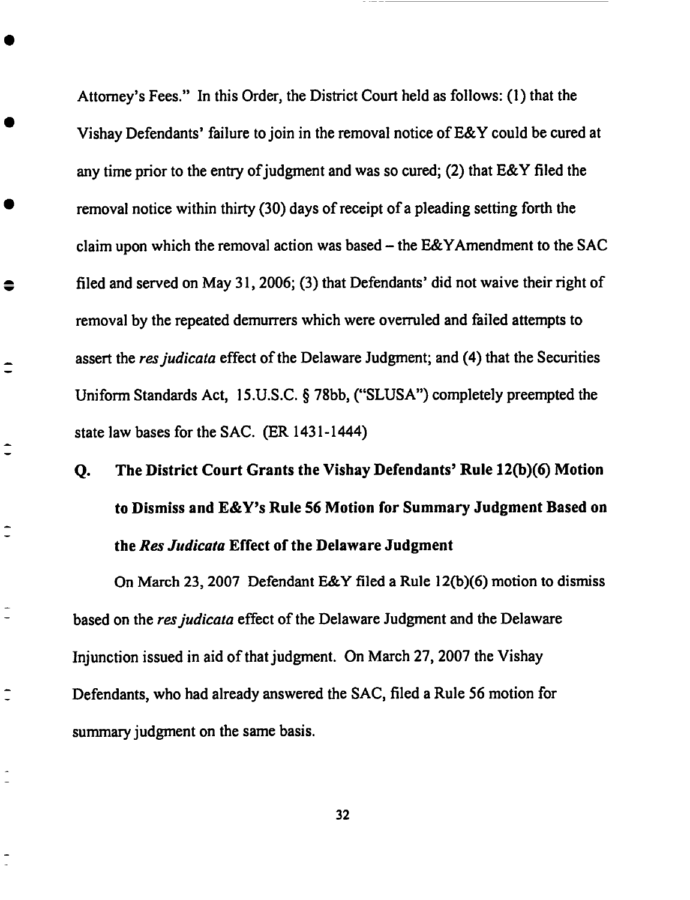Attorney's Fees." In this Order, the District Court held as follows: (1) that the Vishay Defendants' failure to join in the removal notice of E&Y could be cured at any time prior to the entry of judgment and was so cured; (2) that E&Y filed the removal notice within thirty (30) days of receipt of a pleading setting forth the claim upon which the removal action was based – the E&YAmendment to the SAC filed and served on May 31, 2006; (3) that Defendants' did not waive their right of removal by the repeated demurrers which were overruled and failed attempts to assert the *res judicata* effect of the Delaware Judgment; and (4) that the Securities Uniform Standards Act, 15.U.S.C. § 78bb, ("SLUSA") completely preempted the state law bases for the SAC. (ER 1431-1444)

### Q. The District Court Grants the Vishay Defendants' Rule 12(b)(6) Motion to Dismiss and E&Y's Rule 56 Motion for Summary Judgment Based on the *Res Judicata* Effect of the Delaware Judgment

On March 23, 2007 Defendant E&Y filed a Rule 12(b)(6) motion to dismiss based on the *res judicata* effect of the Delaware Judgment and the Delaware Injunction issued in aid of that judgment. On March 27, 2007 the Vishay Defendants, who had already answered the SAC, filed a Rule 56 motion for summary judgment on the same basis.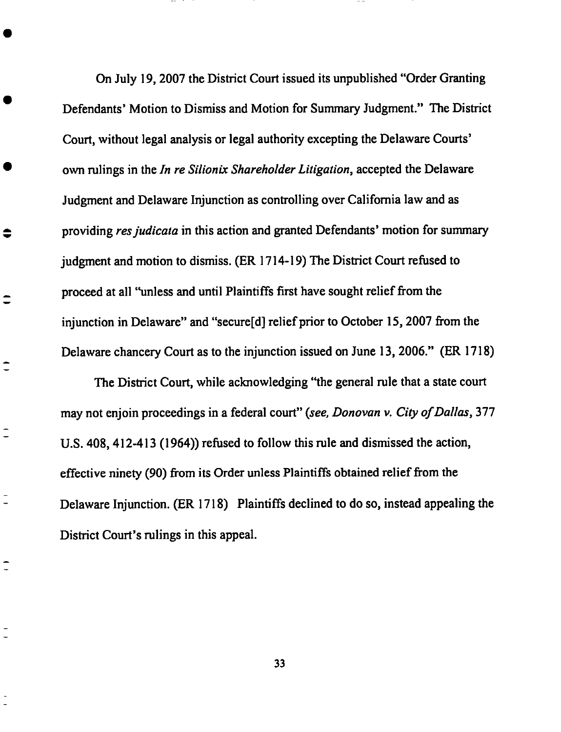On July 19, 2007 the District Court issued its unpublished "Order Granting Defendants' Motion to Dismiss and Motion for Summary Judgment." The District Court, without legal analysis or legal authority excepting the Delaware Courts' own rulings in the *In re Silionix Shareholder Litigation*, accepted the Delaware Judgment and Delaware Injunction as controlling over California law and as providing *res judicata* in this action and granted Defendants' motion for summary judgment and motion to dismiss. (ER 1714-19) The District Court refused to proceed at all "unless and until Plaintiffs first have sought relief from the injunction in Delaware" and "secure[d] relief prior to October 15, 2007 from the Delaware chancery Court as to the injunction issued on June 13, 2006." (ER 1718)

The District Court, while acknowledging "the general rule that a state court may not enjoin proceedings in a federal court" (*see, Donovan v. City of Dallas*, 377 U.S. 408, 412-413 (1964)) refused to follow this rule and dismissed the action, effective ninety (90) from its Order unless Plaintiffs obtained relief from the Delaware Injunction. (ER 1718) Plaintiffs declined to do so, instead appealing the District Court's rulings in this appeal.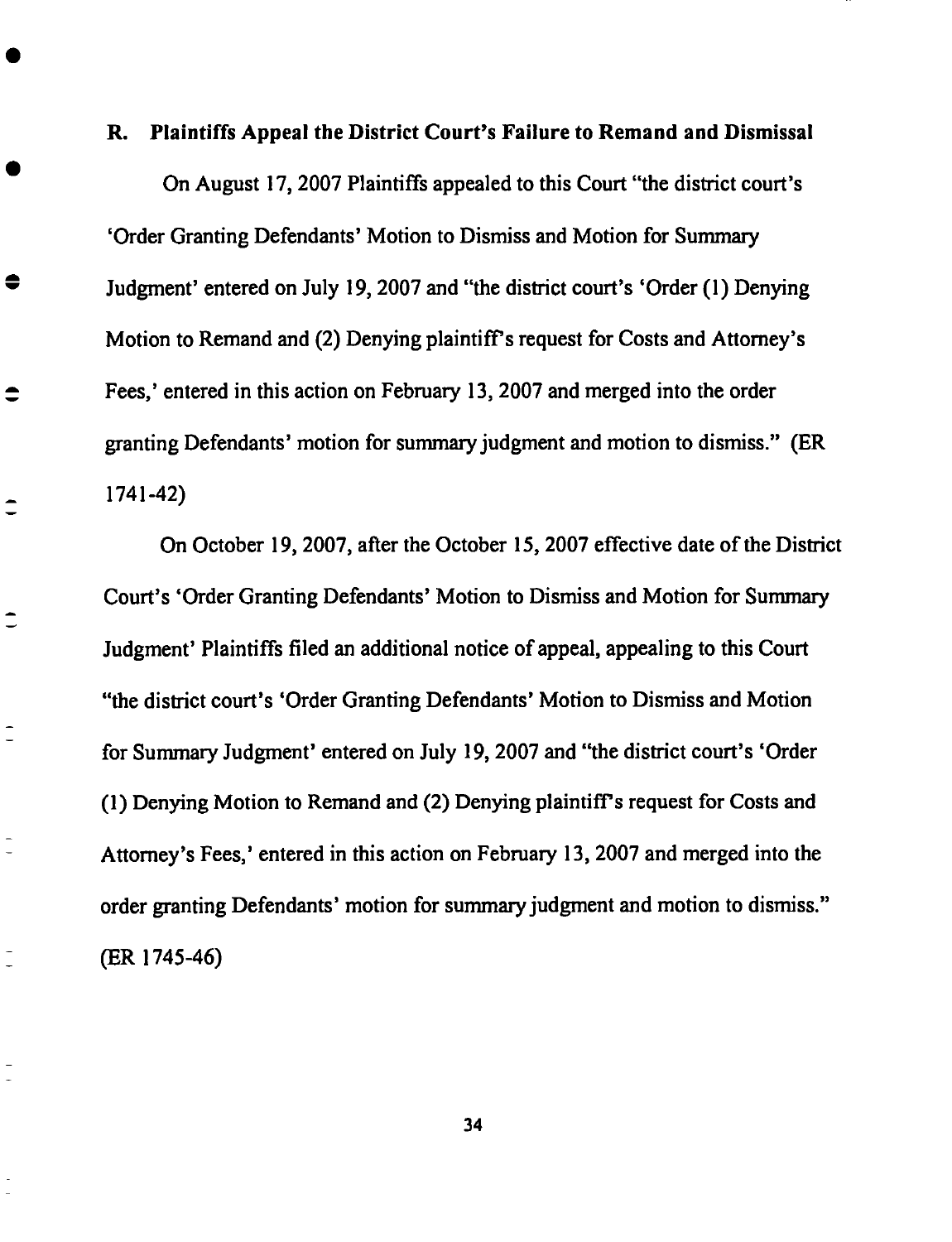### R. Plaintiffs Appeal the District Court's Failure to Remand and Dismissal

On August 17, 2007 Plaintiffs appealed to this Court "the district court's 'Order Granting Defendants' Motion to Dismiss and Motion for Summary Judgment' entered on July 19, 2007 and "the district court's 'Order (1) Denying Motion to Remand and (2) Denying plaintiff's request for Costs and Attorney's Fees,' entered in this action on February 13, 2007 and merged into the order granting Defendants' motion for summary judgment and motion to dismiss." (ER 1741-42)

On October 19, 2007, after the October 15, 2007 effective date of the District Court's 'Order Granting Defendants' Motion to Dismiss and Motion for Summary Judgment' Plaintiffs filed an additional notice of appeal, appealing to this Court "the district court's 'Order Granting Defendants' Motion to Dismiss and Motion for Summary Judgment' entered on July 19, 2007 and "the district court's 'Order (1) Denying Motion to Remand and (2) Denying plaintiff's request for Costs and Attorney's Fees,' entered in this action on February 13, 2007 and merged into the order granting Defendants' motion for summary judgment and motion to dismiss." (ER 1745-46)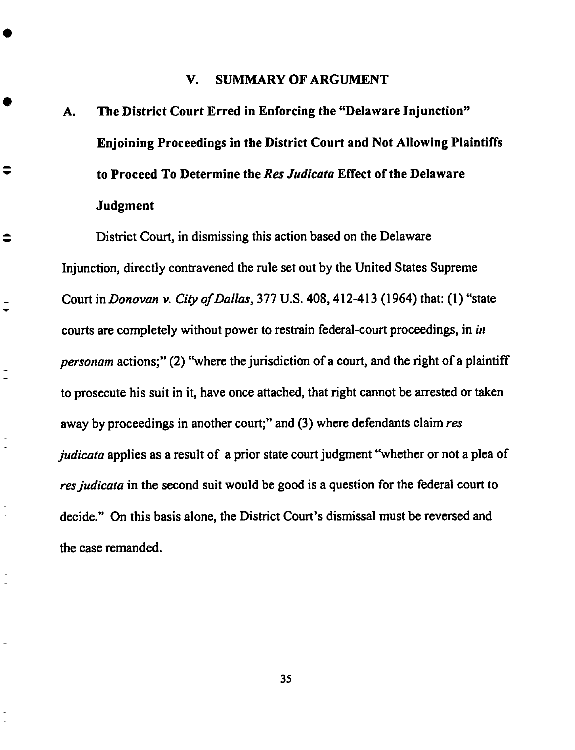## V. SUMMARY OF ARGUMENT

### A. The District Court Erred in Enforcing the "Delaware Injunction" Enjoining Proceedings in the District Court and Not Allowing Plaintiffs to Proceed To Determine the *Res Judicata* Effect of the Delaware Judgment

District Court, in dismissing this action based on the Delaware Injunction, directly contravened the rule set out by the United States Supreme Court in *Donovan v. City of Dallas*, 377 U.S. 408, 412-413 (1964) that: (1) "state courts are completely without power to restrain federal-court proceedings, in *in personam* actions;" (2) "where the jurisdiction of a court, and the right of a plaintiff to prosecute his suit in it, have once attached, that right cannot be arrested or taken away by proceedings in another court;" and (3) where defendants claim *res judicata* applies as a result of a prior state court judgment "whether or not a plea of *res judicata* in the second suit would be good is a question for the federal court to decide." On this basis alone, the District Court's dismissal must be reversed and the case remanded.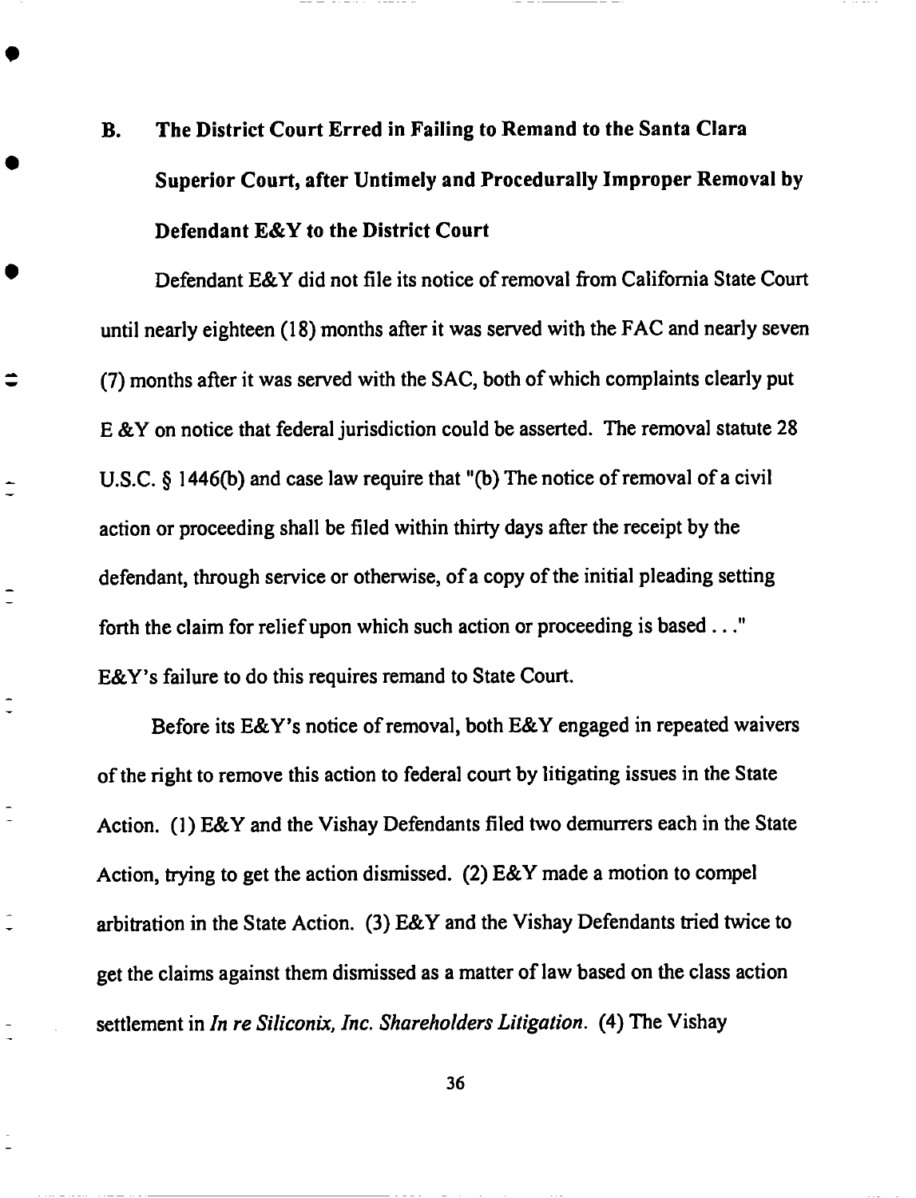### B. The District Court Erred in Failing to Remand to the Santa Clara Superior Court, after Untimely and Procedurally Improper Removal by Defendant E&Y to the District Court

Defendant E&Y did not file its notice of removal from California State Court until nearly eighteen (18) months after it was served with the FAC and nearly seven (7) months after it was served with the SAC, both of which complaints clearly put E &Y on notice that federal jurisdiction could be asserted. The removal statute 28 U.S.C. § 1446(b) and case law require that "(b) The notice of removal of a civil action or proceeding shall be filed within thirty days after the receipt by the defendant, through service or otherwise, of a copy of the initial pleading setting forth the claim for relief upon which such action or proceeding is based . . ." E&Y's failure to do this requires remand to State Court.

Before its E&Y's notice of removal, both E&Y engaged in repeated waivers of the right to remove this action to federal court by litigating issues in the State Action. (1) E&Y and the Vishay Defendants filed two demurrers each in the State Action, trying to get the action dismissed. (2) E&Y made a motion to compel arbitration in the State Action. (3) E&Y and the Vishay Defendants tried twice to get the claims against them dismissed as a matter of law based on the class action settlement in *In re Siliconix, Inc. Shareholders Litigation*. (4) The Vishay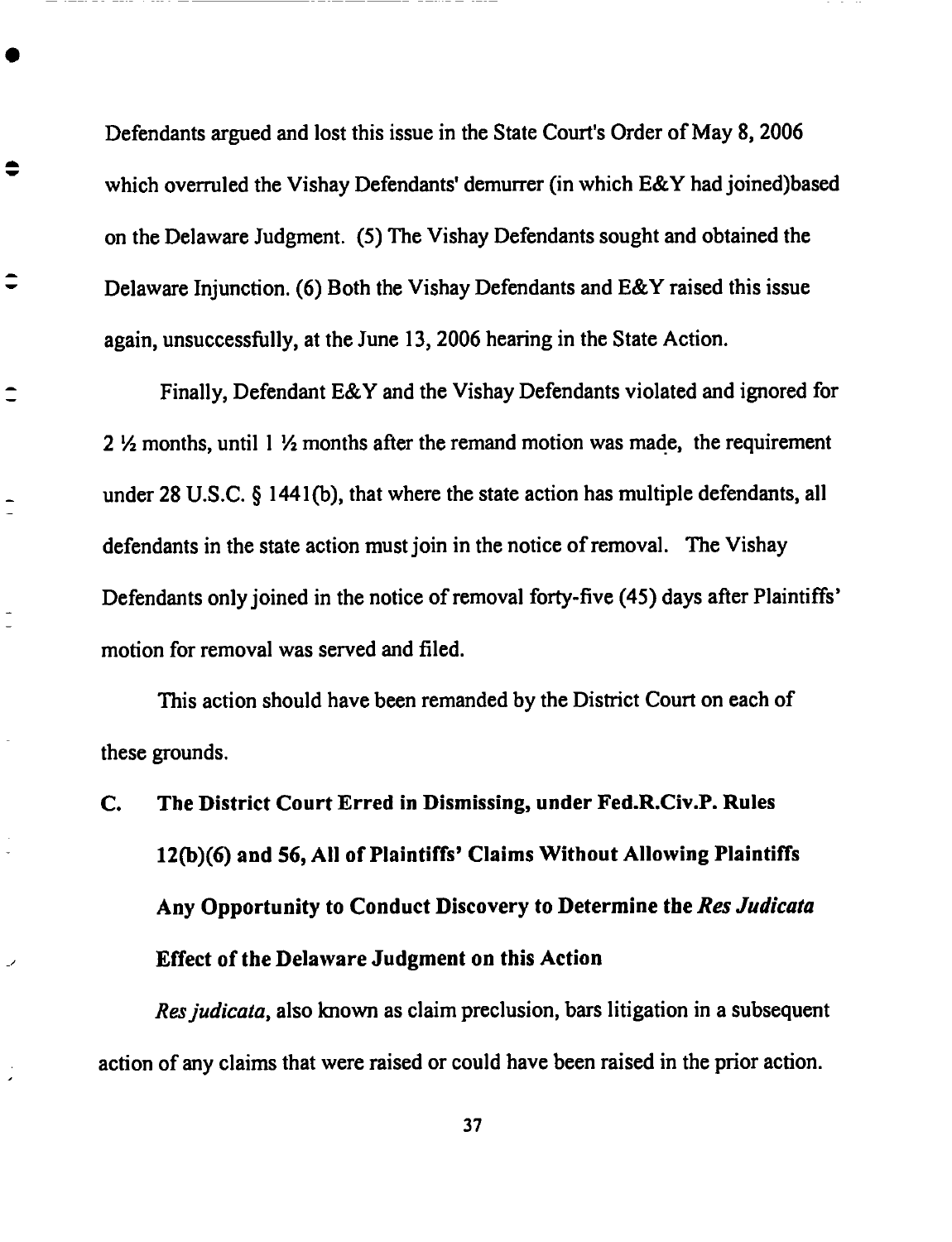Defendants argued and lost this issue in the State Court's Order of May 8, 2006 which overruled the Vishay Defendants' demurrer (in which E&Y had joined)based on the Delaware Judgment. (5) The Vishay Defendants sought and obtained the Delaware Injunction. (6) Both the Vishay Defendants and E&Y raised this issue again, unsuccessfully, at the June 13, 2006 hearing in the State Action.

Finally, Defendant E&Y and the Vishay Defendants violated and ignored for 2 ½ months, until 1 ½ months after the remand motion was made, the requirement under 28 U.S.C. § 1441(b), that where the state action has multiple defendants, all defendants in the state action must join in the notice of removal. The Vishay Defendants only joined in the notice of removal forty-five (45) days after Plaintiffs' motion for removal was served and filed.

This action should have been remanded by the District Court on each of these grounds.

### C. The District Court Erred in Dismissing, under Fed.R.Civ.P. Rules 12(b)(6) and 56, All of Plaintiffs' Claims Without Allowing Plaintiffs Any Opportunity to Conduct Discovery to Determine the *Res Judicata* Effect of the Delaware Judgment on this Action

*Res judicata*, also known as claim preclusion, bars litigation in a subsequent action of any claims that were raised or could have been raised in the prior action.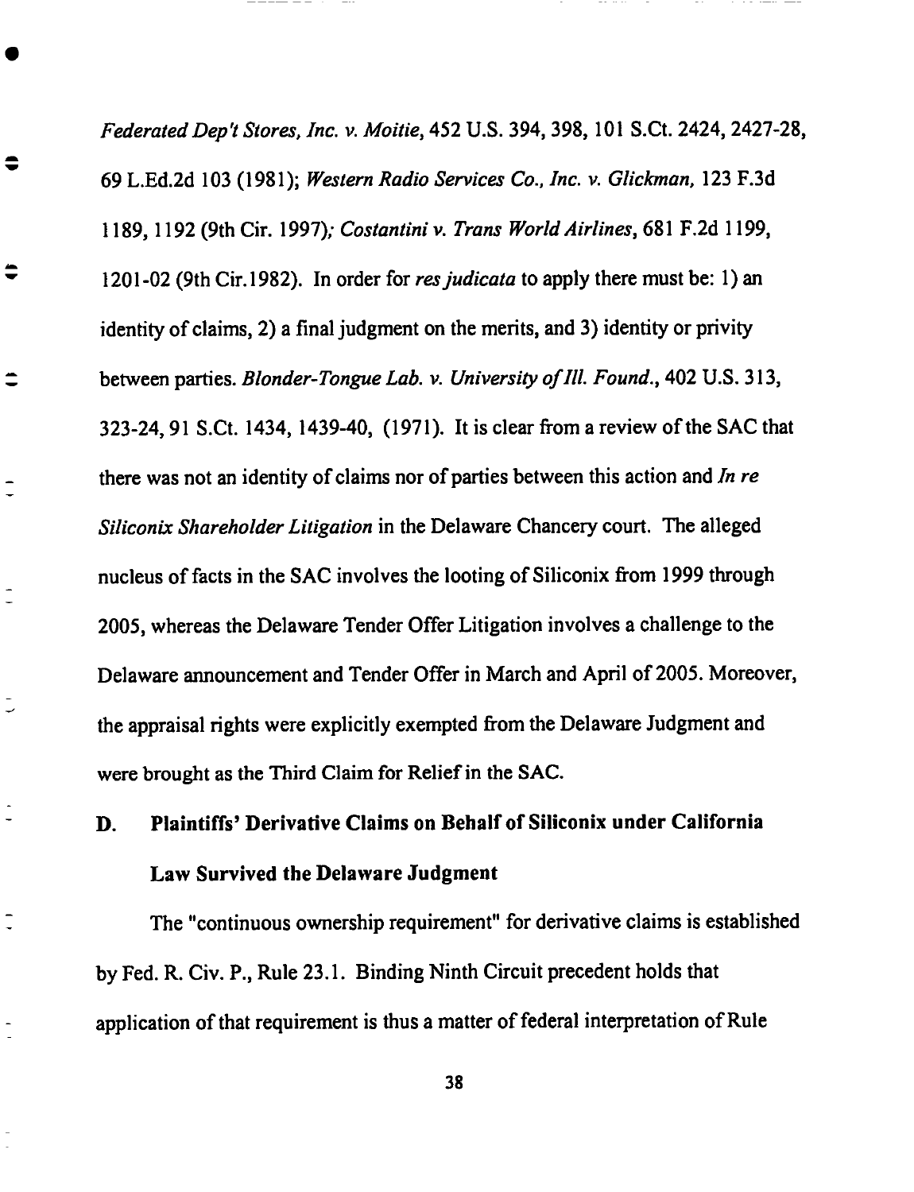*Federated Dep't Stores, Inc. v. Moitie*, 452 U.S. 394, 398, 101 S.Ct. 2424, 2427-28, 69 L.Ed.2d 103 (1981); *Western Radio Services Co., Inc. v. Glickman*, 123 F.3d 1189, 1192 (9th Cir. 1997); *Costantini v. Trans World Airlines*, 681 F.2d 1199, 1201-02 (9th Cir.1982). In order for *res judicata* to apply there must be: 1) an identity of claims, 2) a final judgment on the merits, and 3) identity or privity between parties. *Blonder-Tongue Lab. v. University of Ill. Found.*, 402 U.S. 313, 323-24, 91 S.Ct. 1434, 1439-40, (1971). It is clear from a review of the SAC that there was not an identity of claims nor of parties between this action and *In re Siliconix Shareholder Litigation* in the Delaware Chancery court. The alleged nucleus of facts in the SAC involves the looting of Siliconix from 1999 through 2005, whereas the Delaware Tender Offer Litigation involves a challenge to the Delaware announcement and Tender Offer in March and April of 2005. Moreover, the appraisal rights were explicitly exempted from the Delaware Judgment and were brought as the Third Claim for Relief in the SAC.

### D. Plaintiffs' Derivative Claims on Behalf of Siliconix under California Law Survived the Delaware Judgment

The "continuous ownership requirement" for derivative claims is established by Fed. R. Civ. P., Rule 23.1. Binding Ninth Circuit precedent holds that application of that requirement is thus a matter of federal interpretation of Rule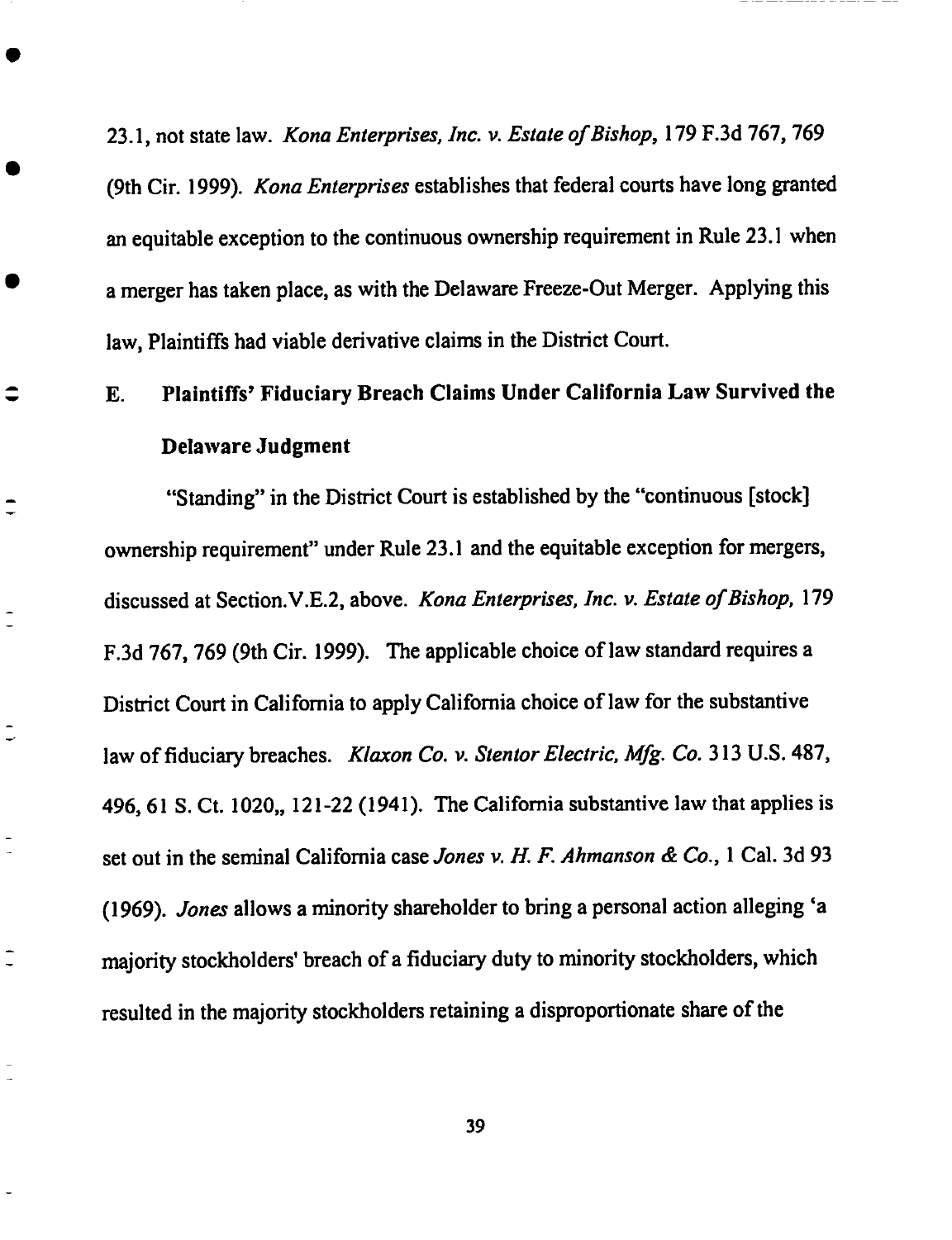23.1, not state law. *Kona Enterprises, Inc. v. Estate of Bishop*, 179 F.3d 767, 769 (9th Cir. 1999). *Kona Enterprises* establishes that federal courts have long granted an equitable exception to the continuous ownership requirement in Rule 23.1 when a merger has taken place, as with the Delaware Freeze-Out Merger. Applying this law, Plaintiffs had viable derivative claims in the District Court.

### E. Plaintiffs' Fiduciary Breach Claims Under California Law Survived the Delaware Judgment

"Standing" in the District Court is established by the "continuous [stock] ownership requirement" under Rule 23.1 and the equitable exception for mergers, discussed at Section.V.E.2, above. *Kona Enterprises, Inc. v. Estate of Bishop*, 179 F.3d 767, 769 (9th Cir. 1999). The applicable choice of law standard requires a District Court in California to apply California choice of law for the substantive law of fiduciary breaches. *Klaxon Co. v. Stentor Electric, Mfg. Co.* 313 U.S. 487, 496, 61 S. Ct. 1020,, 121-22 (1941). The California substantive law that applies is set out in the seminal California case *Jones v. H. F. Ahmanson & Co.*, 1 Cal. 3d 93 (1969). *Jones* allows a minority shareholder to bring a personal action alleging 'a majority stockholders' breach of a fiduciary duty to minority stockholders, which resulted in the majority stockholders retaining a disproportionate share of the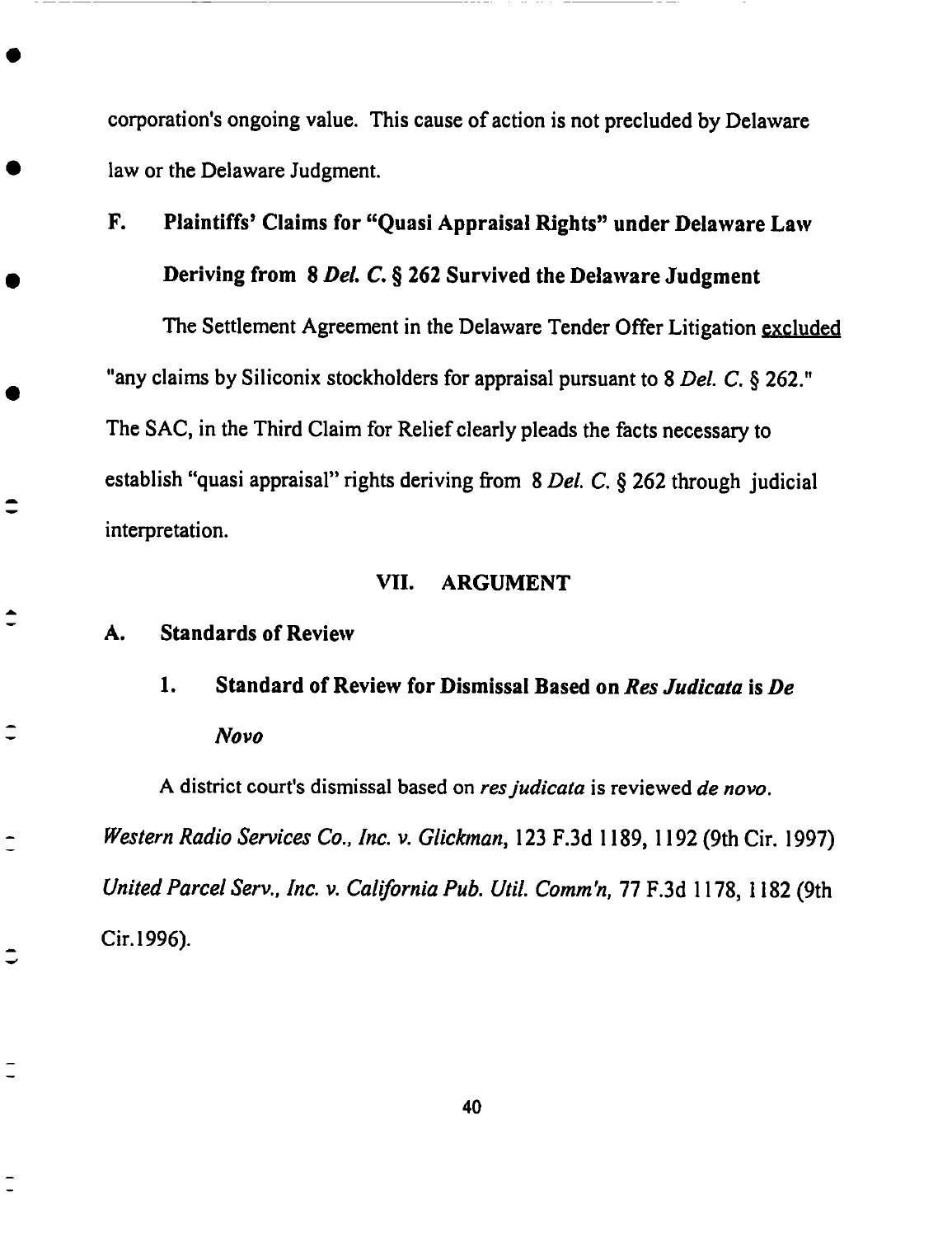corporation's ongoing value. This cause of action is not precluded by Delaware law or the Delaware Judgment.

### F. Plaintiffs' Claims for "Quasi Appraisal Rights" under Delaware Law Deriving from 8 *Del. C.* § 262 Survived the Delaware Judgment

The Settlement Agreement in the Delaware Tender Offer Litigation excluded "any claims by Siliconix stockholders for appraisal pursuant to 8 *Del. C.* § 262." The SAC, in the Third Claim for Relief clearly pleads the facts necessary to establish "quasi appraisal" rights deriving from 8 *Del. C.* § 262 through judicial interpretation.

## VII. ARGUMENT

### A. Standards of Review

#### 1. Standard of Review for Dismissal Based on *Res Judicata* is *De Novo*

A district court's dismissal based on *res judicata* is reviewed *de novo*. *Western Radio Services Co., Inc. v. Glickman*, 123 F.3d 1189, 1192 (9th Cir. 1997) *United Parcel Serv., Inc. v. California Pub. Util. Comm'n*, 77 F.3d 1178, 1182 (9th Cir.1996).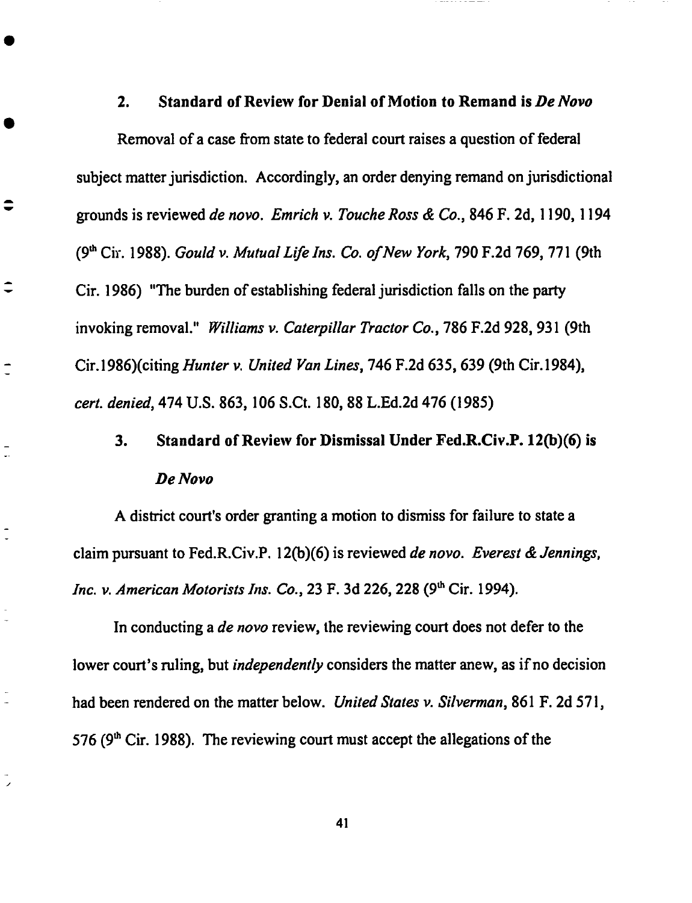### 2. Standard of Review for Denial of Motion to Remand is *De Novo*

Removal of a case from state to federal court raises a question of federal subject matter jurisdiction. Accordingly, an order denying remand on jurisdictional grounds is reviewed *de novo*. *Emrich v. Touche Ross & Co.*, 846 F. 2d, 1190, 1194 (9th Cir. 1988). *Gould v. Mutual Life Ins. Co. of New York*, 790 F.2d 769, 771 (9th Cir. 1986) "The burden of establishing federal jurisdiction falls on the party invoking removal." *Williams v. Caterpillar Tractor Co.*, 786 F.2d 928, 931 (9th Cir.1986)(citing *Hunter v. United Van Lines*, 746 F.2d 635, 639 (9th Cir.1984), *cert. denied*, 474 U.S. 863, 106 S.Ct. 180, 88 L.Ed.2d 476 (1985)

### 3. Standard of Review for Dismissal Under Fed.R.Civ.P. 12(b)(6) is *De Novo*

A district court's order granting a motion to dismiss for failure to state a claim pursuant to Fed.R.Civ.P. 12(b)(6) is reviewed *de novo*. *Everest & Jennings, Inc. v. American Motorists Ins. Co.*, 23 F. 3d 226, 228 (9th Cir. 1994).

In conducting a *de novo* review, the reviewing court does not defer to the lower court's ruling, but *independently* considers the matter anew, as if no decision had been rendered on the matter below. *United States v. Silverman*, 861 F. 2d 571, 576 (9th Cir. 1988). The reviewing court must accept the allegations of the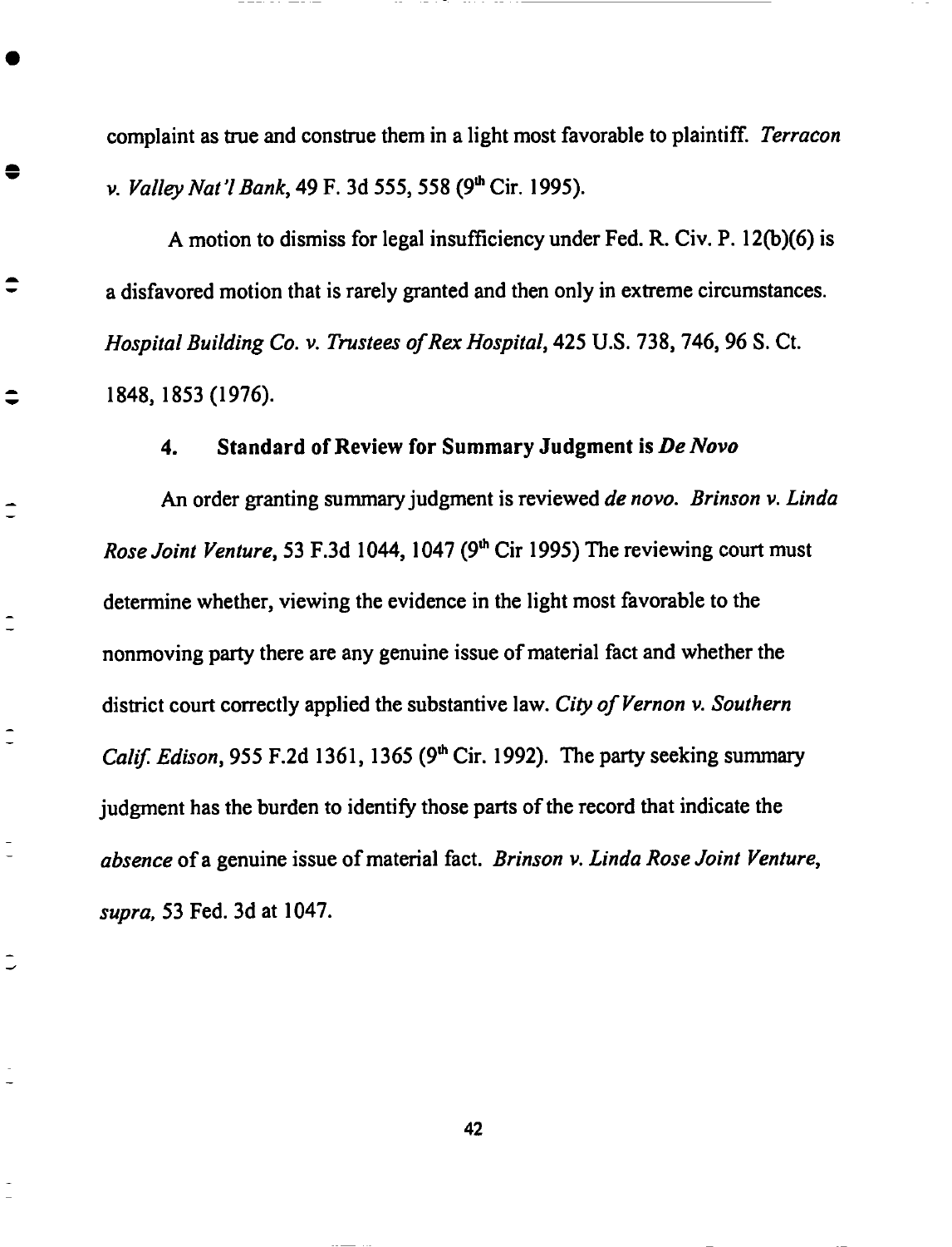complaint as true and construe them in a light most favorable to plaintiff. *Terracon v. Valley Nat'l Bank*, 49 F. 3d 555, 558 (9th Cir. 1995).

A motion to dismiss for legal insufficiency under Fed. R. Civ. P. 12(b)(6) is a disfavored motion that is rarely granted and then only in extreme circumstances. *Hospital Building Co. v. Trustees of Rex Hospital*, 425 U.S. 738, 746, 96 S. Ct. 1848, 1853 (1976).

#### 4. Standard of Review for Summary Judgment is *De Novo*

An order granting summary judgment is reviewed *de novo*. *Brinson v. Linda Rose Joint Venture*, 53 F.3d 1044, 1047 (9th Cir 1995) The reviewing court must determine whether, viewing the evidence in the light most favorable to the nonmoving party there are any genuine issue of material fact and whether the district court correctly applied the substantive law. *City of Vernon v. Southern Calif. Edison*, 955 F.2d 1361, 1365 (9th Cir. 1992). The party seeking summary judgment has the burden to identify those parts of the record that indicate the *absence* of a genuine issue of material fact. *Brinson v. Linda Rose Joint Venture, supra*, 53 Fed. 3d at 1047.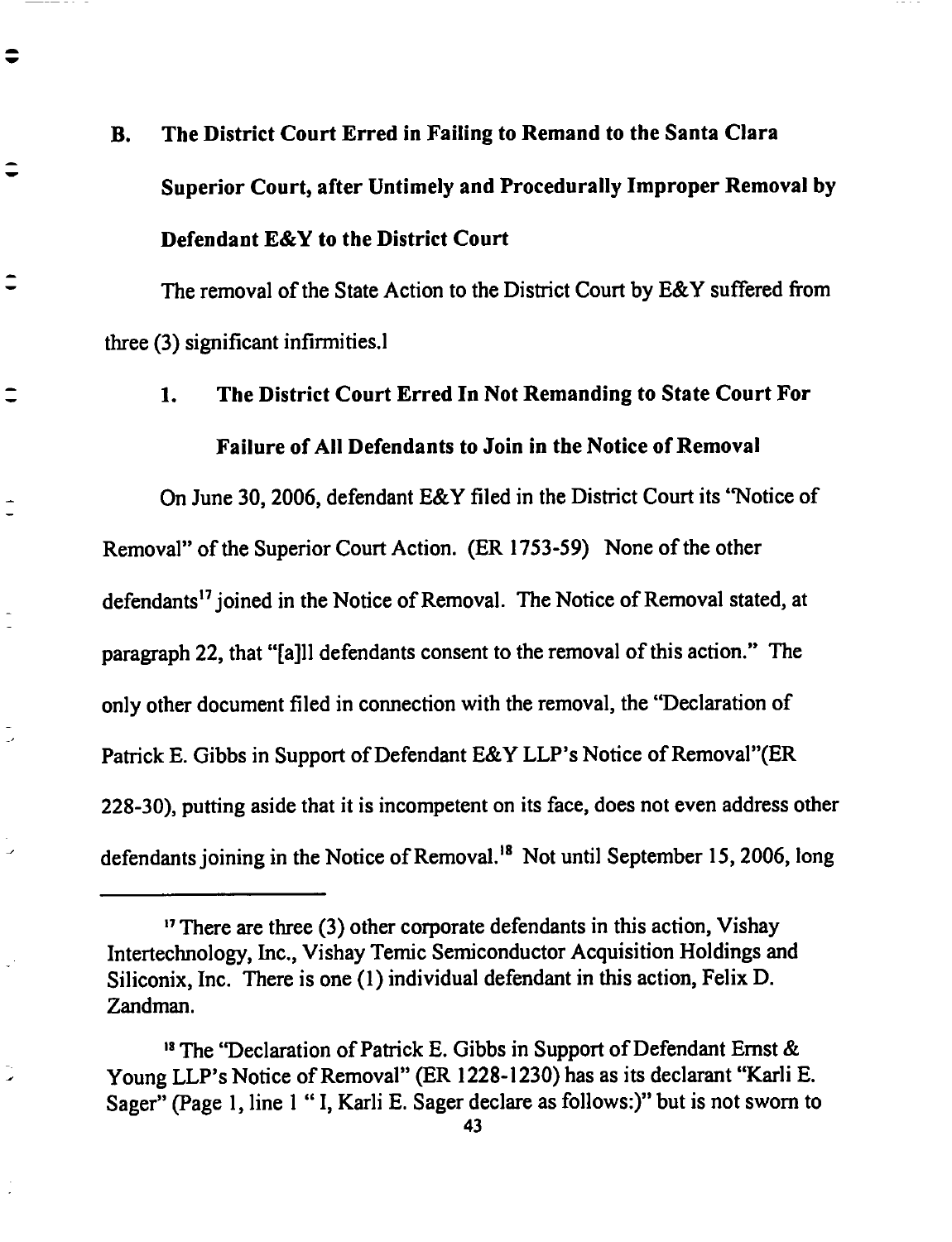### B. The District Court Erred in Failing to Remand to the Santa Clara Superior Court, after Untimely and Procedurally Improper Removal by Defendant E&Y to the District Court

The removal of the State Action to the District Court by E&Y suffered from three (3) significant infirmities.l

#### 1. The District Court Erred In Not Remanding to State Court For Failure of All Defendants to Join in the Notice of Removal

On June 30, 2006, defendant E&Y filed in the District Court its "Notice of Removal" of the Superior Court Action. (ER 1753-59) None of the other defendants[17] joined in the Notice of Removal. The Notice of Removal stated, at paragraph 22, that "[a]ll defendants consent to the removal of this action." The only other document filed in connection with the removal, the "Declaration of Patrick E. Gibbs in Support of Defendant E&Y LLP's Notice of Removal"(ER 228-30), putting aside that it is incompetent on its face, does not even address other defendants joining in the Notice of Removal.[18] Not until September 15, 2006, long

---

[17] There are three (3) other corporate defendants in this action, Vishay Intertechnology, Inc., Vishay Temic Semiconductor Acquisition Holdings and Siliconix, Inc. There is one (1) individual defendant in this action, Felix D. Zandman.

[18] The "Declaration of Patrick E. Gibbs in Support of Defendant Ernst & Young LLP's Notice of Removal" (ER 1228-1230) has as its declarant "Karli E. Sager" (Page 1, line 1 " I, Karli E. Sager declare as follows:)" but is not sworn to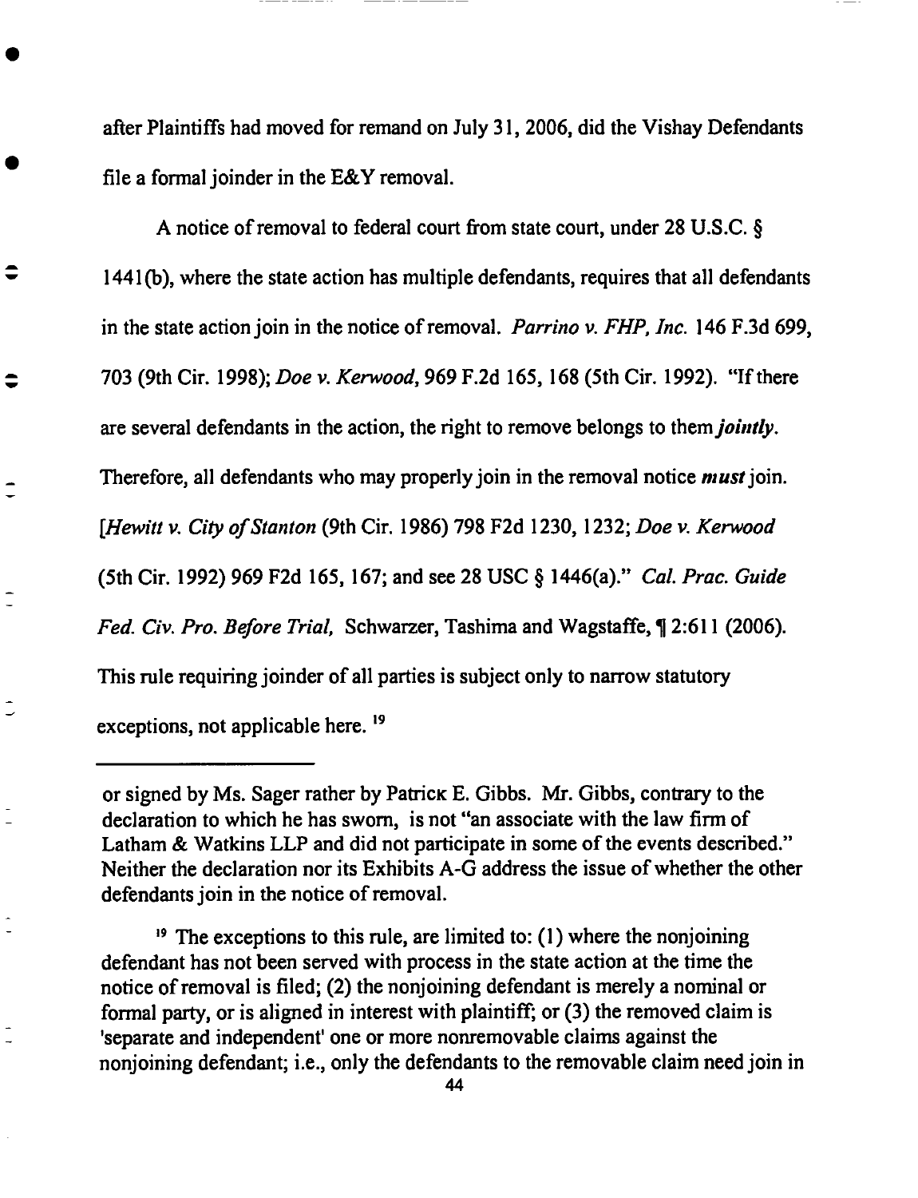after Plaintiffs had moved for remand on July 31, 2006, did the Vishay Defendants file a formal joinder in the E&Y removal.

A notice of removal to federal court from state court, under 28 U.S.C. § 1441(b), where the state action has multiple defendants, requires that all defendants in the state action join in the notice of removal. *Parrino v. FHP, Inc.* 146 F.3d 699, 703 (9th Cir. 1998); *Doe v. Kerwood*, 969 F.2d 165, 168 (5th Cir. 1992). "If there are several defendants in the action, the right to remove belongs to them *jointly*. Therefore, all defendants who may properly join in the removal notice *must* join. [*Hewitt v. City of Stanton* (9th Cir. 1986) 798 F2d 1230, 1232; *Doe v. Kerwood* (5th Cir. 1992) 969 F2d 165, 167; and see 28 USC § 1446(a)." *Cal. Prac. Guide Fed. Civ. Pro. Before Trial,* Schwarzer, Tashima and Wagstaffe, ¶ 2:611 (2006). This rule requiring joinder of all parties is subject only to narrow statutory exceptions, not applicable here. [19]

---

or signed by Ms. Sager rather by Patrick E. Gibbs. Mr. Gibbs, contrary to the declaration to which he has sworn, is not "an associate with the law firm of Latham & Watkins LLP and did not participate in some of the events described." Neither the declaration nor its Exhibits A-G address the issue of whether the other defendants join in the notice of removal.

[19] The exceptions to this rule, are limited to: (1) where the nonjoining defendant has not been served with process in the state action at the time the notice of removal is filed; (2) the nonjoining defendant is merely a nominal or formal party, or is aligned in interest with plaintiff; or (3) the removed claim is 'separate and independent' one or more nonremovable claims against the nonjoining defendant; i.e., only the defendants to the removable claim need join in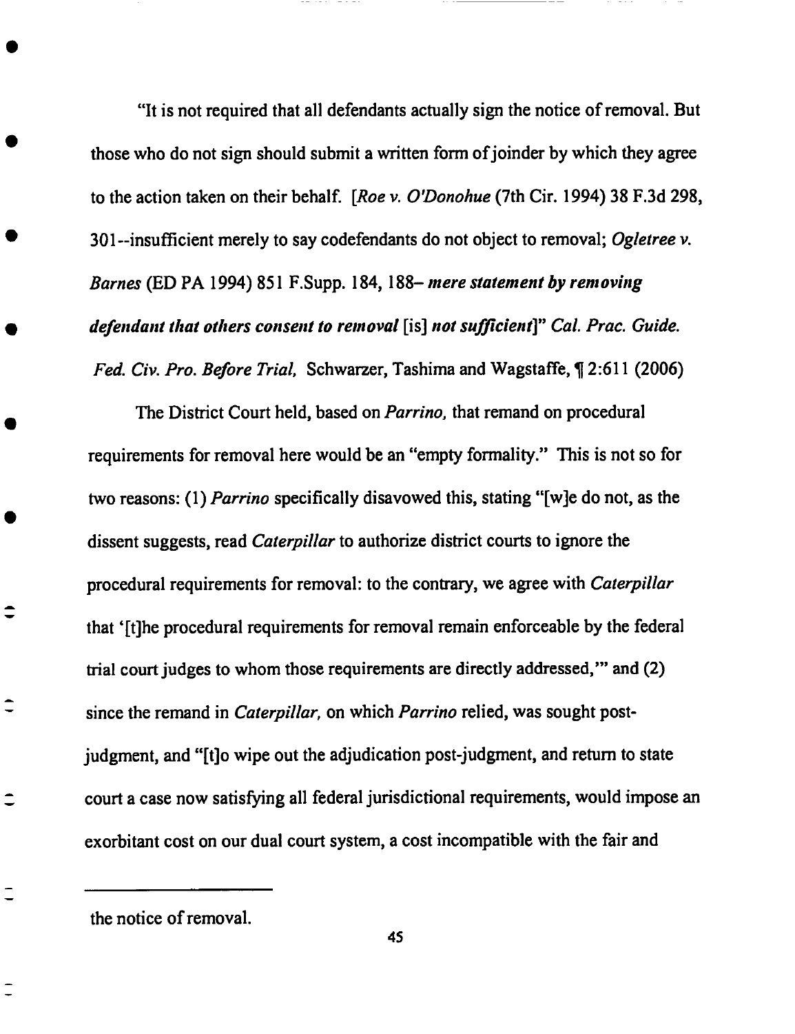"It is not required that all defendants actually sign the notice of removal. But those who do not sign should submit a written form of joinder by which they agree to the action taken on their behalf. [*Roe v. O'Donohue* (7th Cir. 1994) 38 F.3d 298, 301--insufficient merely to say codefendants do not object to removal; *Ogletree v. Barnes* (ED PA 1994) 851 F.Supp. 184, 188– ***mere statement by removing defendant that others consent to removal*** [is] ***not sufficient***]" *Cal. Prac. Guide. Fed. Civ. Pro. Before Trial,* Schwarzer, Tashima and Wagstaffe, ¶ 2:611 (2006)

The District Court held, based on *Parrino,* that remand on procedural requirements for removal here would be an "empty formality." This is not so for two reasons: (1) *Parrino* specifically disavowed this, stating "[w]e do not, as the dissent suggests, read *Caterpillar* to authorize district courts to ignore the procedural requirements for removal: to the contrary, we agree with *Caterpillar* that '[t]he procedural requirements for removal remain enforceable by the federal trial court judges to whom those requirements are directly addressed,'" and (2) since the remand in *Caterpillar,* on which *Parrino* relied, was sought post-judgment, and "[t]o wipe out the adjudication post-judgment, and return to state court a case now satisfying all federal jurisdictional requirements, would impose an exorbitant cost on our dual court system, a cost incompatible with the fair and

---

the notice of removal.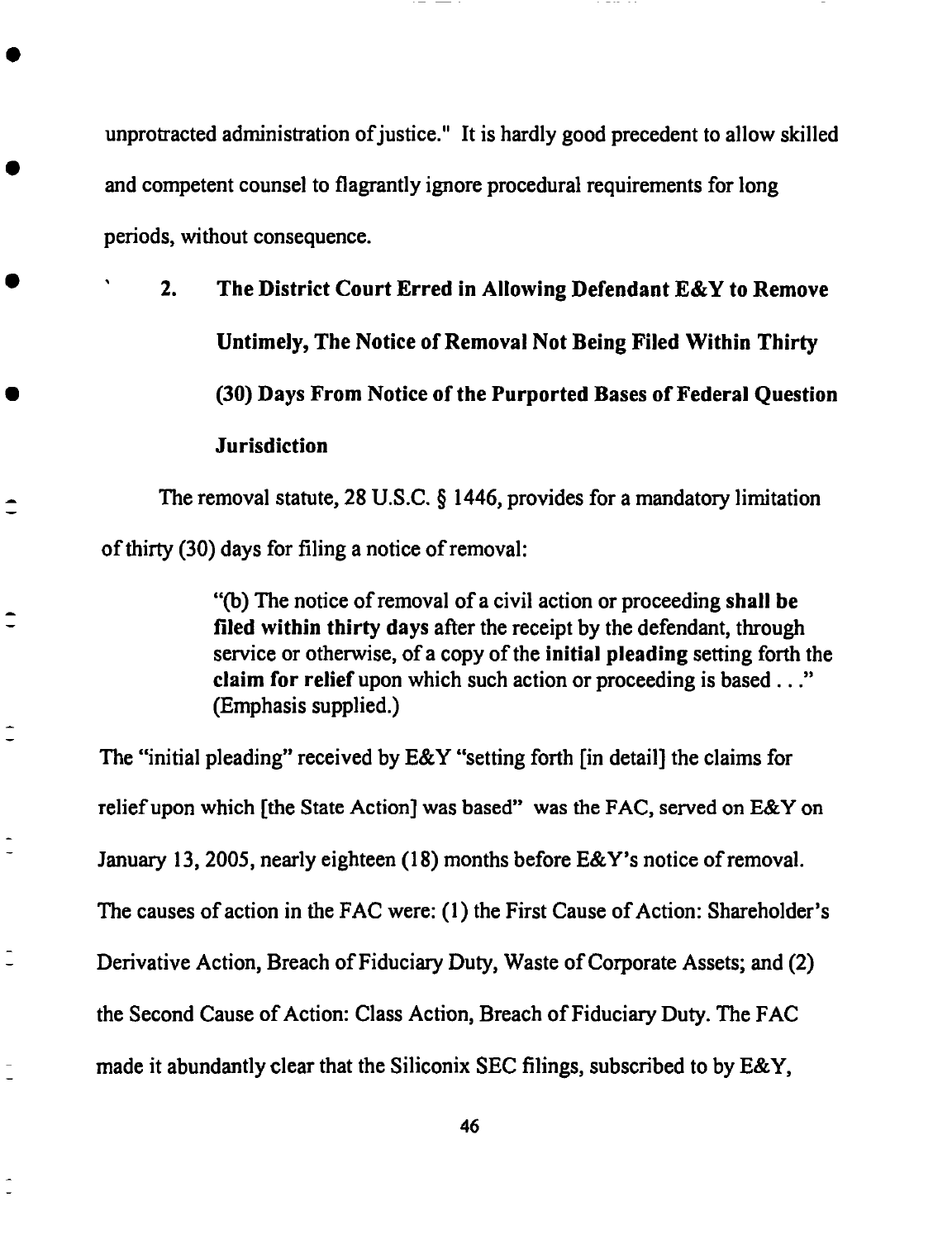unprotracted administration of justice." It is hardly good precedent to allow skilled and competent counsel to flagrantly ignore procedural requirements for long periods, without consequence.

### 2. The District Court Erred in Allowing Defendant E&Y to Remove Untimely, The Notice of Removal Not Being Filed Within Thirty (30) Days From Notice of the Purported Bases of Federal Question Jurisdiction

The removal statute, 28 U.S.C. § 1446, provides for a mandatory limitation of thirty (30) days for filing a notice of removal:

> "(b) The notice of removal of a civil action or proceeding **shall be filed within thirty days** after the receipt by the defendant, through service or otherwise, of a copy of the **initial pleading** setting forth the **claim for relief** upon which such action or proceeding is based . . ." (Emphasis supplied.)

The "initial pleading" received by E&Y "setting forth [in detail] the claims for relief upon which [the State Action] was based" was the FAC, served on E&Y on January 13, 2005, nearly eighteen (18) months before E&Y's notice of removal. The causes of action in the FAC were: (1) the First Cause of Action: Shareholder's Derivative Action, Breach of Fiduciary Duty, Waste of Corporate Assets; and (2) the Second Cause of Action: Class Action, Breach of Fiduciary Duty. The FAC made it abundantly clear that the Siliconix SEC filings, subscribed to by E&Y,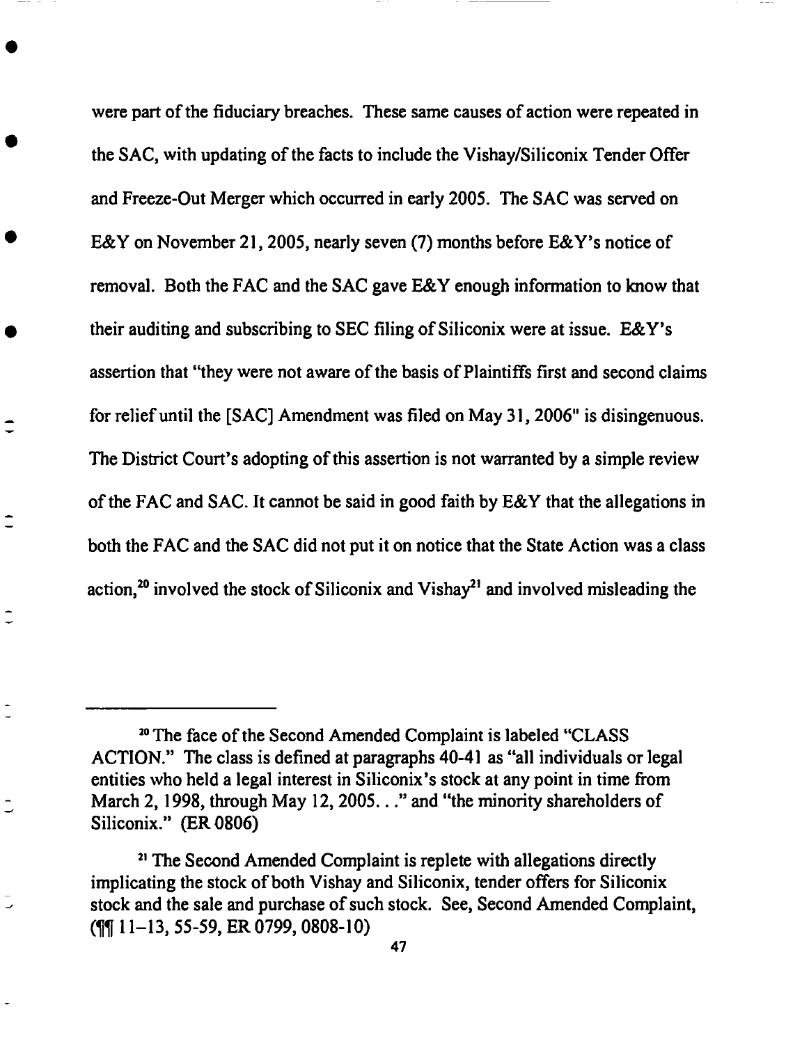were part of the fiduciary breaches. These same causes of action were repeated in the SAC, with updating of the facts to include the Vishay/Siliconix Tender Offer and Freeze-Out Merger which occurred in early 2005. The SAC was served on E&Y on November 21, 2005, nearly seven (7) months before E&Y's notice of removal. Both the FAC and the SAC gave E&Y enough information to know that their auditing and subscribing to SEC filing of Siliconix were at issue. E&Y's assertion that "they were not aware of the basis of Plaintiffs first and second claims for relief until the [SAC] Amendment was filed on May 31, 2006" is disingenuous. The District Court's adopting of this assertion is not warranted by a simple review of the FAC and SAC. It cannot be said in good faith by E&Y that the allegations in both the FAC and the SAC did not put it on notice that the State Action was a class action,[20] involved the stock of Siliconix and Vishay[21] and involved misleading the

---

[20] The face of the Second Amended Complaint is labeled "CLASS ACTION." The class is defined at paragraphs 40-41 as "all individuals or legal entities who held a legal interest in Siliconix's stock at any point in time from March 2, 1998, through May 12, 2005. . ." and "the minority shareholders of Siliconix." (ER 0806)

[21] The Second Amended Complaint is replete with allegations directly implicating the stock of both Vishay and Siliconix, tender offers for Siliconix stock and the sale and purchase of such stock. See, Second Amended Complaint, (¶¶ 11–13, 55-59, ER 0799, 0808-10)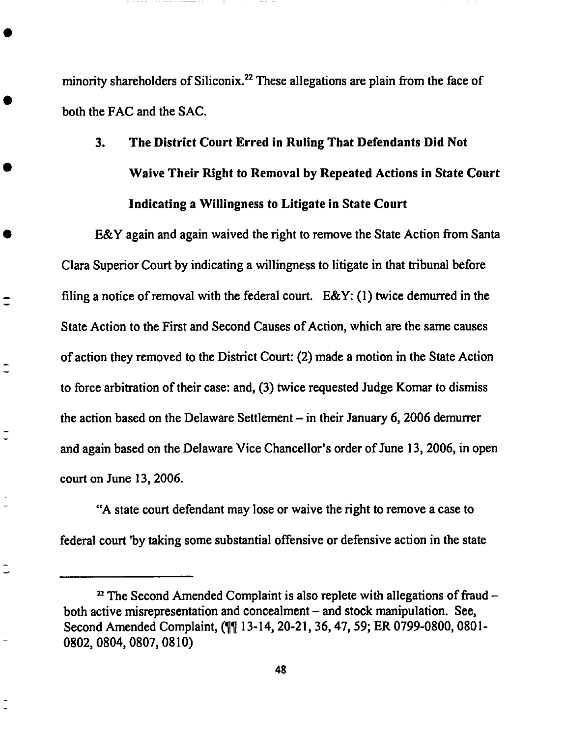minority shareholders of Siliconix.[22] These allegations are plain from the face of both the FAC and the SAC.

### 3. The District Court Erred in Ruling That Defendants Did Not Waive Their Right to Removal by Repeated Actions in State Court Indicating a Willingness to Litigate in State Court

E&Y again and again waived the right to remove the State Action from Santa Clara Superior Court by indicating a willingness to litigate in that tribunal before filing a notice of removal with the federal court. E&Y: (1) twice demurred in the State Action to the First and Second Causes of Action, which are the same causes of action they removed to the District Court: (2) made a motion in the State Action to force arbitration of their case: and, (3) twice requested Judge Komar to dismiss the action based on the Delaware Settlement – in their January 6, 2006 demurrer and again based on the Delaware Vice Chancellor's order of June 13, 2006, in open court on June 13, 2006.

"A state court defendant may lose or waive the right to remove a case to federal court 'by taking some substantial offensive or defensive action in the state

---

[22] The Second Amended Complaint is also replete with allegations of fraud – both active misrepresentation and concealment – and stock manipulation. See, Second Amended Complaint, (¶¶ 13-14, 20-21, 36, 47, 59; ER 0799-0800, 0801-0802, 0804, 0807, 0810)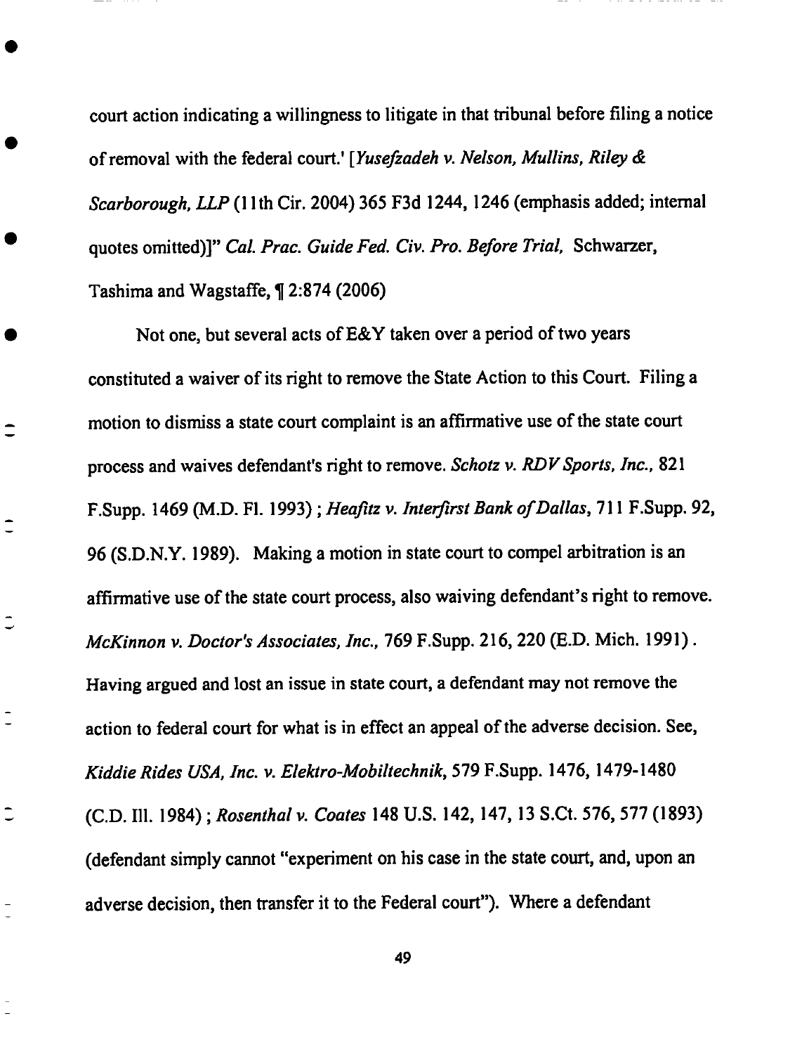court action indicating a willingness to litigate in that tribunal before filing a notice of removal with the federal court.' [*Yusefzadeh v. Nelson, Mullins, Riley & Scarborough, LLP* (11th Cir. 2004) 365 F3d 1244, 1246 (emphasis added; internal quotes omitted)]" *Cal. Prac. Guide Fed. Civ. Pro. Before Trial,* Schwarzer, Tashima and Wagstaffe, ¶ 2:874 (2006)

Not one, but several acts of E&Y taken over a period of two years constituted a waiver of its right to remove the State Action to this Court. Filing a motion to dismiss a state court complaint is an affirmative use of the state court process and waives defendant's right to remove. *Schotz v. RDV Sports, Inc.*, 821 F.Supp. 1469 (M.D. Fl. 1993) ; *Heafitz v. Interfirst Bank of Dallas*, 711 F.Supp. 92, 96 (S.D.N.Y. 1989). Making a motion in state court to compel arbitration is an affirmative use of the state court process, also waiving defendant's right to remove. *McKinnon v. Doctor's Associates, Inc.*, 769 F.Supp. 216, 220 (E.D. Mich. 1991) . Having argued and lost an issue in state court, a defendant may not remove the action to federal court for what is in effect an appeal of the adverse decision. See, *Kiddie Rides USA, Inc. v. Elektro-Mobiltechnik*, 579 F.Supp. 1476, 1479-1480 (C.D. Ill. 1984) ; *Rosenthal v. Coates* 148 U.S. 142, 147, 13 S.Ct. 576, 577 (1893) (defendant simply cannot "experiment on his case in the state court, and, upon an adverse decision, then transfer it to the Federal court"). Where a defendant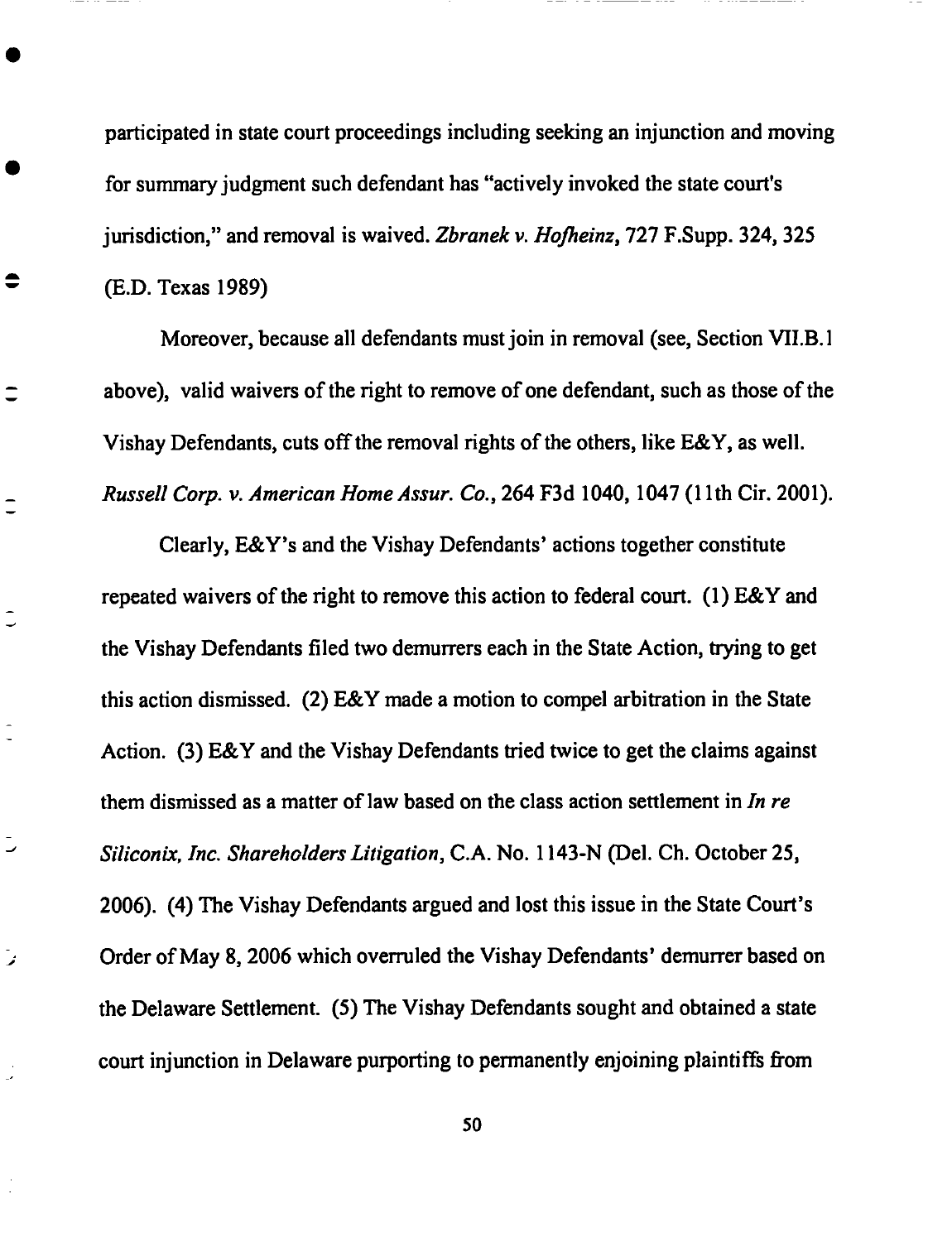participated in state court proceedings including seeking an injunction and moving for summary judgment such defendant has "actively invoked the state court's jurisdiction," and removal is waived. *Zbranek v. Hofheinz*, 727 F.Supp. 324, 325 (E.D. Texas 1989)

Moreover, because all defendants must join in removal (see, Section VII.B.1 above), valid waivers of the right to remove of one defendant, such as those of the Vishay Defendants, cuts off the removal rights of the others, like E&Y, as well. *Russell Corp. v. American Home Assur. Co.*, 264 F3d 1040, 1047 (11th Cir. 2001).

Clearly, E&Y's and the Vishay Defendants' actions together constitute repeated waivers of the right to remove this action to federal court. (1) E&Y and the Vishay Defendants filed two demurrers each in the State Action, trying to get this action dismissed. (2) E&Y made a motion to compel arbitration in the State Action. (3) E&Y and the Vishay Defendants tried twice to get the claims against them dismissed as a matter of law based on the class action settlement in *In re Siliconix, Inc. Shareholders Litigation*, C.A. No. 1143-N (Del. Ch. October 25, 2006). (4) The Vishay Defendants argued and lost this issue in the State Court's Order of May 8, 2006 which overruled the Vishay Defendants' demurrer based on the Delaware Settlement. (5) The Vishay Defendants sought and obtained a state court injunction in Delaware purporting to permanently enjoining plaintiffs from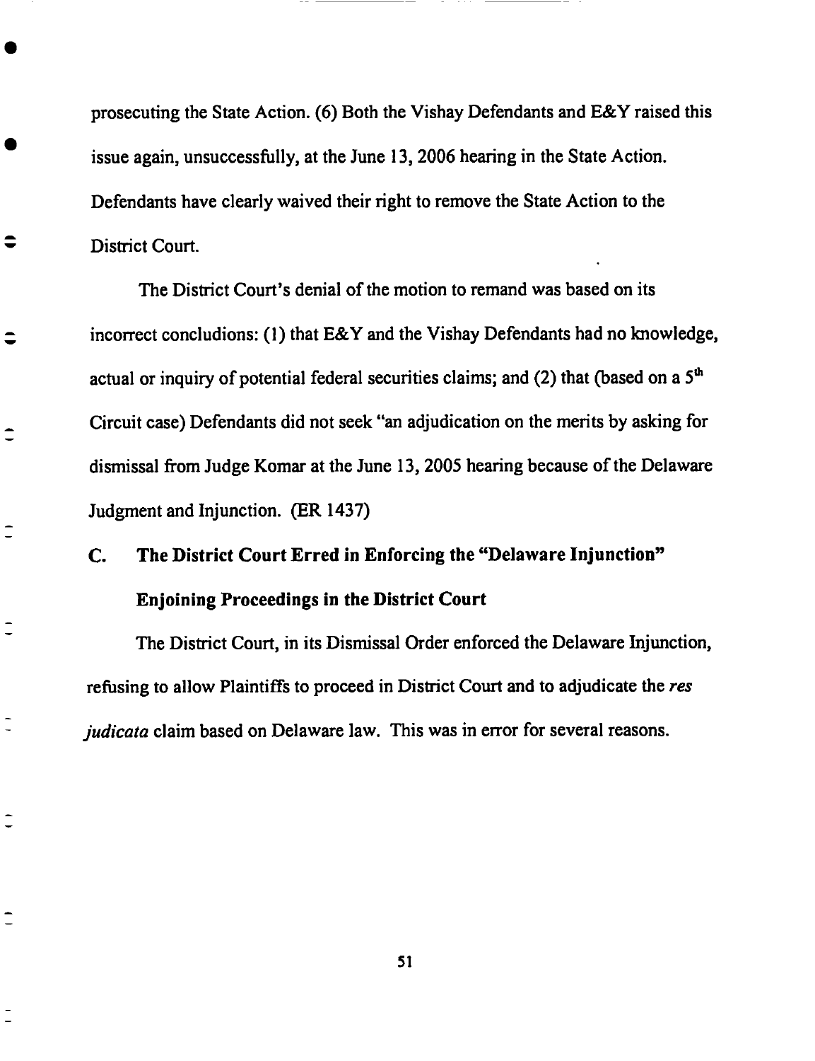prosecuting the State Action. (6) Both the Vishay Defendants and E&Y raised this issue again, unsuccessfully, at the June 13, 2006 hearing in the State Action. Defendants have clearly waived their right to remove the State Action to the District Court.

The District Court's denial of the motion to remand was based on its incorrect concludions: (1) that E&Y and the Vishay Defendants had no knowledge, actual or inquiry of potential federal securities claims; and (2) that (based on a 5th Circuit case) Defendants did not seek "an adjudication on the merits by asking for dismissal from Judge Komar at the June 13, 2005 hearing because of the Delaware Judgment and Injunction. (ER 1437)

### C. The District Court Erred in Enforcing the "Delaware Injunction" Enjoining Proceedings in the District Court

The District Court, in its Dismissal Order enforced the Delaware Injunction, refusing to allow Plaintiffs to proceed in District Court and to adjudicate the *res judicata* claim based on Delaware law. This was in error for several reasons.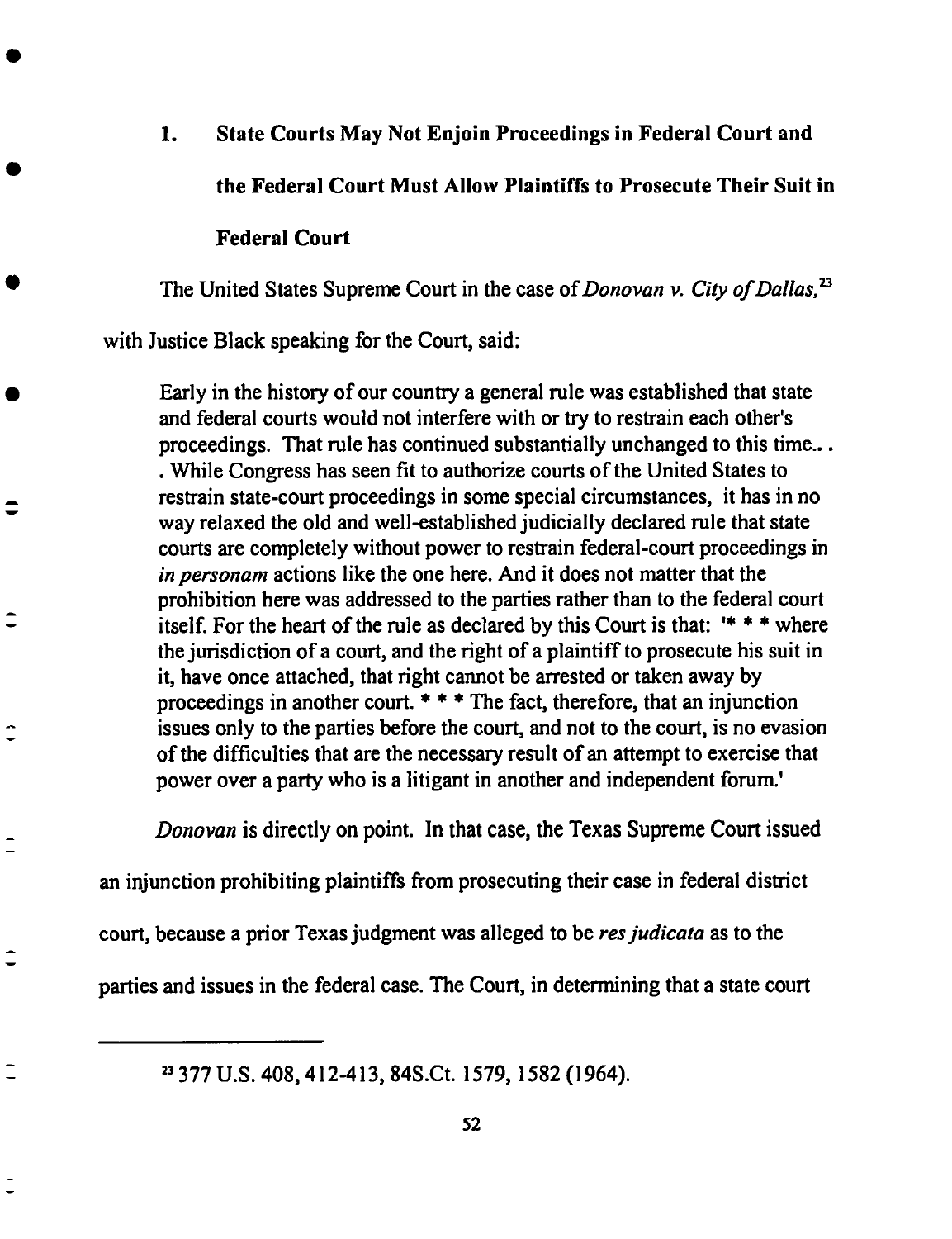### 1. State Courts May Not Enjoin Proceedings in Federal Court and the Federal Court Must Allow Plaintiffs to Prosecute Their Suit in Federal Court

The United States Supreme Court in the case of *Donovan v. City of Dallas,*[23] with Justice Black speaking for the Court, said:

> Early in the history of our country a general rule was established that state and federal courts would not interfere with or try to restrain each other's proceedings. That rule has continued substantially unchanged to this time... . While Congress has seen fit to authorize courts of the United States to restrain state-court proceedings in some special circumstances, it has in no way relaxed the old and well-established judicially declared rule that state courts are completely without power to restrain federal-court proceedings in *in personam* actions like the one here. And it does not matter that the prohibition here was addressed to the parties rather than to the federal court itself. For the heart of the rule as declared by this Court is that: '* * * where the jurisdiction of a court, and the right of a plaintiff to prosecute his suit in it, have once attached, that right cannot be arrested or taken away by proceedings in another court. * * * The fact, therefore, that an injunction issues only to the parties before the court, and not to the court, is no evasion of the difficulties that are the necessary result of an attempt to exercise that power over a party who is a litigant in another and independent forum.'

*Donovan* is directly on point. In that case, the Texas Supreme Court issued an injunction prohibiting plaintiffs from prosecuting their case in federal district court, because a prior Texas judgment was alleged to be *res judicata* as to the parties and issues in the federal case. The Court, in determining that a state court

---

[23] 377 U.S. 408, 412-413, 84S.Ct. 1579, 1582 (1964).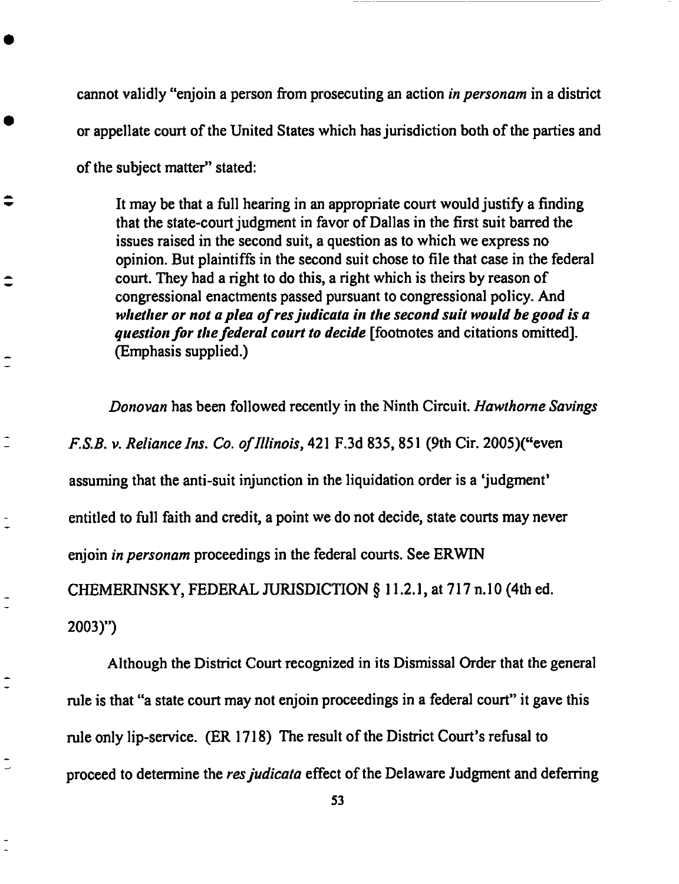cannot validly "enjoin a person from prosecuting an action *in personam* in a district or appellate court of the United States which has jurisdiction both of the parties and of the subject matter" stated:

> It may be that a full hearing in an appropriate court would justify a finding that the state-court judgment in favor of Dallas in the first suit barred the issues raised in the second suit, a question as to which we express no opinion. But plaintiffs in the second suit chose to file that case in the federal court. They had a right to do this, a right which is theirs by reason of congressional enactments passed pursuant to congressional policy. And ***whether or not a plea of res judicata in the second suit would be good is a question for the federal court to decide*** [footnotes and citations omitted]. (Emphasis supplied.)

*Donovan* has been followed recently in the Ninth Circuit. *Hawthorne Savings F.S.B. v. Reliance Ins. Co. of Illinois*, 421 F.3d 835, 851 (9th Cir. 2005)("even assuming that the anti-suit injunction in the liquidation order is a 'judgment' entitled to full faith and credit, a point we do not decide, state courts may never enjoin *in personam* proceedings in the federal courts. See ERWIN CHEMERINSKY, FEDERAL JURISDICTION § 11.2.1, at 717 n.10 (4th ed. 2003)")

Although the District Court recognized in its Dismissal Order that the general rule is that "a state court may not enjoin proceedings in a federal court" it gave this rule only lip-service. (ER 1718) The result of the District Court's refusal to proceed to determine the *res judicata* effect of the Delaware Judgment and deferring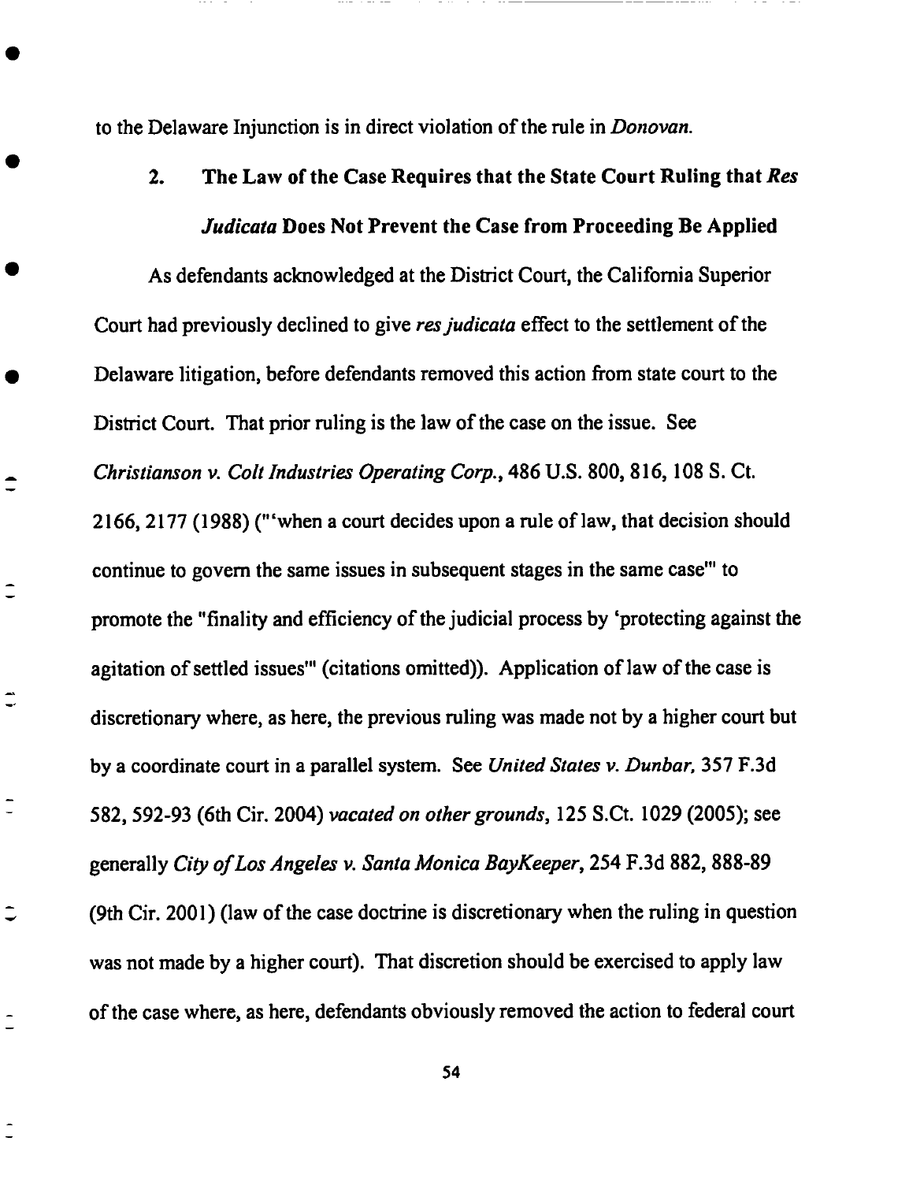to the Delaware Injunction is in direct violation of the rule in *Donovan.*

### 2. The Law of the Case Requires that the State Court Ruling that *Res Judicata* Does Not Prevent the Case from Proceeding Be Applied

As defendants acknowledged at the District Court, the California Superior Court had previously declined to give *res judicata* effect to the settlement of the Delaware litigation, before defendants removed this action from state court to the District Court. That prior ruling is the law of the case on the issue. See *Christianson v. Colt Industries Operating Corp.*, 486 U.S. 800, 816, 108 S. Ct. 2166, 2177 (1988) ("'when a court decides upon a rule of law, that decision should continue to govern the same issues in subsequent stages in the same case'" to promote the "finality and efficiency of the judicial process by 'protecting against the agitation of settled issues'" (citations omitted)). Application of law of the case is discretionary where, as here, the previous ruling was made not by a higher court but by a coordinate court in a parallel system. See *United States v. Dunbar*, 357 F.3d 582, 592-93 (6th Cir. 2004) *vacated on other grounds*, 125 S.Ct. 1029 (2005); see generally *City of Los Angeles v. Santa Monica BayKeeper*, 254 F.3d 882, 888-89 (9th Cir. 2001) (law of the case doctrine is discretionary when the ruling in question was not made by a higher court). That discretion should be exercised to apply law of the case where, as here, defendants obviously removed the action to federal court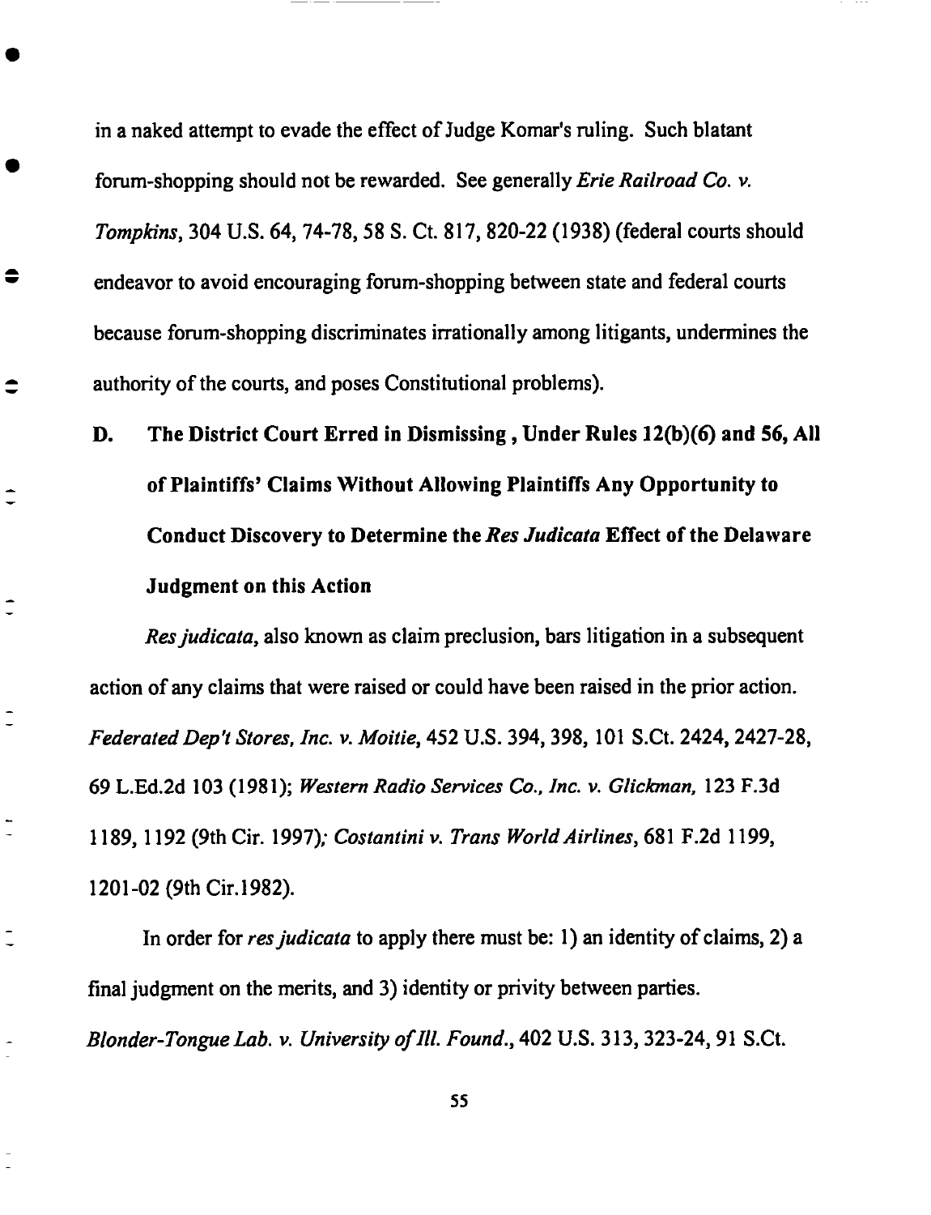in a naked attempt to evade the effect of Judge Komar's ruling. Such blatant forum-shopping should not be rewarded. See generally *Erie Railroad Co. v. Tompkins*, 304 U.S. 64, 74-78, 58 S. Ct. 817, 820-22 (1938) (federal courts should endeavor to avoid encouraging forum-shopping between state and federal courts because forum-shopping discriminates irrationally among litigants, undermines the authority of the courts, and poses Constitutional problems).

## D. The District Court Erred in Dismissing , Under Rules 12(b)(6) and 56, All of Plaintiffs' Claims Without Allowing Plaintiffs Any Opportunity to Conduct Discovery to Determine the *Res Judicata* Effect of the Delaware Judgment on this Action

*Res judicata*, also known as claim preclusion, bars litigation in a subsequent action of any claims that were raised or could have been raised in the prior action. *Federated Dep't Stores, Inc. v. Moitie*, 452 U.S. 394, 398, 101 S.Ct. 2424, 2427-28, 69 L.Ed.2d 103 (1981); *Western Radio Services Co., Inc. v. Glickman*, 123 F.3d 1189, 1192 (9th Cir. 1997); *Costantini v. Trans World Airlines*, 681 F.2d 1199, 1201-02 (9th Cir.1982).

In order for *res judicata* to apply there must be: 1) an identity of claims, 2) a final judgment on the merits, and 3) identity or privity between parties. *Blonder-Tongue Lab. v. University of Ill. Found.*, 402 U.S. 313, 323-24, 91 S.Ct.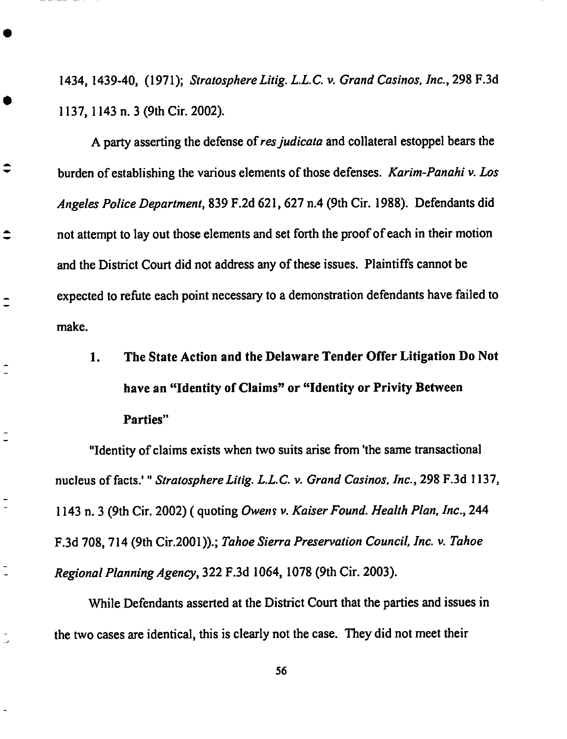1434, 1439-40, (1971); *Stratosphere Litig. L.L.C. v. Grand Casinos, Inc.*, 298 F.3d 1137, 1143 n. 3 (9th Cir. 2002).

A party asserting the defense of *res judicata* and collateral estoppel bears the burden of establishing the various elements of those defenses. *Karim-Panahi v. Los Angeles Police Department*, 839 F.2d 621, 627 n.4 (9th Cir. 1988). Defendants did not attempt to lay out those elements and set forth the proof of each in their motion and the District Court did not address any of these issues. Plaintiffs cannot be expected to refute each point necessary to a demonstration defendants have failed to make.

### 1. The State Action and the Delaware Tender Offer Litigation Do Not have an "Identity of Claims" or "Identity or Privity Between Parties"

"Identity of claims exists when two suits arise from 'the same transactional nucleus of facts.' " *Stratosphere Litig. L.L.C. v. Grand Casinos, Inc.*, 298 F.3d 1137, 1143 n. 3 (9th Cir. 2002) ( quoting *Owens v. Kaiser Found. Health Plan, Inc.*, 244 F.3d 708, 714 (9th Cir.2001)).; *Tahoe Sierra Preservation Council, Inc. v. Tahoe Regional Planning Agency*, 322 F.3d 1064, 1078 (9th Cir. 2003).

While Defendants asserted at the District Court that the parties and issues in the two cases are identical, this is clearly not the case. They did not meet their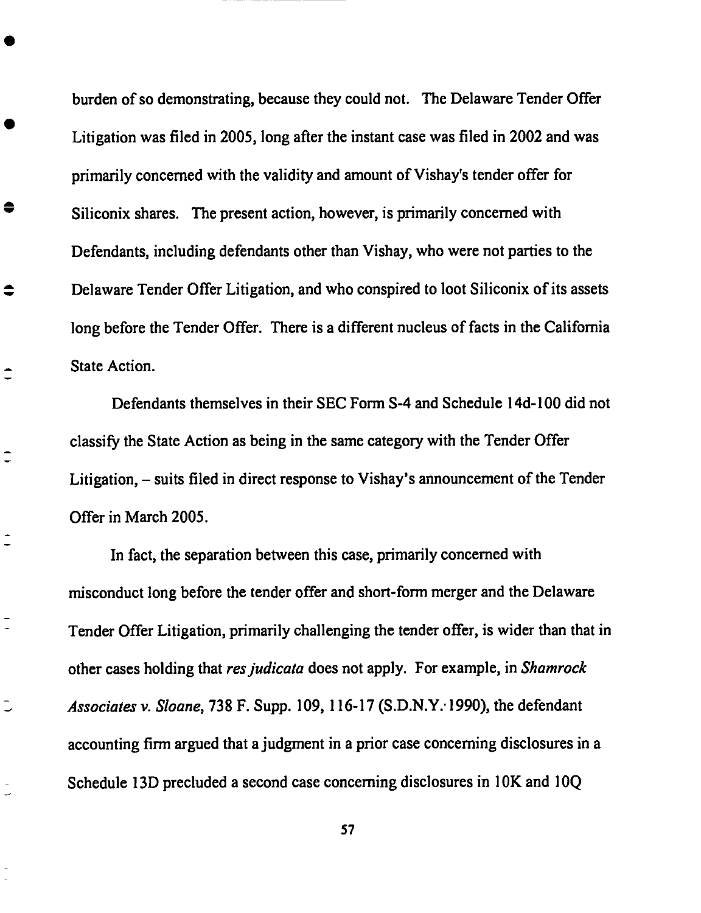burden of so demonstrating, because they could not. The Delaware Tender Offer Litigation was filed in 2005, long after the instant case was filed in 2002 and was primarily concerned with the validity and amount of Vishay's tender offer for Siliconix shares. The present action, however, is primarily concerned with Defendants, including defendants other than Vishay, who were not parties to the Delaware Tender Offer Litigation, and who conspired to loot Siliconix of its assets long before the Tender Offer. There is a different nucleus of facts in the California State Action.

Defendants themselves in their SEC Form S-4 and Schedule 14d-100 did not classify the State Action as being in the same category with the Tender Offer Litigation, – suits filed in direct response to Vishay's announcement of the Tender Offer in March 2005.

In fact, the separation between this case, primarily concerned with misconduct long before the tender offer and short-form merger and the Delaware Tender Offer Litigation, primarily challenging the tender offer, is wider than that in other cases holding that *res judicata* does not apply. For example, in *Shamrock Associates v. Sloane*, 738 F. Supp. 109, 116-17 (S.D.N.Y. 1990), the defendant accounting firm argued that a judgment in a prior case concerning disclosures in a Schedule 13D precluded a second case concerning disclosures in 10K and 10Q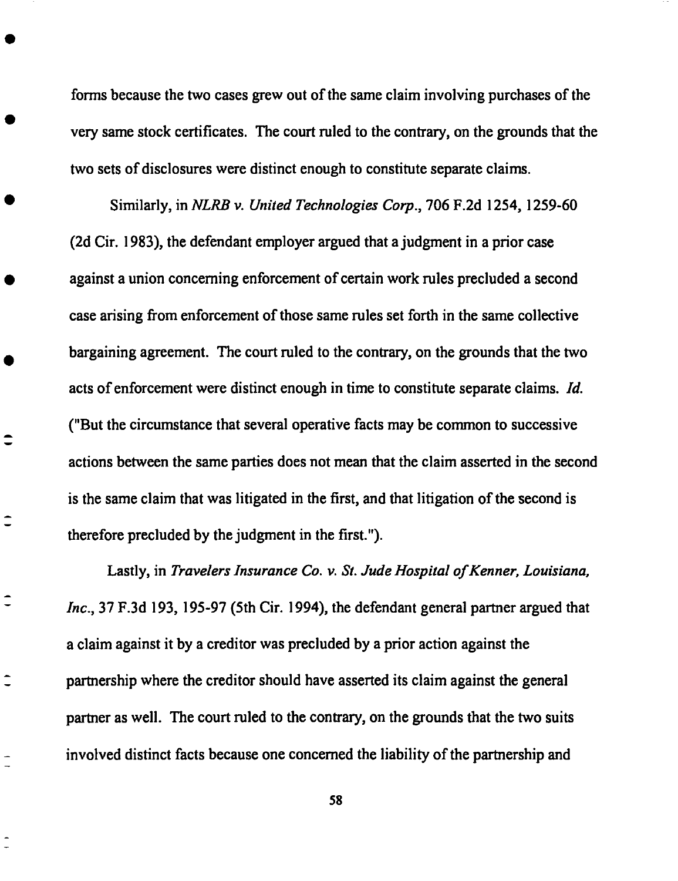forms because the two cases grew out of the same claim involving purchases of the very same stock certificates. The court ruled to the contrary, on the grounds that the two sets of disclosures were distinct enough to constitute separate claims.

Similarly, in *NLRB v. United Technologies Corp.*, 706 F.2d 1254, 1259-60 (2d Cir. 1983), the defendant employer argued that a judgment in a prior case against a union concerning enforcement of certain work rules precluded a second case arising from enforcement of those same rules set forth in the same collective bargaining agreement. The court ruled to the contrary, on the grounds that the two acts of enforcement were distinct enough in time to constitute separate claims. *Id.* ("But the circumstance that several operative facts may be common to successive actions between the same parties does not mean that the claim asserted in the second is the same claim that was litigated in the first, and that litigation of the second is therefore precluded by the judgment in the first.").

Lastly, in *Travelers Insurance Co. v. St. Jude Hospital of Kenner, Louisiana, Inc.*, 37 F.3d 193, 195-97 (5th Cir. 1994), the defendant general partner argued that a claim against it by a creditor was precluded by a prior action against the partnership where the creditor should have asserted its claim against the general partner as well. The court ruled to the contrary, on the grounds that the two suits involved distinct facts because one concerned the liability of the partnership and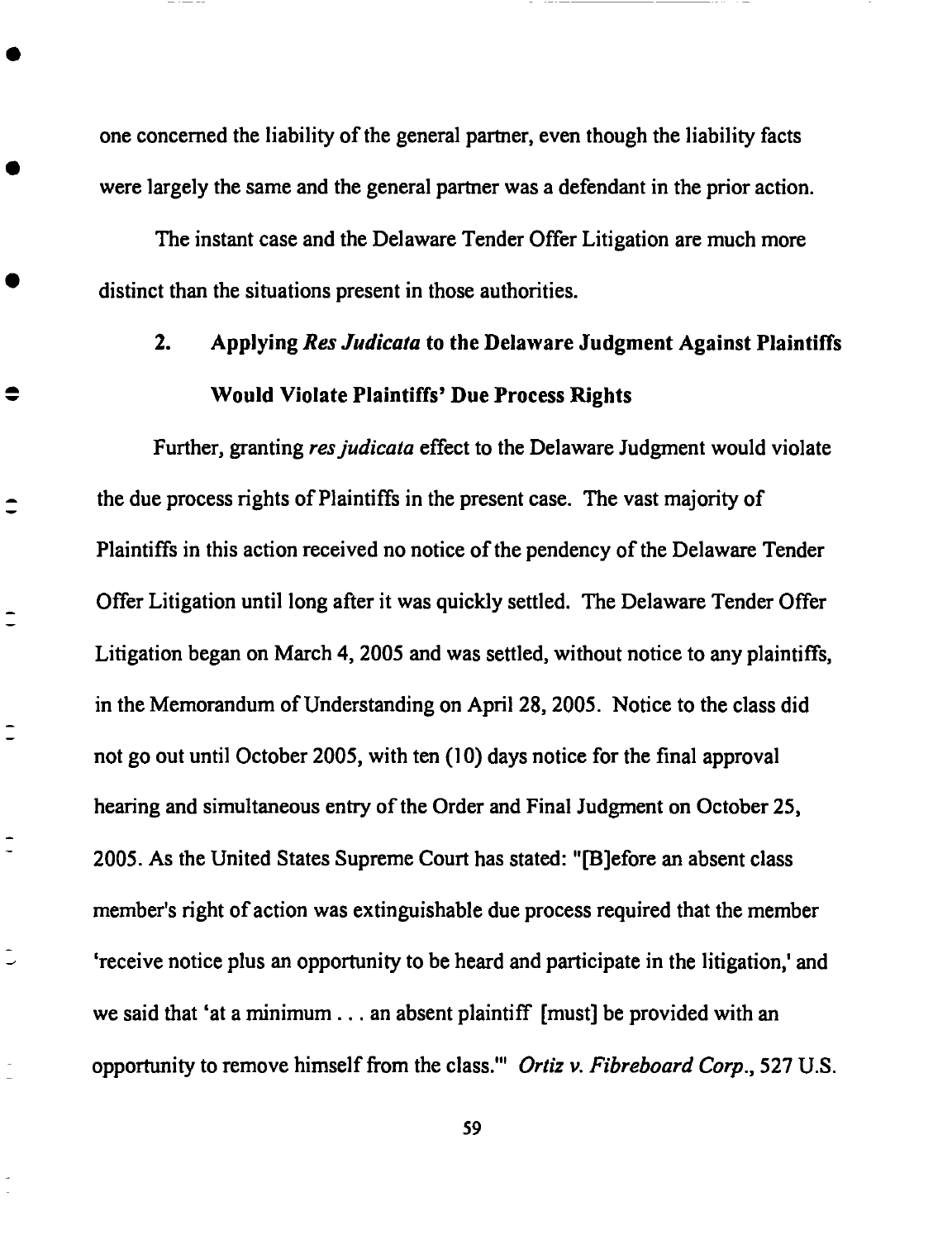one concerned the liability of the general partner, even though the liability facts were largely the same and the general partner was a defendant in the prior action.

The instant case and the Delaware Tender Offer Litigation are much more distinct than the situations present in those authorities.

### 2. Applying *Res Judicata* to the Delaware Judgment Against Plaintiffs Would Violate Plaintiffs' Due Process Rights

Further, granting *res judicata* effect to the Delaware Judgment would violate the due process rights of Plaintiffs in the present case. The vast majority of Plaintiffs in this action received no notice of the pendency of the Delaware Tender Offer Litigation until long after it was quickly settled. The Delaware Tender Offer Litigation began on March 4, 2005 and was settled, without notice to any plaintiffs, in the Memorandum of Understanding on April 28, 2005. Notice to the class did not go out until October 2005, with ten (10) days notice for the final approval hearing and simultaneous entry of the Order and Final Judgment on October 25, 2005. As the United States Supreme Court has stated: "[B]efore an absent class member's right of action was extinguishable due process required that the member 'receive notice plus an opportunity to be heard and participate in the litigation,' and we said that 'at a minimum . . . an absent plaintiff [must] be provided with an opportunity to remove himself from the class.'" *Ortiz v. Fibreboard Corp.*, 527 U.S.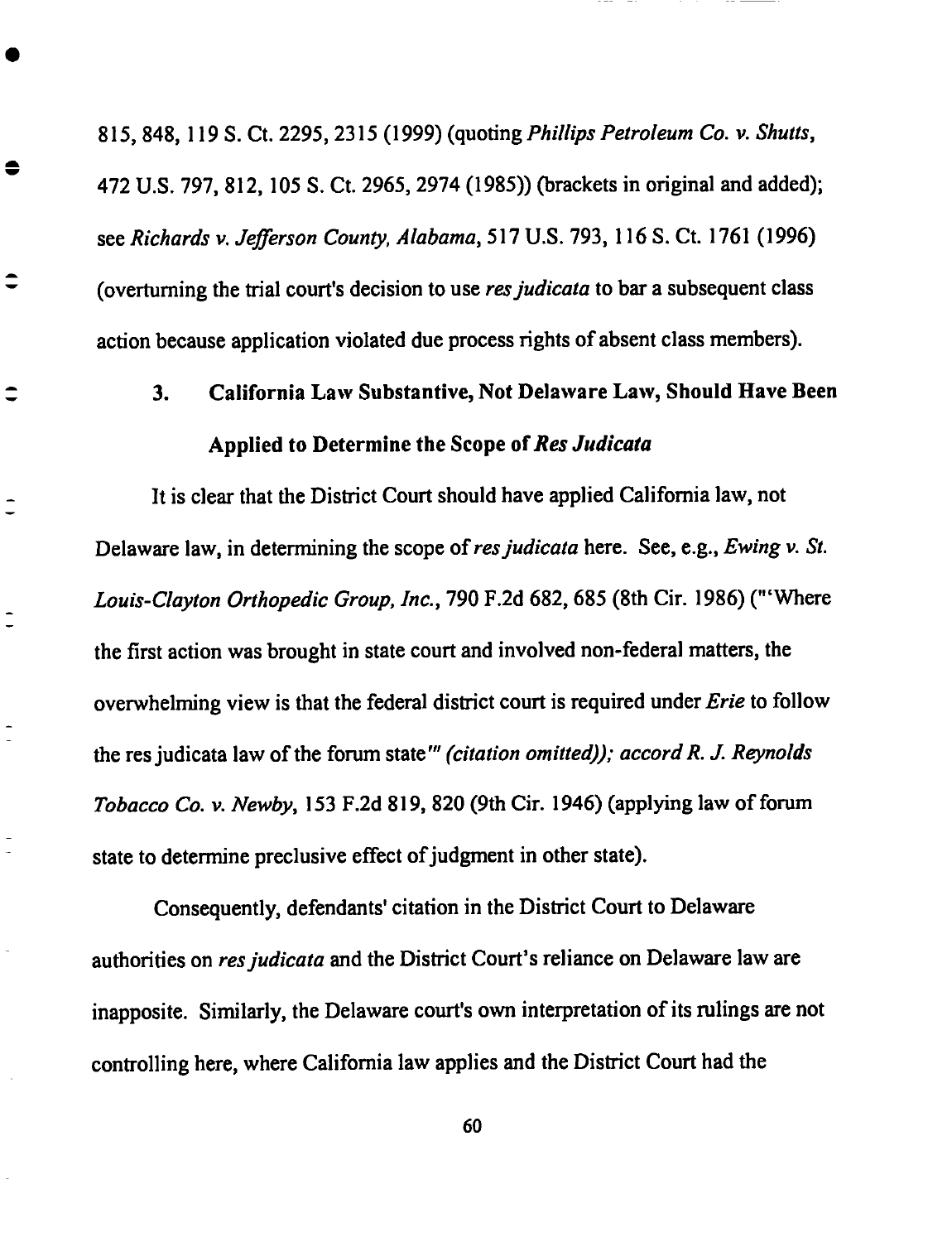815, 848, 119 S. Ct. 2295, 2315 (1999) (quoting *Phillips Petroleum Co. v. Shutts*, 472 U.S. 797, 812, 105 S. Ct. 2965, 2974 (1985)) (brackets in original and added); see *Richards v. Jefferson County, Alabama*, 517 U.S. 793, 116 S. Ct. 1761 (1996) (overturning the trial court's decision to use *res judicata* to bar a subsequent class action because application violated due process rights of absent class members).

### 3. California Law Substantive, Not Delaware Law, Should Have Been Applied to Determine the Scope of *Res Judicata*

It is clear that the District Court should have applied California law, not Delaware law, in determining the scope of *res judicata* here. See, e.g., *Ewing v. St. Louis-Clayton Orthopedic Group, Inc.*, 790 F.2d 682, 685 (8th Cir. 1986) ("'Where the first action was brought in state court and involved non-federal matters, the overwhelming view is that the federal district court is required under *Erie* to follow the res judicata law of the forum state'" *(citation omitted)); accord R. J. Reynolds Tobacco Co. v. Newby*, 153 F.2d 819, 820 (9th Cir. 1946) (applying law of forum state to determine preclusive effect of judgment in other state).

Consequently, defendants' citation in the District Court to Delaware authorities on *res judicata* and the District Court's reliance on Delaware law are inapposite. Similarly, the Delaware court's own interpretation of its rulings are not controlling here, where California law applies and the District Court had the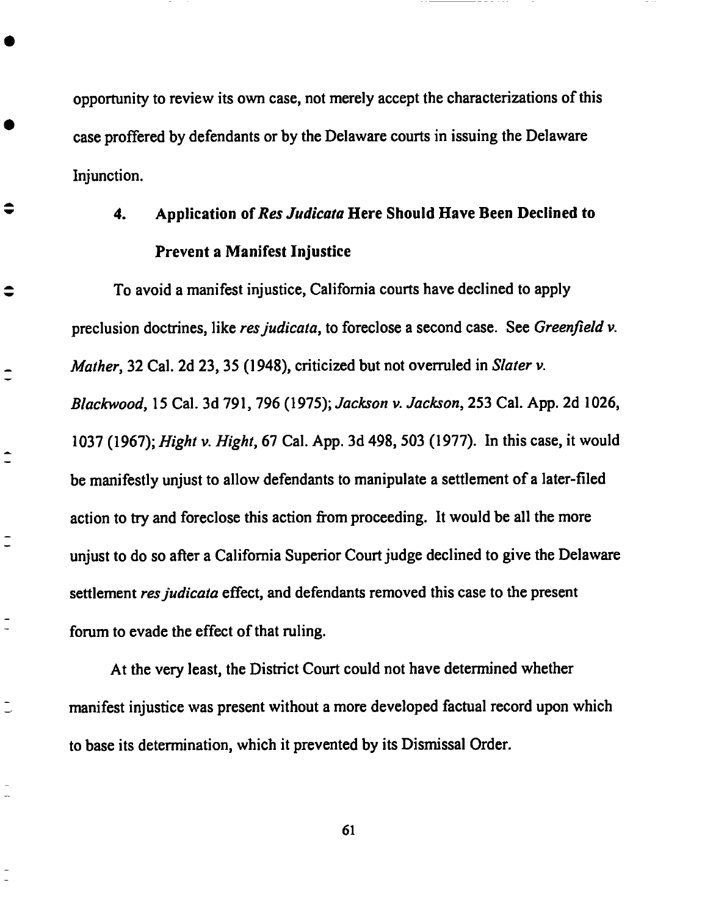opportunity to review its own case, not merely accept the characterizations of this case proffered by defendants or by the Delaware courts in issuing the Delaware Injunction.

### 4. Application of *Res Judicata* Here Should Have Been Declined to Prevent a Manifest Injustice

To avoid a manifest injustice, California courts have declined to apply preclusion doctrines, like *res judicata*, to foreclose a second case. See *Greenfield v. Mather*, 32 Cal. 2d 23, 35 (1948), criticized but not overruled in *Slater v. Blackwood*, 15 Cal. 3d 791, 796 (1975); *Jackson v. Jackson*, 253 Cal. App. 2d 1026, 1037 (1967); *Hight v. Hight*, 67 Cal. App. 3d 498, 503 (1977). In this case, it would be manifestly unjust to allow defendants to manipulate a settlement of a later-filed action to try and foreclose this action from proceeding. It would be all the more unjust to do so after a California Superior Court judge declined to give the Delaware settlement *res judicata* effect, and defendants removed this case to the present forum to evade the effect of that ruling.

At the very least, the District Court could not have determined whether manifest injustice was present without a more developed factual record upon which to base its determination, which it prevented by its Dismissal Order.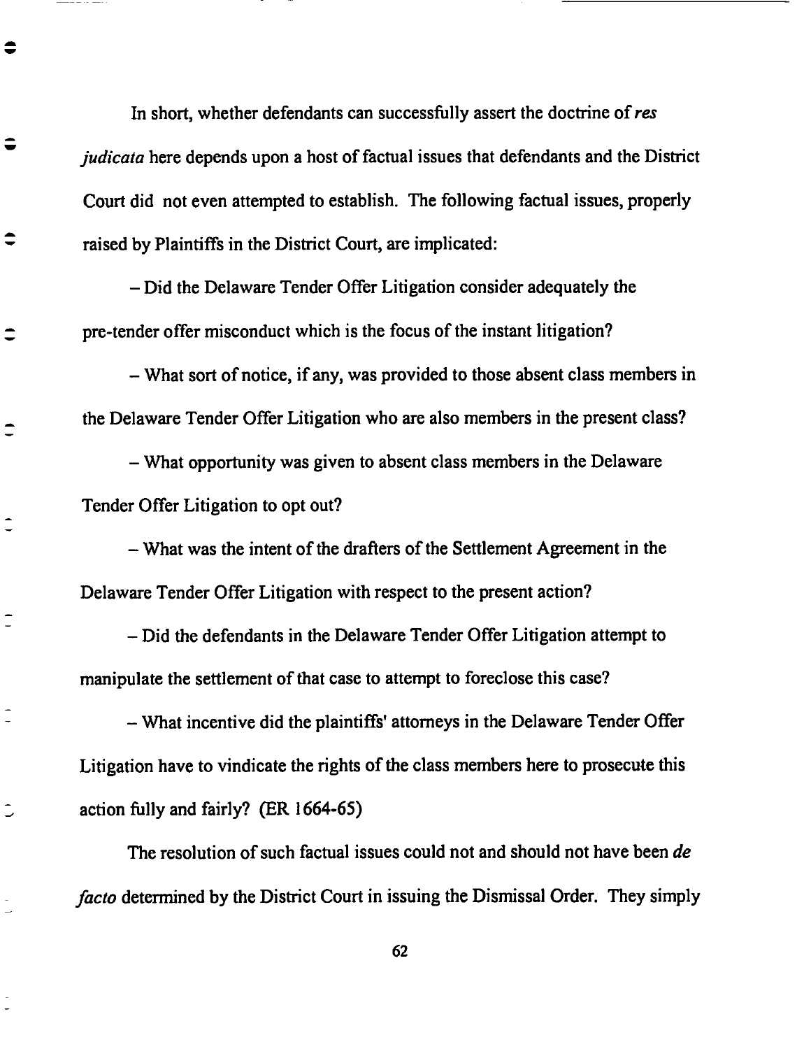In short, whether defendants can successfully assert the doctrine of *res judicata* here depends upon a host of factual issues that defendants and the District Court did not even attempted to establish. The following factual issues, properly raised by Plaintiffs in the District Court, are implicated:

– Did the Delaware Tender Offer Litigation consider adequately the pre-tender offer misconduct which is the focus of the instant litigation?

– What sort of notice, if any, was provided to those absent class members in the Delaware Tender Offer Litigation who are also members in the present class?

– What opportunity was given to absent class members in the Delaware Tender Offer Litigation to opt out?

– What was the intent of the drafters of the Settlement Agreement in the Delaware Tender Offer Litigation with respect to the present action?

– Did the defendants in the Delaware Tender Offer Litigation attempt to manipulate the settlement of that case to attempt to foreclose this case?

– What incentive did the plaintiffs' attorneys in the Delaware Tender Offer Litigation have to vindicate the rights of the class members here to prosecute this action fully and fairly? (ER 1664-65)

The resolution of such factual issues could not and should not have been *de facto* determined by the District Court in issuing the Dismissal Order. They simply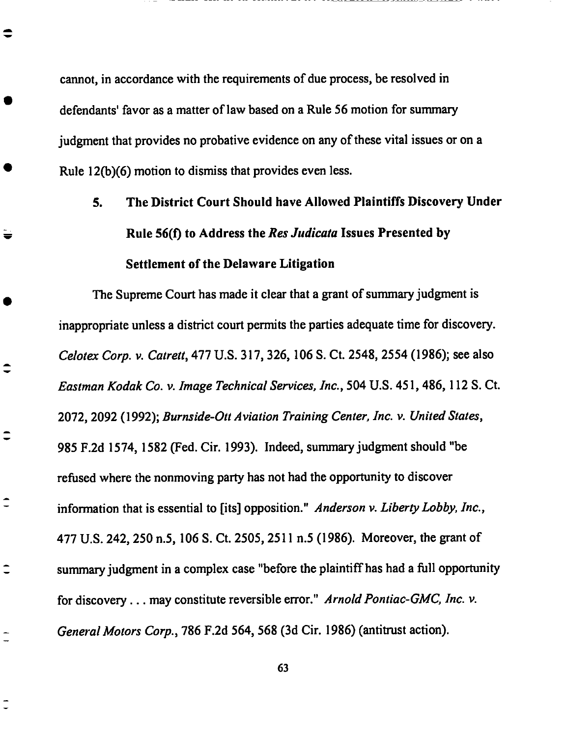cannot, in accordance with the requirements of due process, be resolved in defendants' favor as a matter of law based on a Rule 56 motion for summary judgment that provides no probative evidence on any of these vital issues or on a Rule 12(b)(6) motion to dismiss that provides even less.

### 5. The District Court Should have Allowed Plaintiffs Discovery Under Rule 56(f) to Address the *Res Judicata* Issues Presented by Settlement of the Delaware Litigation

The Supreme Court has made it clear that a grant of summary judgment is inappropriate unless a district court permits the parties adequate time for discovery. *Celotex Corp. v. Catrett*, 477 U.S. 317, 326, 106 S. Ct. 2548, 2554 (1986); see also *Eastman Kodak Co. v. Image Technical Services, Inc.*, 504 U.S. 451, 486, 112 S. Ct. 2072, 2092 (1992); *Burnside-Ott Aviation Training Center, Inc. v. United States*, 985 F.2d 1574, 1582 (Fed. Cir. 1993). Indeed, summary judgment should "be refused where the nonmoving party has not had the opportunity to discover information that is essential to [its] opposition." *Anderson v. Liberty Lobby, Inc.*, 477 U.S. 242, 250 n.5, 106 S. Ct. 2505, 2511 n.5 (1986). Moreover, the grant of summary judgment in a complex case "before the plaintiff has had a full opportunity for discovery . . . may constitute reversible error." *Arnold Pontiac-GMC, Inc. v. General Motors Corp.*, 786 F.2d 564, 568 (3d Cir. 1986) (antitrust action).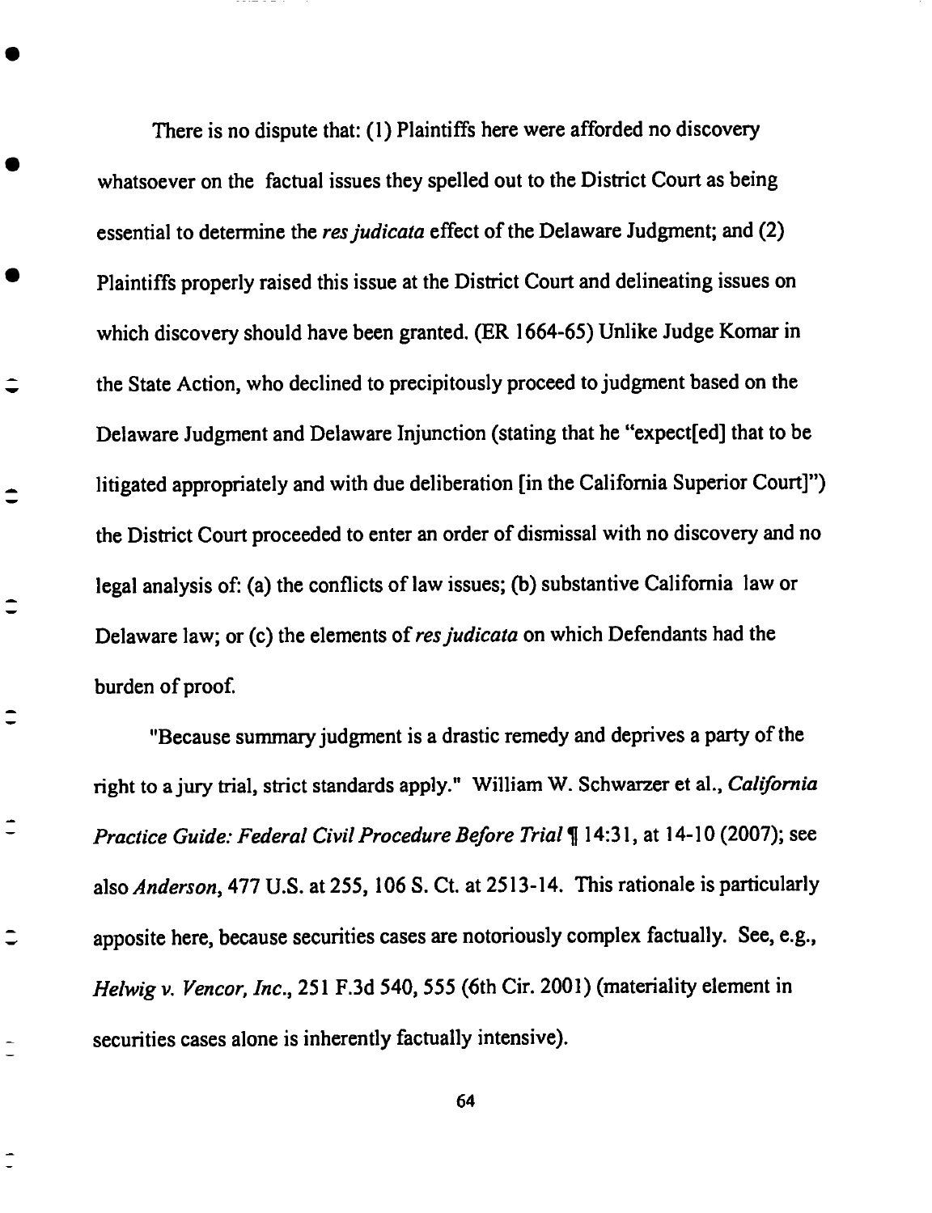There is no dispute that: (1) Plaintiffs here were afforded no discovery whatsoever on the factual issues they spelled out to the District Court as being essential to determine the *res judicata* effect of the Delaware Judgment; and (2) Plaintiffs properly raised this issue at the District Court and delineating issues on which discovery should have been granted. (ER 1664-65) Unlike Judge Komar in the State Action, who declined to precipitously proceed to judgment based on the Delaware Judgment and Delaware Injunction (stating that he "expect[ed] that to be litigated appropriately and with due deliberation [in the California Superior Court]") the District Court proceeded to enter an order of dismissal with no discovery and no legal analysis of: (a) the conflicts of law issues; (b) substantive California law or Delaware law; or (c) the elements of *res judicata* on which Defendants had the burden of proof.

"Because summary judgment is a drastic remedy and deprives a party of the right to a jury trial, strict standards apply." William W. Schwarzer et al., *California Practice Guide: Federal Civil Procedure Before Trial* ¶ 14:31, at 14-10 (2007); see also *Anderson*, 477 U.S. at 255, 106 S. Ct. at 2513-14. This rationale is particularly apposite here, because securities cases are notoriously complex factually. See, e.g., *Helwig v. Vencor, Inc.*, 251 F.3d 540, 555 (6th Cir. 2001) (materiality element in securities cases alone is inherently factually intensive).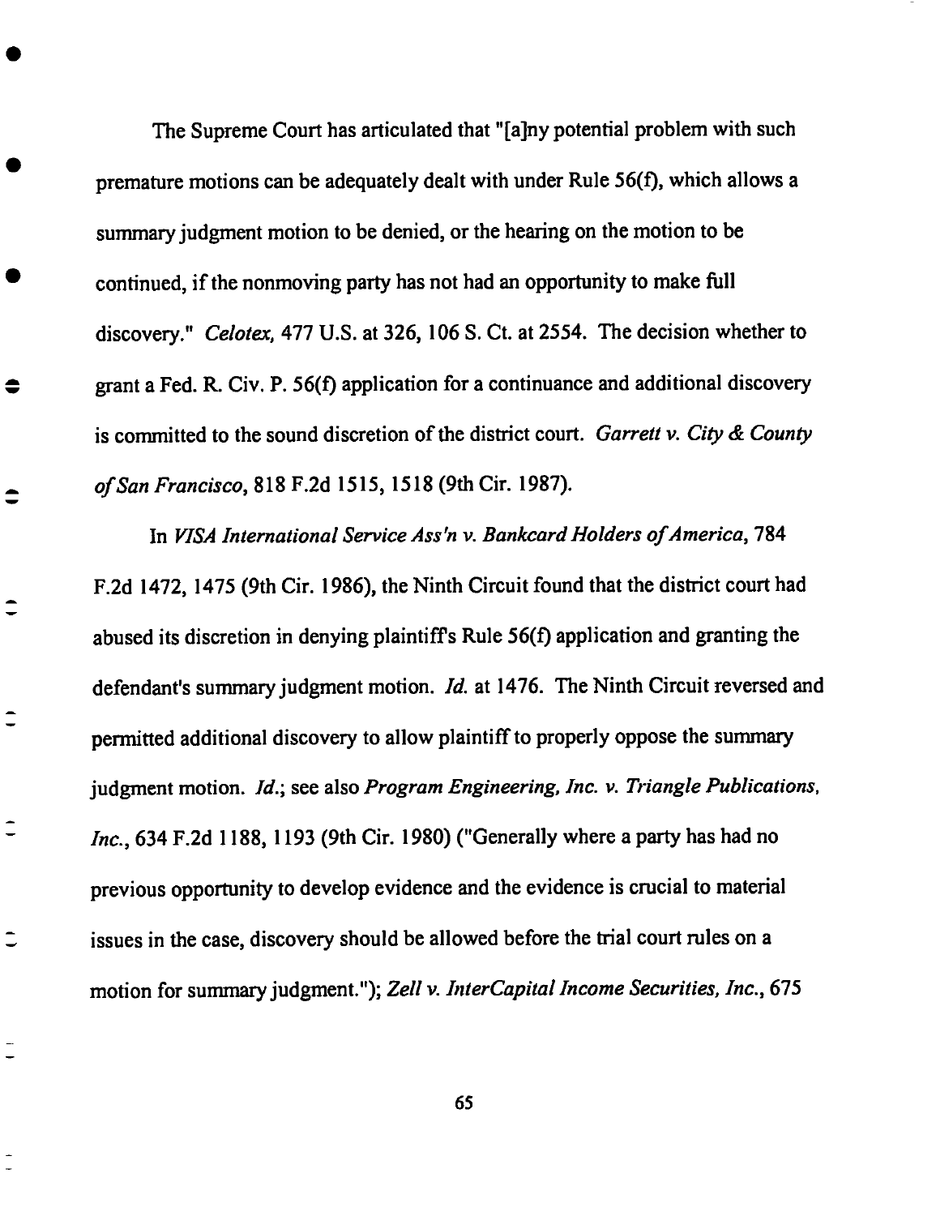The Supreme Court has articulated that "[a]ny potential problem with such premature motions can be adequately dealt with under Rule 56(f), which allows a summary judgment motion to be denied, or the hearing on the motion to be continued, if the nonmoving party has not had an opportunity to make full discovery." *Celotex,* 477 U.S. at 326, 106 S. Ct. at 2554. The decision whether to grant a Fed. R. Civ. P. 56(f) application for a continuance and additional discovery is committed to the sound discretion of the district court. *Garrett v. City & County of San Francisco*, 818 F.2d 1515, 1518 (9th Cir. 1987).

In *VISA International Service Ass'n v. Bankcard Holders of America*, 784 F.2d 1472, 1475 (9th Cir. 1986), the Ninth Circuit found that the district court had abused its discretion in denying plaintiff's Rule 56(f) application and granting the defendant's summary judgment motion. *Id.* at 1476. The Ninth Circuit reversed and permitted additional discovery to allow plaintiff to properly oppose the summary judgment motion. *Id.*; see also *Program Engineering, Inc. v. Triangle Publications, Inc.*, 634 F.2d 1188, 1193 (9th Cir. 1980) ("Generally where a party has had no previous opportunity to develop evidence and the evidence is crucial to material issues in the case, discovery should be allowed before the trial court rules on a motion for summary judgment."); *Zell v. InterCapital Income Securities, Inc.*, 675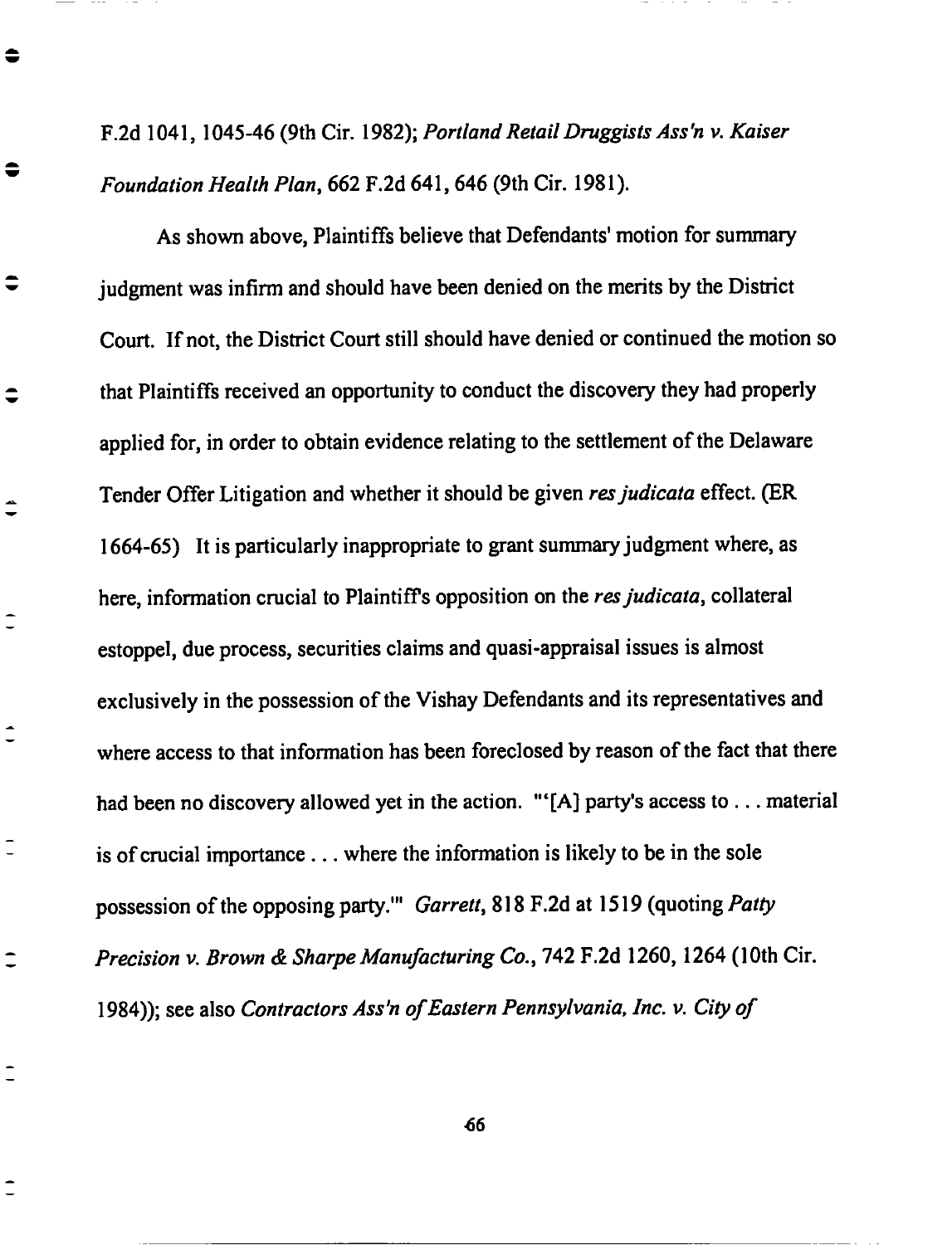F.2d 1041, 1045-46 (9th Cir. 1982); *Portland Retail Druggists Ass'n v. Kaiser Foundation Health Plan*, 662 F.2d 641, 646 (9th Cir. 1981).

As shown above, Plaintiffs believe that Defendants' motion for summary judgment was infirm and should have been denied on the merits by the District Court. If not, the District Court still should have denied or continued the motion so that Plaintiffs received an opportunity to conduct the discovery they had properly applied for, in order to obtain evidence relating to the settlement of the Delaware Tender Offer Litigation and whether it should be given *res judicata* effect. (ER 1664-65) It is particularly inappropriate to grant summary judgment where, as here, information crucial to Plaintiff's opposition on the *res judicata*, collateral estoppel, due process, securities claims and quasi-appraisal issues is almost exclusively in the possession of the Vishay Defendants and its representatives and where access to that information has been foreclosed by reason of the fact that there had been no discovery allowed yet in the action. "'[A] party's access to . . . material is of crucial importance . . . where the information is likely to be in the sole possession of the opposing party.'" *Garrett*, 818 F.2d at 1519 (quoting *Patty Precision v. Brown & Sharpe Manufacturing Co.*, 742 F.2d 1260, 1264 (10th Cir. 1984)); see also *Contractors Ass'n of Eastern Pennsylvania, Inc. v. City of*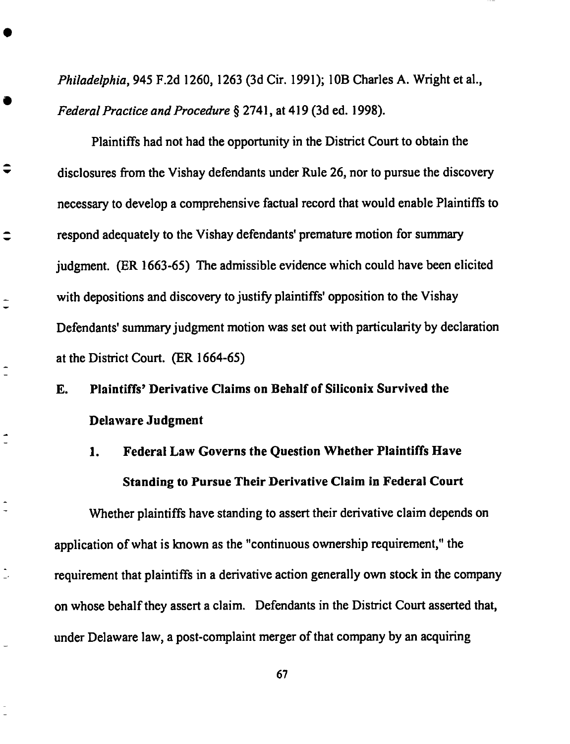*Philadelphia*, 945 F.2d 1260, 1263 (3d Cir. 1991); 10B Charles A. Wright et al., *Federal Practice and Procedure* § 2741, at 419 (3d ed. 1998).

Plaintiffs had not had the opportunity in the District Court to obtain the disclosures from the Vishay defendants under Rule 26, nor to pursue the discovery necessary to develop a comprehensive factual record that would enable Plaintiffs to respond adequately to the Vishay defendants' premature motion for summary judgment. (ER 1663-65) The admissible evidence which could have been elicited with depositions and discovery to justify plaintiffs' opposition to the Vishay Defendants' summary judgment motion was set out with particularity by declaration at the District Court. (ER 1664-65)

## E. Plaintiffs' Derivative Claims on Behalf of Siliconix Survived the Delaware Judgment

### 1. Federal Law Governs the Question Whether Plaintiffs Have Standing to Pursue Their Derivative Claim in Federal Court

Whether plaintiffs have standing to assert their derivative claim depends on application of what is known as the "continuous ownership requirement," the requirement that plaintiffs in a derivative action generally own stock in the company on whose behalf they assert a claim. Defendants in the District Court asserted that, under Delaware law, a post-complaint merger of that company by an acquiring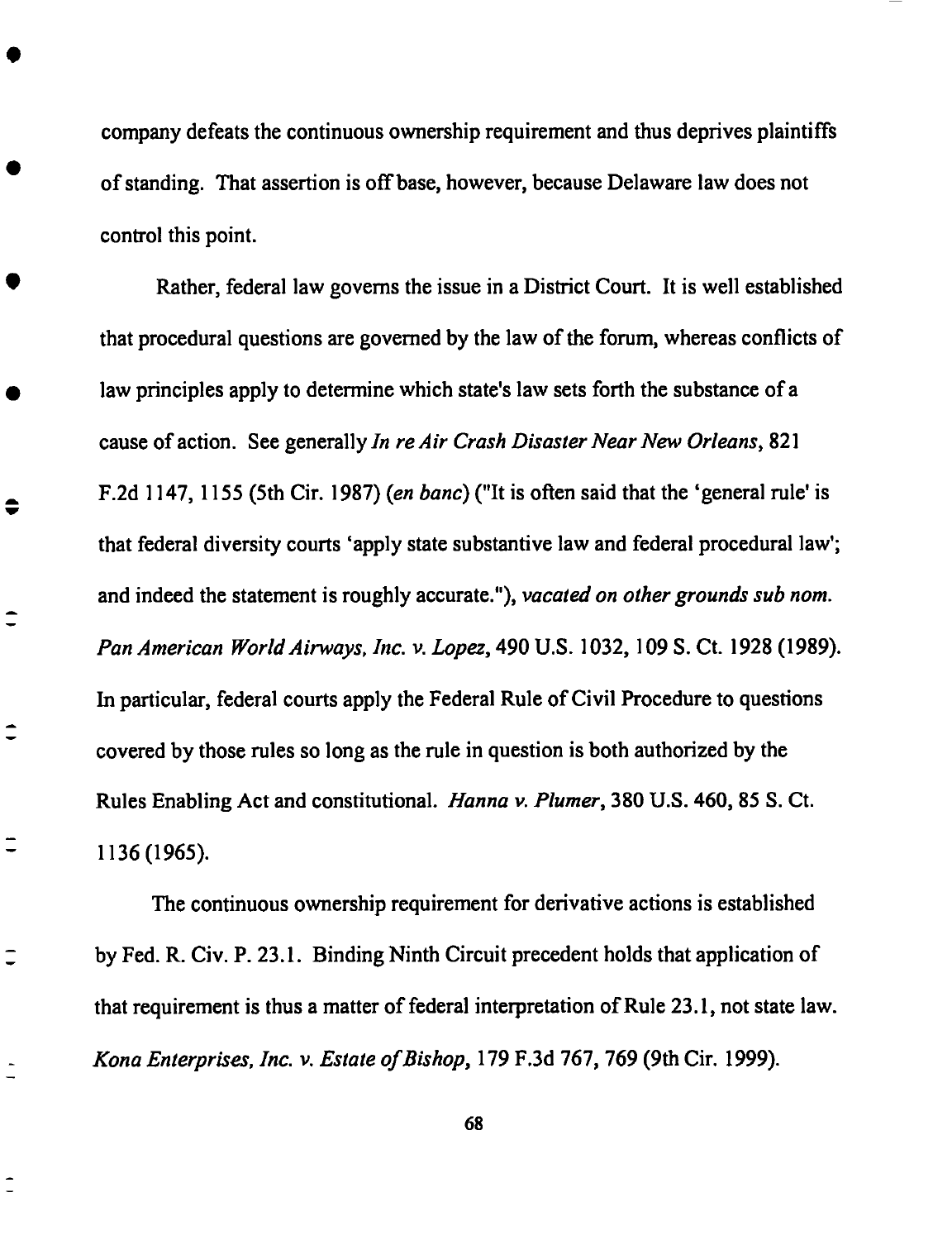company defeats the continuous ownership requirement and thus deprives plaintiffs of standing. That assertion is off base, however, because Delaware law does not control this point.

Rather, federal law governs the issue in a District Court. It is well established that procedural questions are governed by the law of the forum, whereas conflicts of law principles apply to determine which state's law sets forth the substance of a cause of action. See generally *In re Air Crash Disaster Near New Orleans*, 821 F.2d 1147, 1155 (5th Cir. 1987) (*en banc*) ("It is often said that the 'general rule' is that federal diversity courts 'apply state substantive law and federal procedural law'; and indeed the statement is roughly accurate."), *vacated on other grounds sub nom. Pan American World Airways, Inc. v. Lopez*, 490 U.S. 1032, 109 S. Ct. 1928 (1989). In particular, federal courts apply the Federal Rule of Civil Procedure to questions covered by those rules so long as the rule in question is both authorized by the Rules Enabling Act and constitutional. *Hanna v. Plumer*, 380 U.S. 460, 85 S. Ct. 1136 (1965).

The continuous ownership requirement for derivative actions is established by Fed. R. Civ. P. 23.1. Binding Ninth Circuit precedent holds that application of that requirement is thus a matter of federal interpretation of Rule 23.1, not state law. *Kona Enterprises, Inc. v. Estate of Bishop*, 179 F.3d 767, 769 (9th Cir. 1999).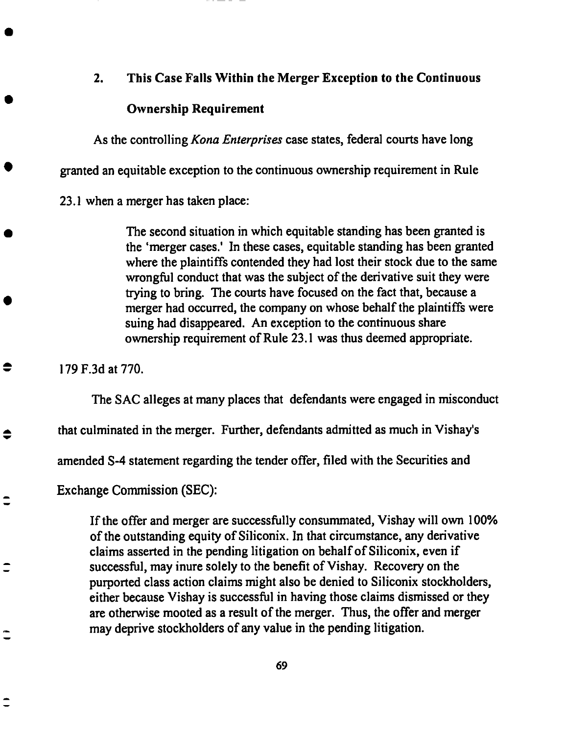### 2. This Case Falls Within the Merger Exception to the Continuous Ownership Requirement

As the controlling *Kona Enterprises* case states, federal courts have long granted an equitable exception to the continuous ownership requirement in Rule 23.1 when a merger has taken place:

> The second situation in which equitable standing has been granted is the 'merger cases.' In these cases, equitable standing has been granted where the plaintiffs contended they had lost their stock due to the same wrongful conduct that was the subject of the derivative suit they were trying to bring. The courts have focused on the fact that, because a merger had occurred, the company on whose behalf the plaintiffs were suing had disappeared. An exception to the continuous share ownership requirement of Rule 23.1 was thus deemed appropriate.

179 F.3d at 770.

The SAC alleges at many places that defendants were engaged in misconduct that culminated in the merger. Further, defendants admitted as much in Vishay's amended S-4 statement regarding the tender offer, filed with the Securities and Exchange Commission (SEC):

> If the offer and merger are successfully consummated, Vishay will own 100% of the outstanding equity of Siliconix. In that circumstance, any derivative claims asserted in the pending litigation on behalf of Siliconix, even if successful, may inure solely to the benefit of Vishay. Recovery on the purported class action claims might also be denied to Siliconix stockholders, either because Vishay is successful in having those claims dismissed or they are otherwise mooted as a result of the merger. Thus, the offer and merger may deprive stockholders of any value in the pending litigation.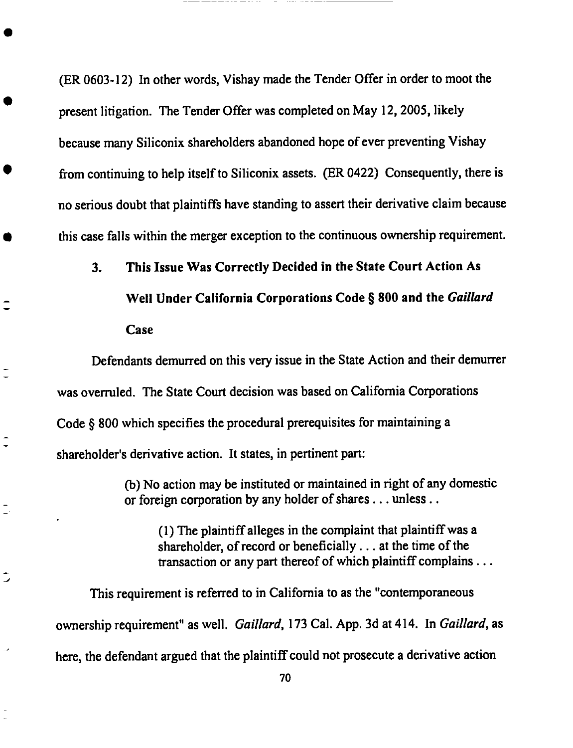(ER 0603-12) In other words, Vishay made the Tender Offer in order to moot the present litigation. The Tender Offer was completed on May 12, 2005, likely because many Siliconix shareholders abandoned hope of ever preventing Vishay from continuing to help itself to Siliconix assets. (ER 0422) Consequently, there is no serious doubt that plaintiffs have standing to assert their derivative claim because this case falls within the merger exception to the continuous ownership requirement.

### 3. This Issue Was Correctly Decided in the State Court Action As Well Under California Corporations Code § 800 and the *Gaillard* Case

Defendants demurred on this very issue in the State Action and their demurrer was overruled. The State Court decision was based on California Corporations Code § 800 which specifies the procedural prerequisites for maintaining a shareholder's derivative action. It states, in pertinent part:

> (b) No action may be instituted or maintained in right of any domestic or foreign corporation by any holder of shares . . . unless . .
>
> > (1) The plaintiff alleges in the complaint that plaintiff was a shareholder, of record or beneficially . . . at the time of the transaction or any part thereof of which plaintiff complains . . .

This requirement is referred to in California to as the "contemporaneous ownership requirement" as well. *Gaillard*, 173 Cal. App. 3d at 414. In *Gaillard*, as here, the defendant argued that the plaintiff could not prosecute a derivative action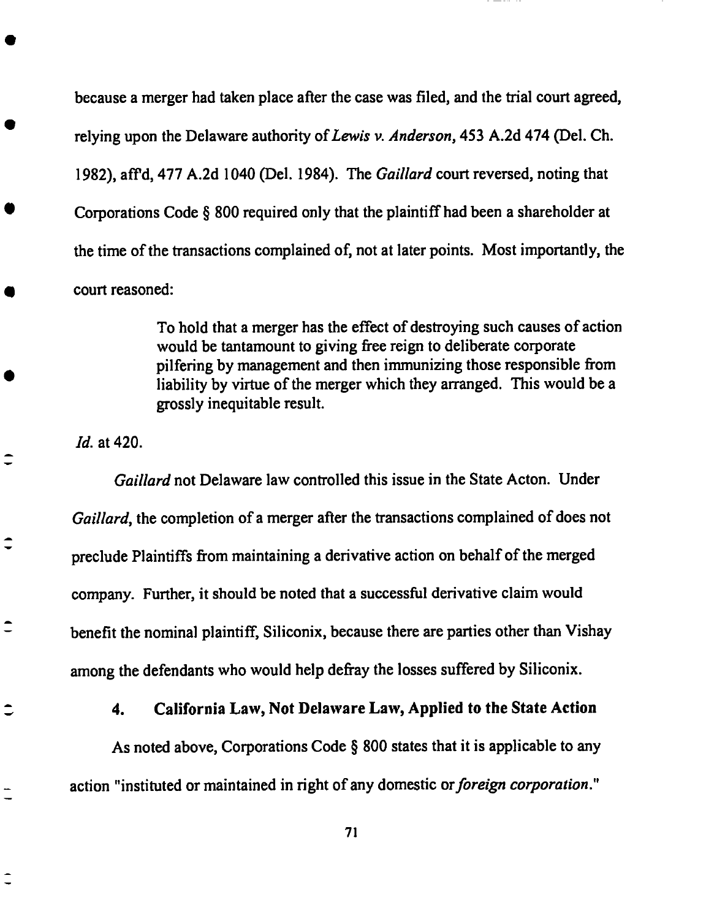because a merger had taken place after the case was filed, and the trial court agreed, relying upon the Delaware authority of *Lewis v. Anderson*, 453 A.2d 474 (Del. Ch. 1982), aff'd, 477 A.2d 1040 (Del. 1984). The *Gaillard* court reversed, noting that Corporations Code § 800 required only that the plaintiff had been a shareholder at the time of the transactions complained of, not at later points. Most importantly, the court reasoned:

> To hold that a merger has the effect of destroying such causes of action would be tantamount to giving free reign to deliberate corporate pilfering by management and then immunizing those responsible from liability by virtue of the merger which they arranged. This would be a grossly inequitable result.

*Id.* at 420.

*Gaillard* not Delaware law controlled this issue in the State Acton. Under *Gaillard*, the completion of a merger after the transactions complained of does not preclude Plaintiffs from maintaining a derivative action on behalf of the merged company. Further, it should be noted that a successful derivative claim would benefit the nominal plaintiff, Siliconix, because there are parties other than Vishay among the defendants who would help defray the losses suffered by Siliconix.

### 4. California Law, Not Delaware Law, Applied to the State Action

As noted above, Corporations Code § 800 states that it is applicable to any action "instituted or maintained in right of any domestic or *foreign corporation*."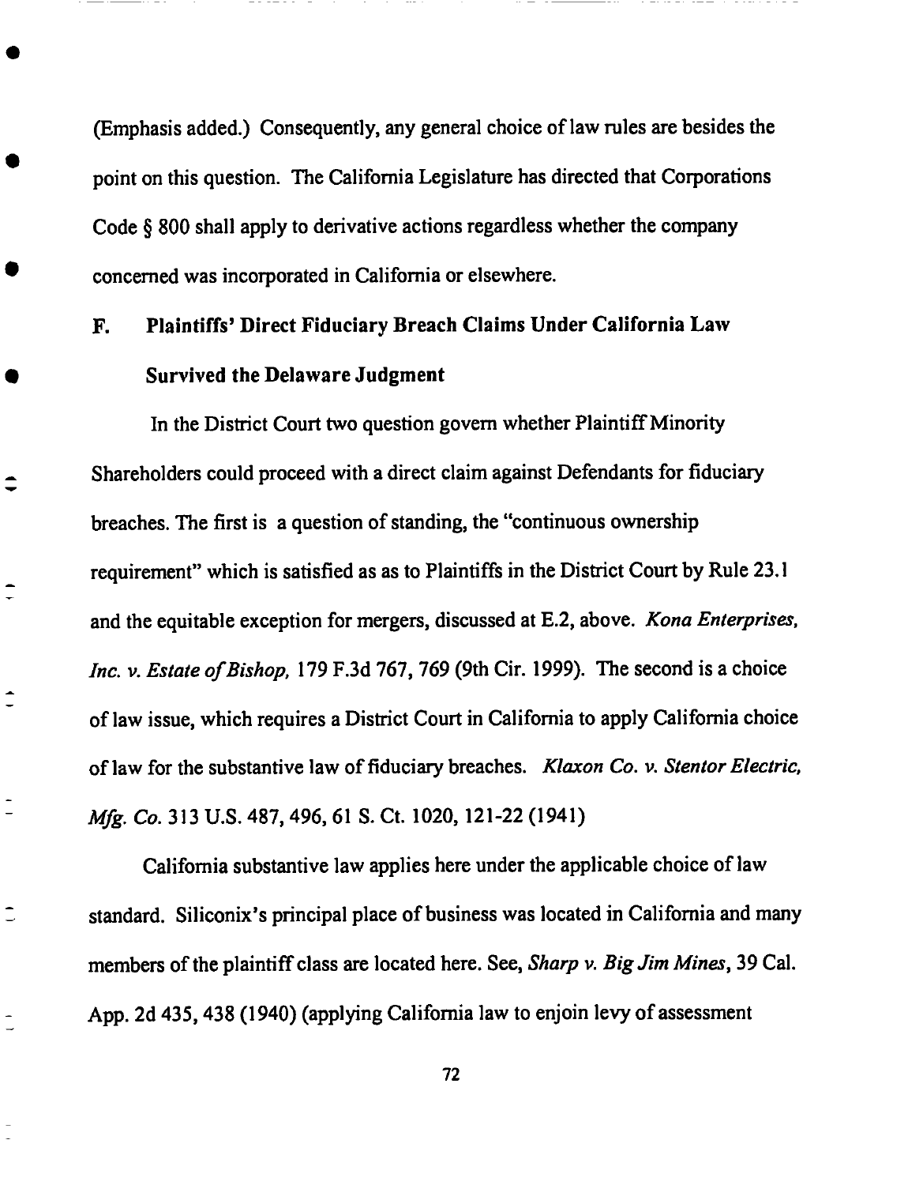(Emphasis added.) Consequently, any general choice of law rules are besides the point on this question. The California Legislature has directed that Corporations Code § 800 shall apply to derivative actions regardless whether the company concerned was incorporated in California or elsewhere.

### F. Plaintiffs' Direct Fiduciary Breach Claims Under California Law Survived the Delaware Judgment

In the District Court two question govern whether Plaintiff Minority Shareholders could proceed with a direct claim against Defendants for fiduciary breaches. The first is a question of standing, the "continuous ownership requirement" which is satisfied as as to Plaintiffs in the District Court by Rule 23.1 and the equitable exception for mergers, discussed at E.2, above. *Kona Enterprises, Inc. v. Estate of Bishop,* 179 F.3d 767, 769 (9th Cir. 1999). The second is a choice of law issue, which requires a District Court in California to apply California choice of law for the substantive law of fiduciary breaches. *Klaxon Co. v. Stentor Electric, Mfg. Co.* 313 U.S. 487, 496, 61 S. Ct. 1020, 121-22 (1941)

California substantive law applies here under the applicable choice of law standard. Siliconix's principal place of business was located in California and many members of the plaintiff class are located here. See, *Sharp v. Big Jim Mines*, 39 Cal. App. 2d 435, 438 (1940) (applying California law to enjoin levy of assessment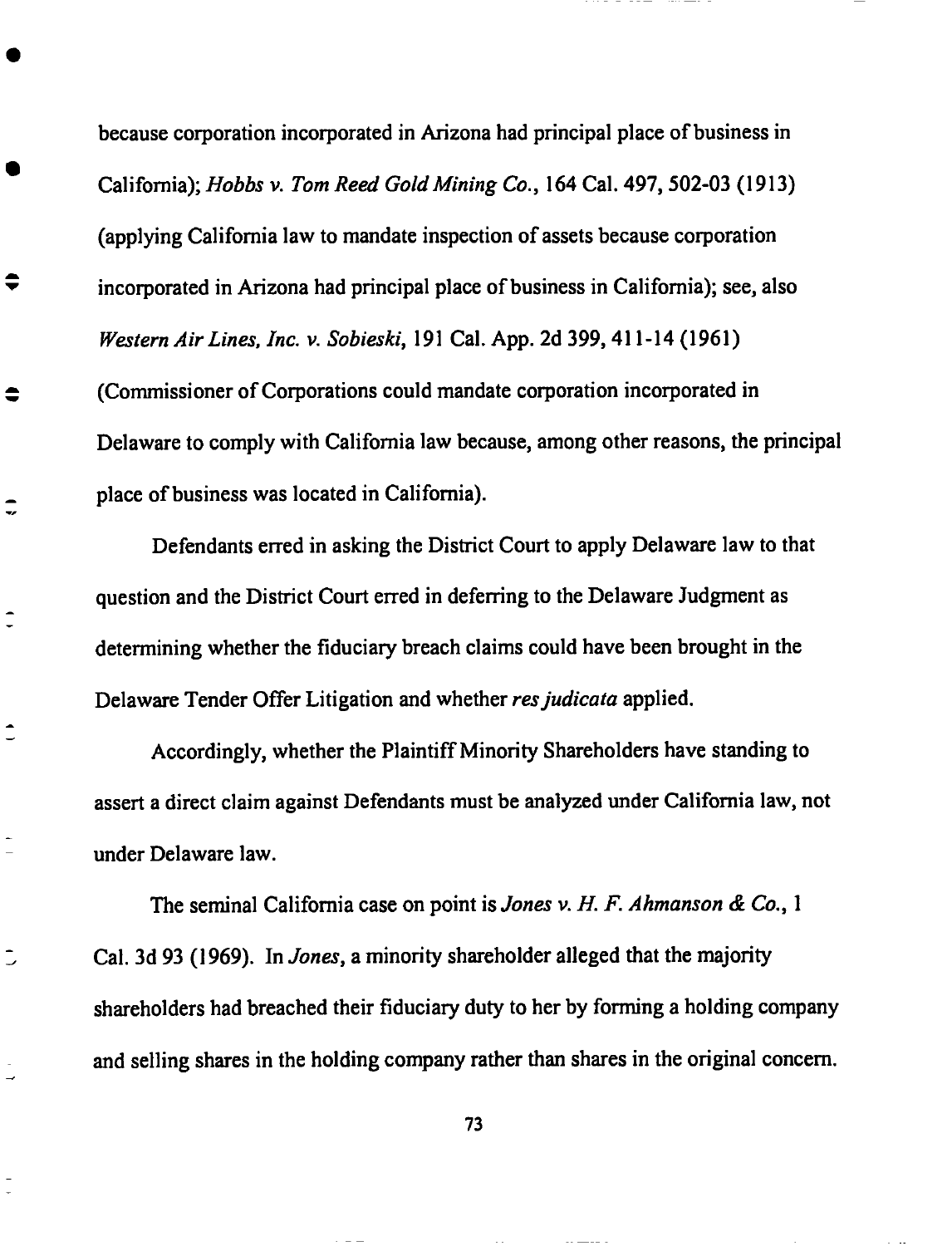because corporation incorporated in Arizona had principal place of business in California); *Hobbs v. Tom Reed Gold Mining Co.*, 164 Cal. 497, 502-03 (1913) (applying California law to mandate inspection of assets because corporation incorporated in Arizona had principal place of business in California); see, also *Western Air Lines, Inc. v. Sobieski*, 191 Cal. App. 2d 399, 411-14 (1961) (Commissioner of Corporations could mandate corporation incorporated in Delaware to comply with California law because, among other reasons, the principal place of business was located in California).

Defendants erred in asking the District Court to apply Delaware law to that question and the District Court erred in deferring to the Delaware Judgment as determining whether the fiduciary breach claims could have been brought in the Delaware Tender Offer Litigation and whether *res judicata* applied.

Accordingly, whether the Plaintiff Minority Shareholders have standing to assert a direct claim against Defendants must be analyzed under California law, not under Delaware law.

The seminal California case on point is *Jones v. H. F. Ahmanson & Co.*, 1 Cal. 3d 93 (1969). In *Jones*, a minority shareholder alleged that the majority shareholders had breached their fiduciary duty to her by forming a holding company and selling shares in the holding company rather than shares in the original concern.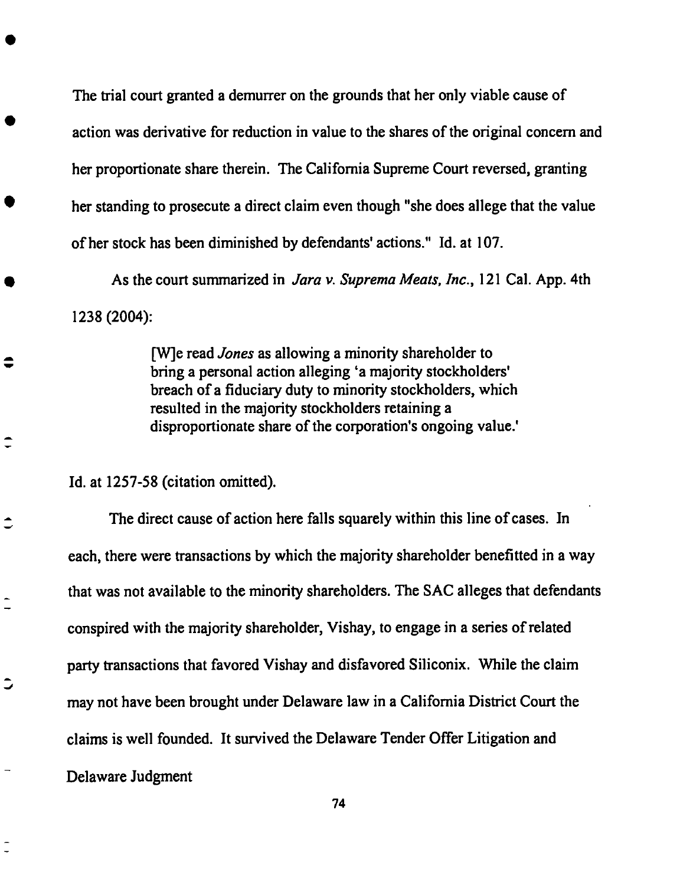The trial court granted a demurrer on the grounds that her only viable cause of action was derivative for reduction in value to the shares of the original concern and her proportionate share therein. The California Supreme Court reversed, granting her standing to prosecute a direct claim even though "she does allege that the value of her stock has been diminished by defendants' actions." Id. at 107.

As the court summarized in *Jara v. Suprema Meats, Inc.*, 121 Cal. App. 4th 1238 (2004):

> [W]e read *Jones* as allowing a minority shareholder to bring a personal action alleging 'a majority stockholders' breach of a fiduciary duty to minority stockholders, which resulted in the majority stockholders retaining a disproportionate share of the corporation's ongoing value.'

Id. at 1257-58 (citation omitted).

The direct cause of action here falls squarely within this line of cases. In each, there were transactions by which the majority shareholder benefitted in a way that was not available to the minority shareholders. The SAC alleges that defendants conspired with the majority shareholder, Vishay, to engage in a series of related party transactions that favored Vishay and disfavored Siliconix. While the claim may not have been brought under Delaware law in a California District Court the claims is well founded. It survived the Delaware Tender Offer Litigation and Delaware Judgment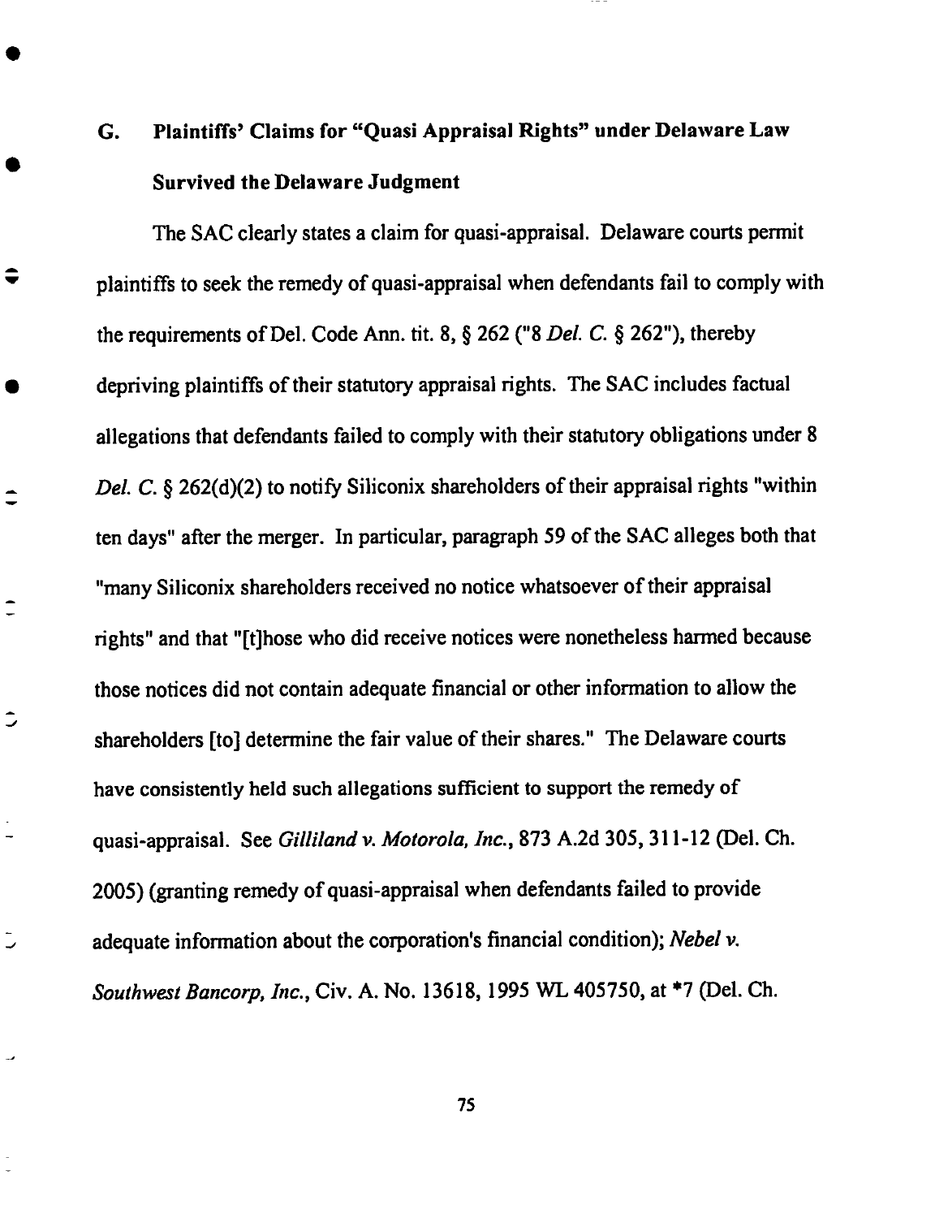### G. Plaintiffs' Claims for "Quasi Appraisal Rights" under Delaware Law Survived the Delaware Judgment

The SAC clearly states a claim for quasi-appraisal. Delaware courts permit plaintiffs to seek the remedy of quasi-appraisal when defendants fail to comply with the requirements of Del. Code Ann. tit. 8, § 262 ("8 *Del. C.* § 262"), thereby depriving plaintiffs of their statutory appraisal rights. The SAC includes factual allegations that defendants failed to comply with their statutory obligations under 8 *Del. C.* § 262(d)(2) to notify Siliconix shareholders of their appraisal rights "within ten days" after the merger. In particular, paragraph 59 of the SAC alleges both that "many Siliconix shareholders received no notice whatsoever of their appraisal rights" and that "[t]hose who did receive notices were nonetheless harmed because those notices did not contain adequate financial or other information to allow the shareholders [to] determine the fair value of their shares." The Delaware courts have consistently held such allegations sufficient to support the remedy of quasi-appraisal. See *Gilliland v. Motorola, Inc.*, 873 A.2d 305, 311-12 (Del. Ch. 2005) (granting remedy of quasi-appraisal when defendants failed to provide adequate information about the corporation's financial condition); *Nebel v. Southwest Bancorp, Inc.*, Civ. A. No. 13618, 1995 WL 405750, at *7 (Del. Ch.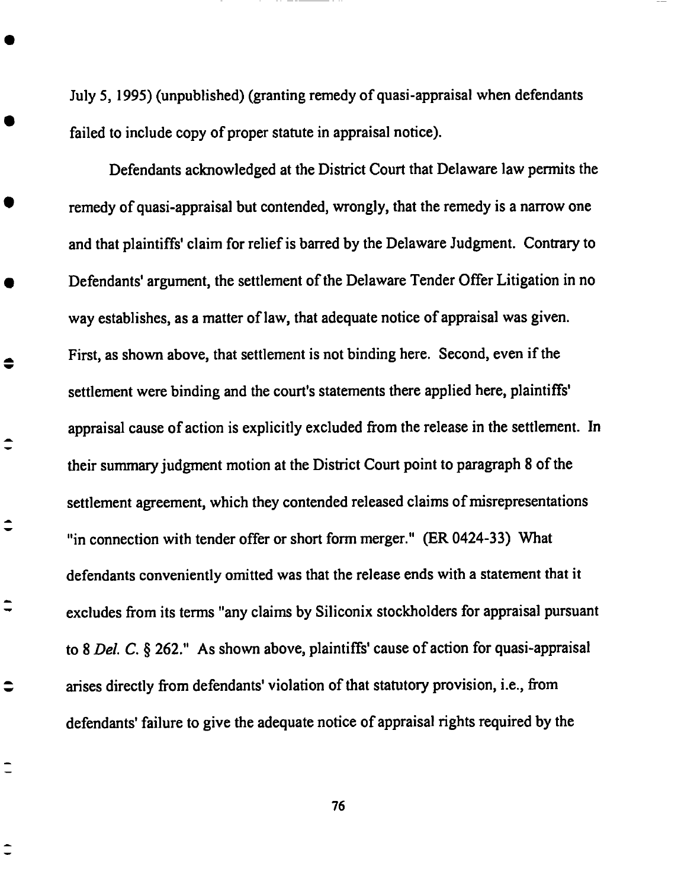July 5, 1995) (unpublished) (granting remedy of quasi-appraisal when defendants failed to include copy of proper statute in appraisal notice).

Defendants acknowledged at the District Court that Delaware law permits the remedy of quasi-appraisal but contended, wrongly, that the remedy is a narrow one and that plaintiffs' claim for relief is barred by the Delaware Judgment. Contrary to Defendants' argument, the settlement of the Delaware Tender Offer Litigation in no way establishes, as a matter of law, that adequate notice of appraisal was given. First, as shown above, that settlement is not binding here. Second, even if the settlement were binding and the court's statements there applied here, plaintiffs' appraisal cause of action is explicitly excluded from the release in the settlement. In their summary judgment motion at the District Court point to paragraph 8 of the settlement agreement, which they contended released claims of misrepresentations "in connection with tender offer or short form merger." (ER 0424-33) What defendants conveniently omitted was that the release ends with a statement that it excludes from its terms "any claims by Siliconix stockholders for appraisal pursuant to 8 *Del. C.* § 262." As shown above, plaintiffs' cause of action for quasi-appraisal arises directly from defendants' violation of that statutory provision, i.e., from defendants' failure to give the adequate notice of appraisal rights required by the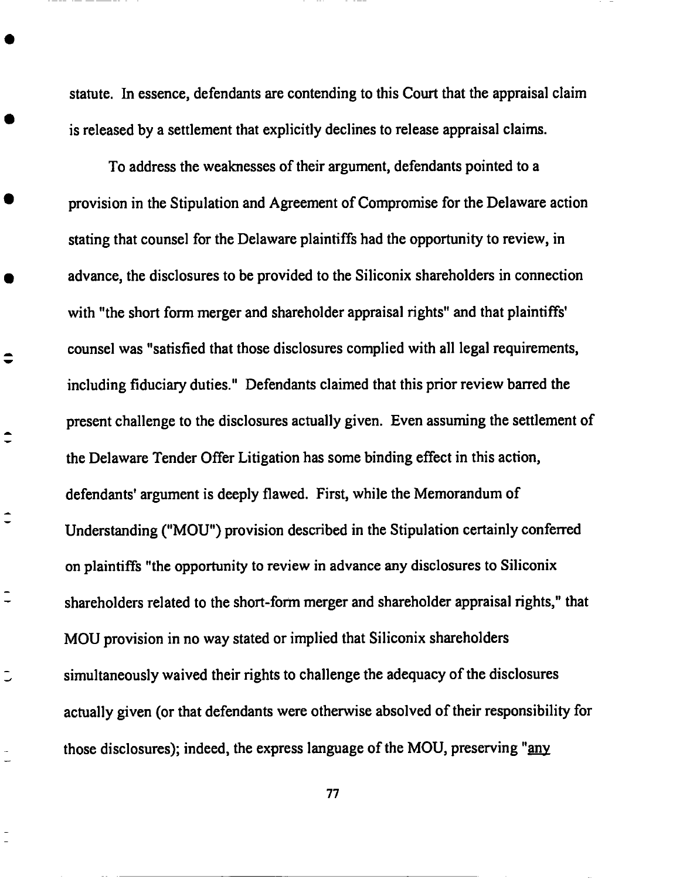statute. In essence, defendants are contending to this Court that the appraisal claim is released by a settlement that explicitly declines to release appraisal claims.

To address the weaknesses of their argument, defendants pointed to a provision in the Stipulation and Agreement of Compromise for the Delaware action stating that counsel for the Delaware plaintiffs had the opportunity to review, in advance, the disclosures to be provided to the Siliconix shareholders in connection with "the short form merger and shareholder appraisal rights" and that plaintiffs' counsel was "satisfied that those disclosures complied with all legal requirements, including fiduciary duties." Defendants claimed that this prior review barred the present challenge to the disclosures actually given. Even assuming the settlement of the Delaware Tender Offer Litigation has some binding effect in this action, defendants' argument is deeply flawed. First, while the Memorandum of Understanding ("MOU") provision described in the Stipulation certainly conferred on plaintiffs "the opportunity to review in advance any disclosures to Siliconix shareholders related to the short-form merger and shareholder appraisal rights," that MOU provision in no way stated or implied that Siliconix shareholders simultaneously waived their rights to challenge the adequacy of the disclosures actually given (or that defendants were otherwise absolved of their responsibility for those disclosures); indeed, the express language of the MOU, preserving "<u>any</u>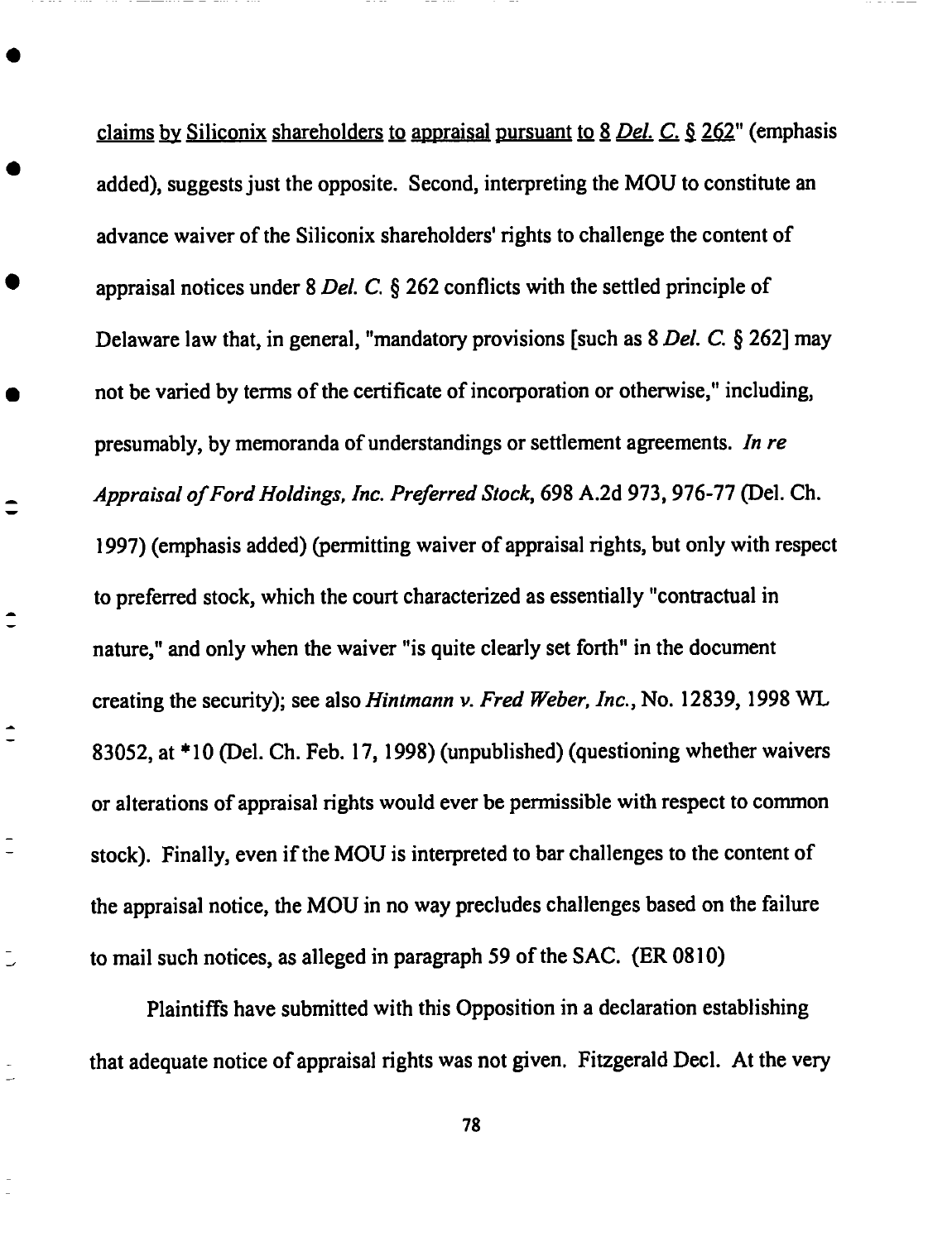claims by Siliconix shareholders to appraisal pursuant to 8 *Del. C.* § 262" (emphasis added), suggests just the opposite. Second, interpreting the MOU to constitute an advance waiver of the Siliconix shareholders' rights to challenge the content of appraisal notices under 8 *Del. C.* § 262 conflicts with the settled principle of Delaware law that, in general, "mandatory provisions [such as 8 *Del. C.* § 262] may not be varied by terms of the certificate of incorporation or otherwise," including, presumably, by memoranda of understandings or settlement agreements. *In re Appraisal of Ford Holdings, Inc. Preferred Stock*, 698 A.2d 973, 976-77 (Del. Ch. 1997) (emphasis added) (permitting waiver of appraisal rights, but only with respect to preferred stock, which the court characterized as essentially "contractual in nature," and only when the waiver "is quite clearly set forth" in the document creating the security); see also *Hintmann v. Fred Weber, Inc.*, No. 12839, 1998 WL 83052, at *10 (Del. Ch. Feb. 17, 1998) (unpublished) (questioning whether waivers or alterations of appraisal rights would ever be permissible with respect to common stock). Finally, even if the MOU is interpreted to bar challenges to the content of the appraisal notice, the MOU in no way precludes challenges based on the failure to mail such notices, as alleged in paragraph 59 of the SAC. (ER 0810)

Plaintiffs have submitted with this Opposition in a declaration establishing that adequate notice of appraisal rights was not given. Fitzgerald Decl. At the very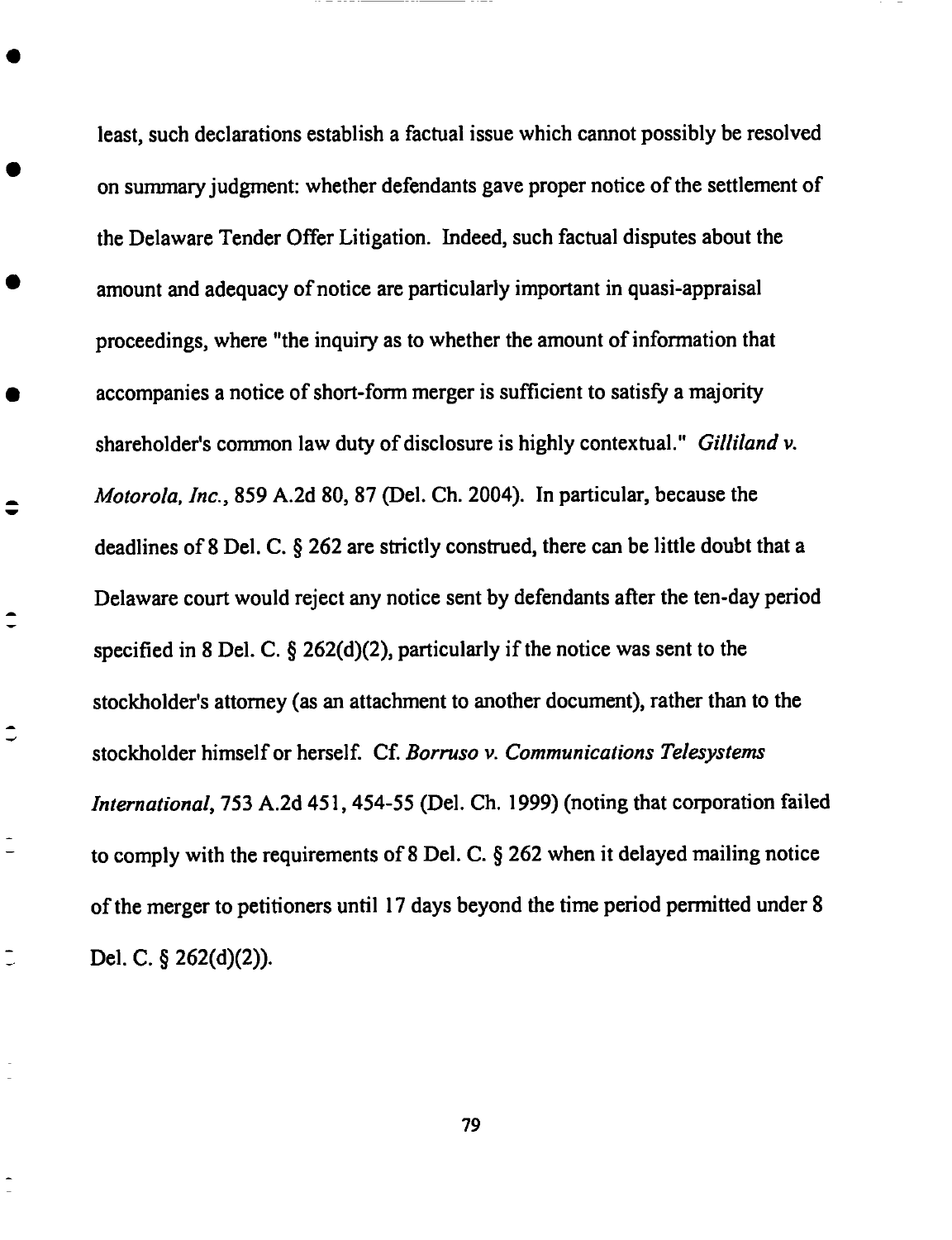least, such declarations establish a factual issue which cannot possibly be resolved on summary judgment: whether defendants gave proper notice of the settlement of the Delaware Tender Offer Litigation. Indeed, such factual disputes about the amount and adequacy of notice are particularly important in quasi-appraisal proceedings, where "the inquiry as to whether the amount of information that accompanies a notice of short-form merger is sufficient to satisfy a majority shareholder's common law duty of disclosure is highly contextual." *Gilliland v. Motorola, Inc.*, 859 A.2d 80, 87 (Del. Ch. 2004). In particular, because the deadlines of 8 Del. C. § 262 are strictly construed, there can be little doubt that a Delaware court would reject any notice sent by defendants after the ten-day period specified in 8 Del. C. § 262(d)(2), particularly if the notice was sent to the stockholder's attorney (as an attachment to another document), rather than to the stockholder himself or herself. Cf. *Borruso v. Communications Telesystems International*, 753 A.2d 451, 454-55 (Del. Ch. 1999) (noting that corporation failed to comply with the requirements of 8 Del. C. § 262 when it delayed mailing notice of the merger to petitioners until 17 days beyond the time period permitted under 8 Del. C. § 262(d)(2)).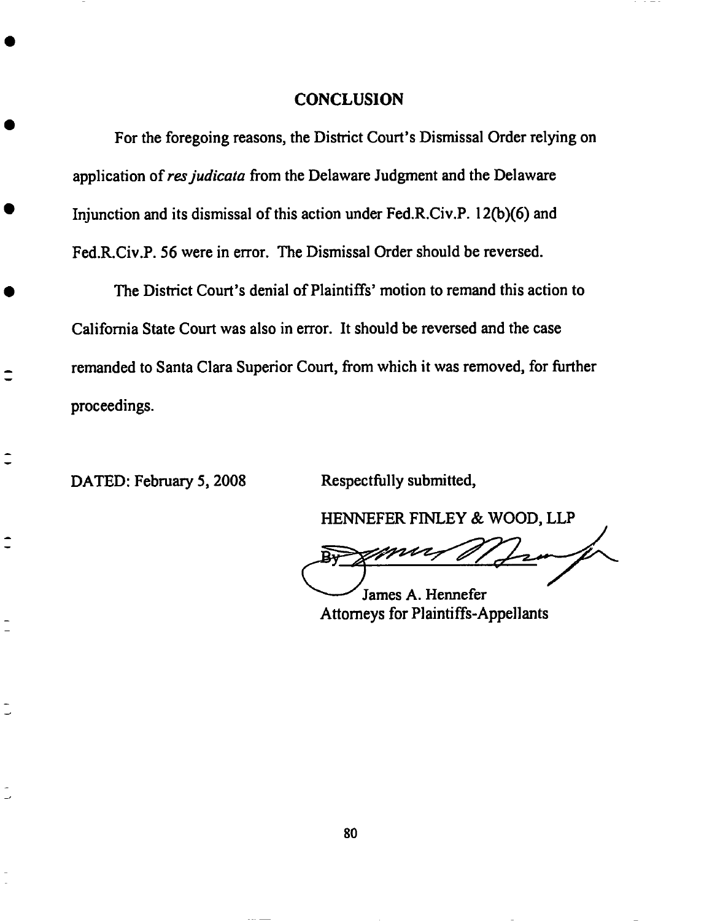## CONCLUSION

For the foregoing reasons, the District Court's Dismissal Order relying on application of *res judicata* from the Delaware Judgment and the Delaware Injunction and its dismissal of this action under Fed.R.Civ.P. 12(b)(6) and Fed.R.Civ.P. 56 were in error. The Dismissal Order should be reversed.

The District Court's denial of Plaintiffs' motion to remand this action to California State Court was also in error. It should be reversed and the case remanded to Santa Clara Superior Court, from which it was removed, for further proceedings.

DATED: February 5, 2008

Respectfully submitted,

HENNEFER FINLEY & WOOD, LLP

By ______________________

James A. Hennefer
Attorneys for Plaintiffs-Appellants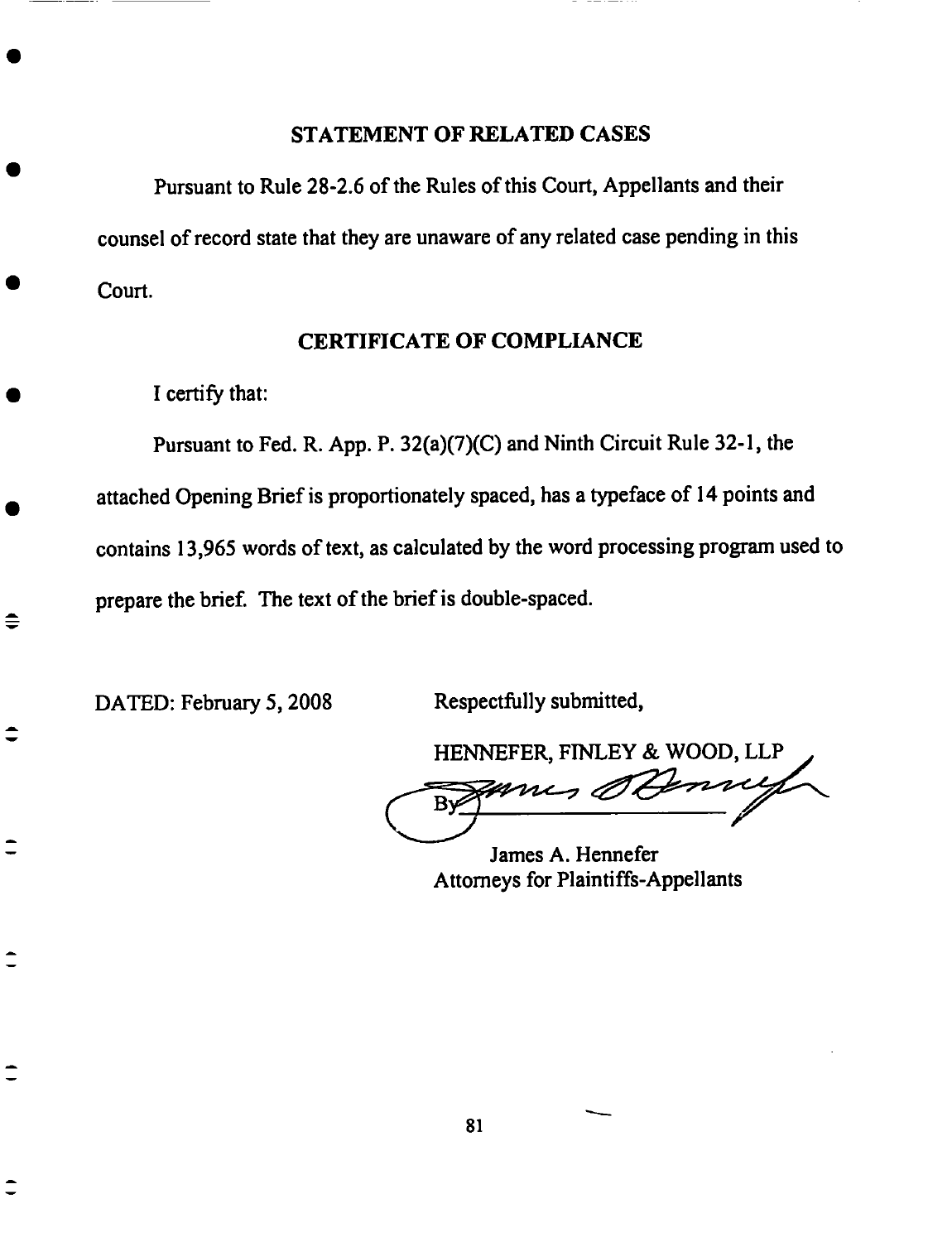## STATEMENT OF RELATED CASES

Pursuant to Rule 28-2.6 of the Rules of this Court, Appellants and their counsel of record state that they are unaware of any related case pending in this Court.

## CERTIFICATE OF COMPLIANCE

I certify that:

Pursuant to Fed. R. App. P. 32(a)(7)(C) and Ninth Circuit Rule 32-1, the attached Opening Brief is proportionately spaced, has a typeface of 14 points and contains 13,965 words of text, as calculated by the word processing program used to prepare the brief. The text of the brief is double-spaced.

DATED: February 5, 2008

Respectfully submitted,

HENNEFER, FINLEY & WOOD, LLP

By: ______________________

James A. Hennefer
Attorneys for Plaintiffs-Appellants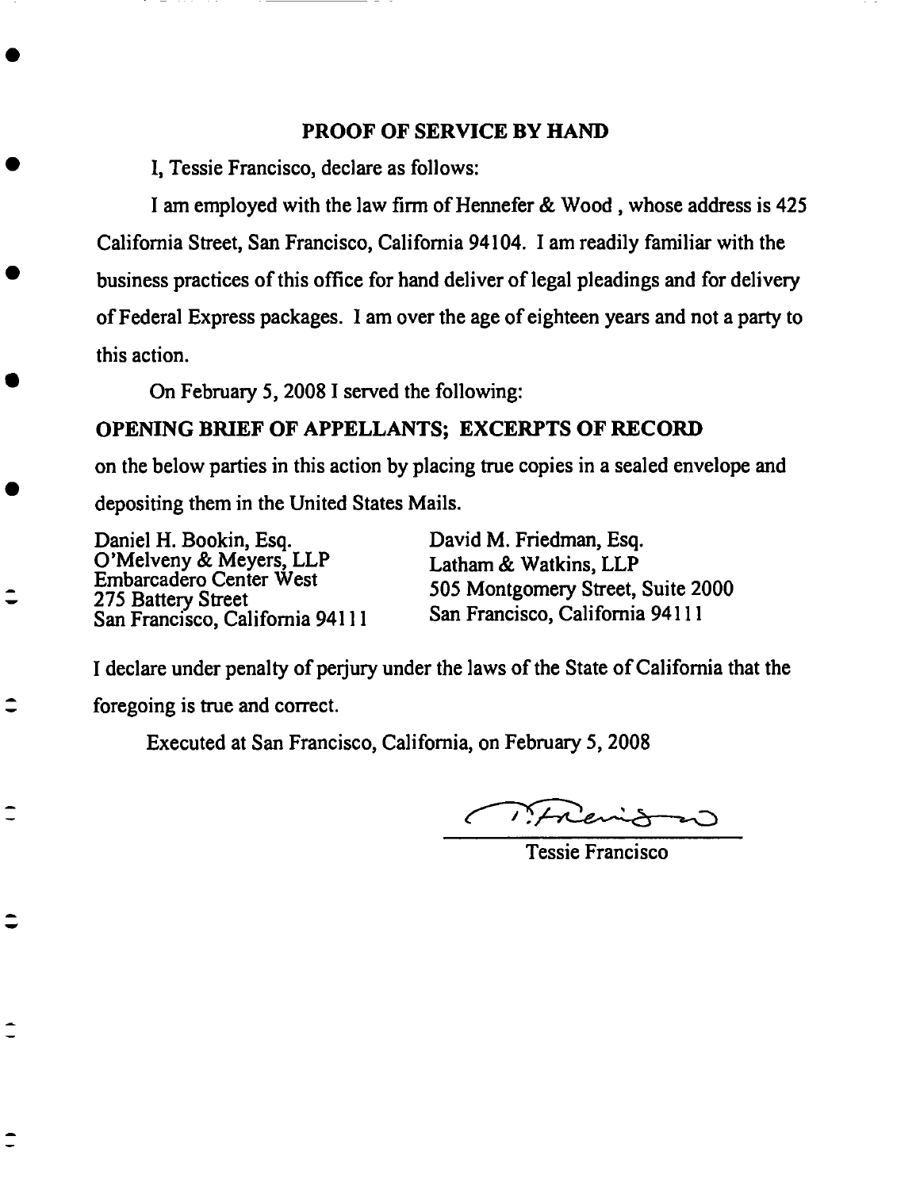## PROOF OF SERVICE BY HAND

I, Tessie Francisco, declare as follows:

I am employed with the law firm of Hennefer & Wood , whose address is 425 California Street, San Francisco, California 94104. I am readily familiar with the business practices of this office for hand deliver of legal pleadings and for delivery of Federal Express packages. I am over the age of eighteen years and not a party to this action.

On February 5, 2008 I served the following:

**OPENING BRIEF OF APPELLANTS; EXCERPTS OF RECORD**

on the below parties in this action by placing true copies in a sealed envelope and depositing them in the United States Mails.

Daniel H. Bookin, Esq.
O'Melveny & Meyers, LLP
Embarcadero Center West
275 Battery Street
San Francisco, California 94111

David M. Friedman, Esq.
Latham & Watkins, LLP
505 Montgomery Street, Suite 2000
San Francisco, California 94111

I declare under penalty of perjury under the laws of the State of California that the foregoing is true and correct.

Executed at San Francisco, California, on February 5, 2008

T. Francisco

Tessie Francisco